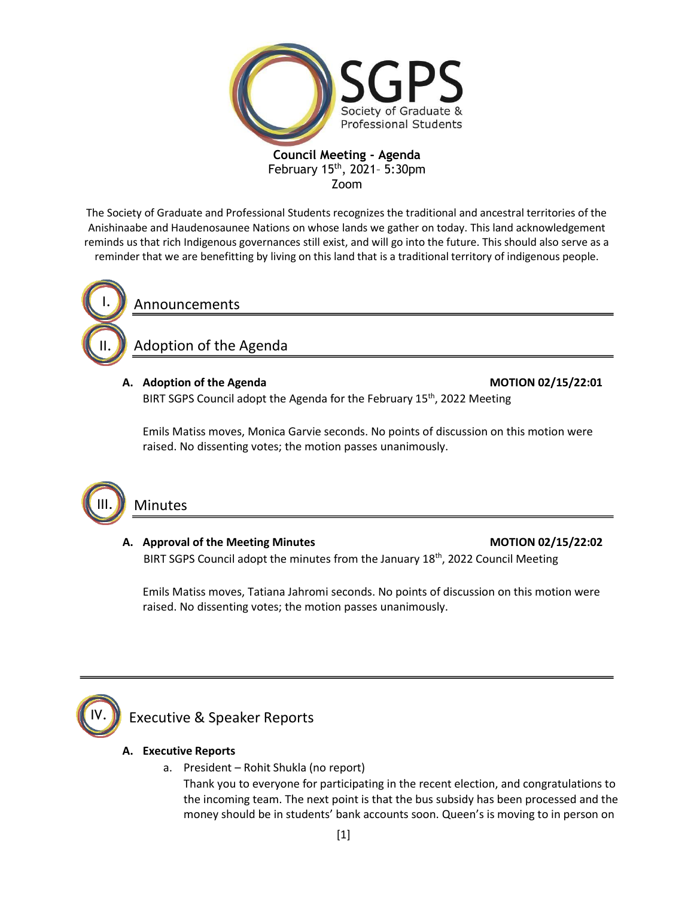SGPS
Society of Graduate & Professional Students

**Council Meeting - Agenda**
February 15th, 2021– 5:30pm
Zoom

The Society of Graduate and Professional Students recognizes the traditional and ancestral territories of the Anishinaabe and Haudenosaunee Nations on whose lands we gather on today. This land acknowledgement reminds us that rich Indigenous governances still exist, and will go into the future. This should also serve as a reminder that we are benefitting by living on this land that is a traditional territory of indigenous people.

## I. Announcements

## II. Adoption of the Agenda

**A. Adoption of the Agenda** **MOTION 02/15/22:01**

BIRT SGPS Council adopt the Agenda for the February 15th, 2022 Meeting

Emils Matiss moves, Monica Garvie seconds. No points of discussion on this motion were raised. No dissenting votes; the motion passes unanimously.

## III. Minutes

**A. Approval of the Meeting Minutes** **MOTION 02/15/22:02**

BIRT SGPS Council adopt the minutes from the January 18th, 2022 Council Meeting

Emils Matiss moves, Tatiana Jahromi seconds. No points of discussion on this motion were raised. No dissenting votes; the motion passes unanimously.

## IV. Executive & Speaker Reports

**A. Executive Reports**

a. President – Rohit Shukla (no report)
Thank you to everyone for participating in the recent election, and congratulations to the incoming team. The next point is that the bus subsidy has been processed and the money should be in students' bank accounts soon. Queen's is moving to in person on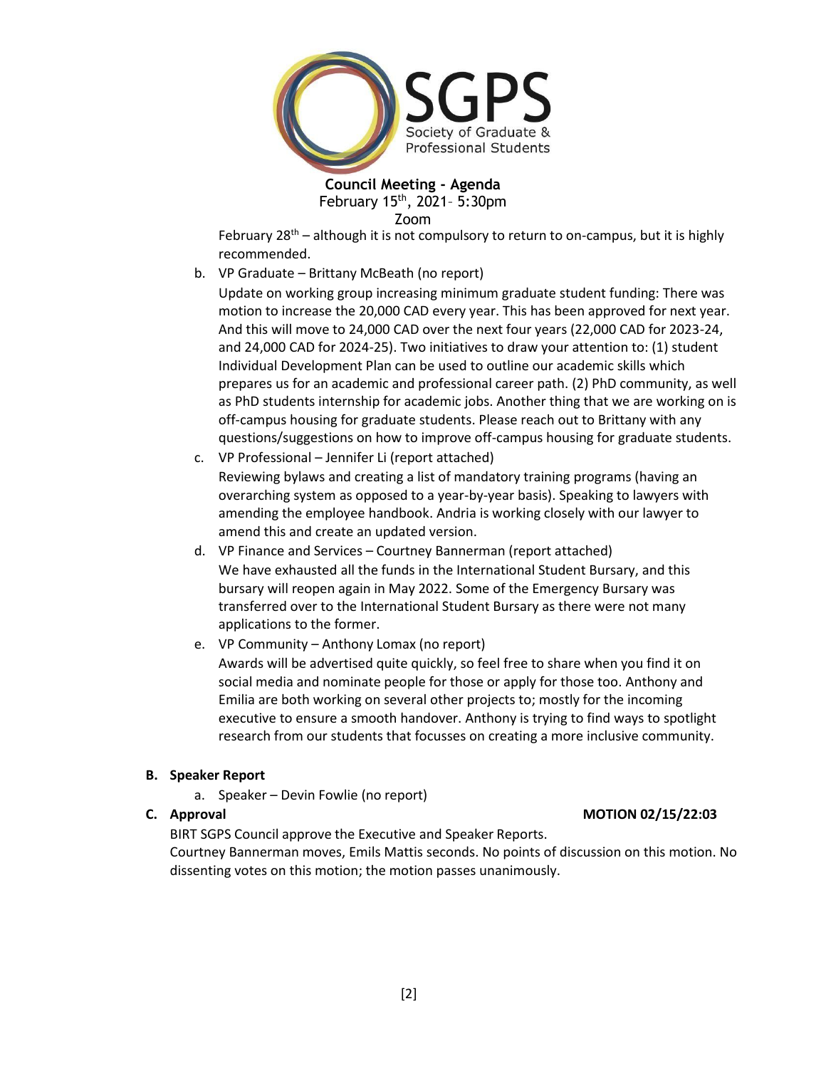**Council Meeting - Agenda**
February 15th, 2021– 5:30pm
Zoom

February 28th – although it is not compulsory to return to on-campus, but it is highly recommended.

b. VP Graduate – Brittany McBeath (no report)

Update on working group increasing minimum graduate student funding: There was motion to increase the 20,000 CAD every year. This has been approved for next year. And this will move to 24,000 CAD over the next four years (22,000 CAD for 2023-24, and 24,000 CAD for 2024-25). Two initiatives to draw your attention to: (1) student Individual Development Plan can be used to outline our academic skills which prepares us for an academic and professional career path. (2) PhD community, as well as PhD students internship for academic jobs. Another thing that we are working on is off-campus housing for graduate students. Please reach out to Brittany with any questions/suggestions on how to improve off-campus housing for graduate students.

c. VP Professional – Jennifer Li (report attached)

Reviewing bylaws and creating a list of mandatory training programs (having an overarching system as opposed to a year-by-year basis). Speaking to lawyers with amending the employee handbook. Andria is working closely with our lawyer to amend this and create an updated version.

d. VP Finance and Services – Courtney Bannerman (report attached)

We have exhausted all the funds in the International Student Bursary, and this bursary will reopen again in May 2022. Some of the Emergency Bursary was transferred over to the International Student Bursary as there were not many applications to the former.

e. VP Community – Anthony Lomax (no report)

Awards will be advertised quite quickly, so feel free to share when you find it on social media and nominate people for those or apply for those too. Anthony and Emilia are both working on several other projects to; mostly for the incoming executive to ensure a smooth handover. Anthony is trying to find ways to spotlight research from our students that focusses on creating a more inclusive community.

**B. Speaker Report**

a. Speaker – Devin Fowlie (no report)

**C. Approval** **MOTION 02/15/22:03**

BIRT SGPS Council approve the Executive and Speaker Reports.
Courtney Bannerman moves, Emils Mattis seconds. No points of discussion on this motion. No dissenting votes on this motion; the motion passes unanimously.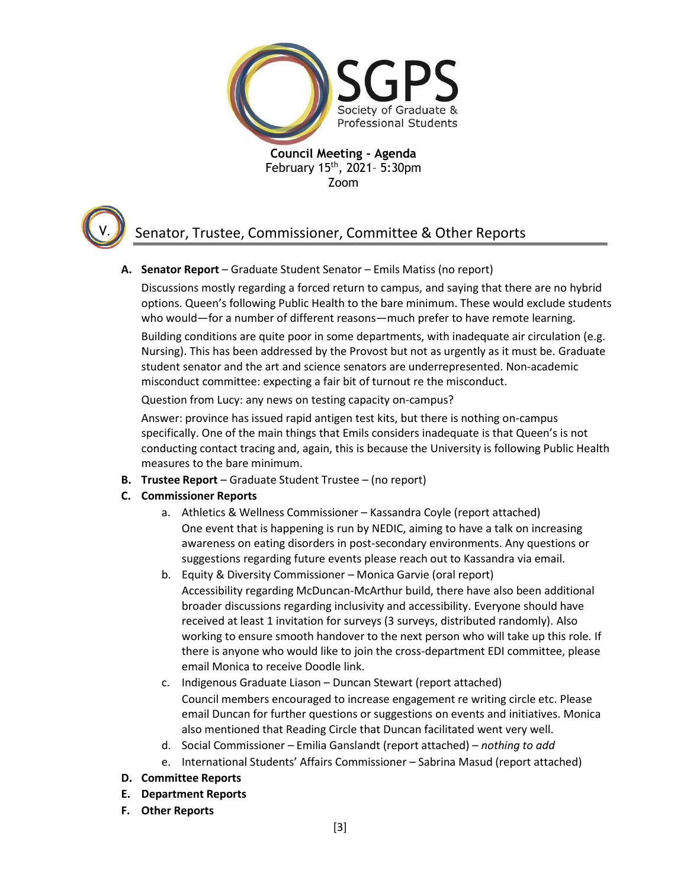**Council Meeting - Agenda**
February 15th, 2021– 5:30pm
Zoom

## V. Senator, Trustee, Commissioner, Committee & Other Reports

**A. Senator Report** – Graduate Student Senator – Emils Matiss (no report)

Discussions mostly regarding a forced return to campus, and saying that there are no hybrid options. Queen's following Public Health to the bare minimum. These would exclude students who would—for a number of different reasons—much prefer to have remote learning.

Building conditions are quite poor in some departments, with inadequate air circulation (e.g. Nursing). This has been addressed by the Provost but not as urgently as it must be. Graduate student senator and the art and science senators are underrepresented. Non-academic misconduct committee: expecting a fair bit of turnout re the misconduct.

Question from Lucy: any news on testing capacity on-campus?

Answer: province has issued rapid antigen test kits, but there is nothing on-campus specifically. One of the main things that Emils considers inadequate is that Queen's is not conducting contact tracing and, again, this is because the University is following Public Health measures to the bare minimum.

**B. Trustee Report** – Graduate Student Trustee – (no report)

**C. Commissioner Reports**

a. Athletics & Wellness Commissioner – Kassandra Coyle (report attached)
One event that is happening is run by NEDIC, aiming to have a talk on increasing awareness on eating disorders in post-secondary environments. Any questions or suggestions regarding future events please reach out to Kassandra via email.

b. Equity & Diversity Commissioner – Monica Garvie (oral report)
Accessibility regarding McDuncan-McArthur build, there have also been additional broader discussions regarding inclusivity and accessibility. Everyone should have received at least 1 invitation for surveys (3 surveys, distributed randomly). Also working to ensure smooth handover to the next person who will take up this role. If there is anyone who would like to join the cross-department EDI committee, please email Monica to receive Doodle link.

c. Indigenous Graduate Liason – Duncan Stewart (report attached)
Council members encouraged to increase engagement re writing circle etc. Please email Duncan for further questions or suggestions on events and initiatives. Monica also mentioned that Reading Circle that Duncan facilitated went very well.

d. Social Commissioner – Emilia Ganslandt (report attached) – *nothing to add*

e. International Students' Affairs Commissioner – Sabrina Masud (report attached)

**D. Committee Reports**

**E. Department Reports**

**F. Other Reports**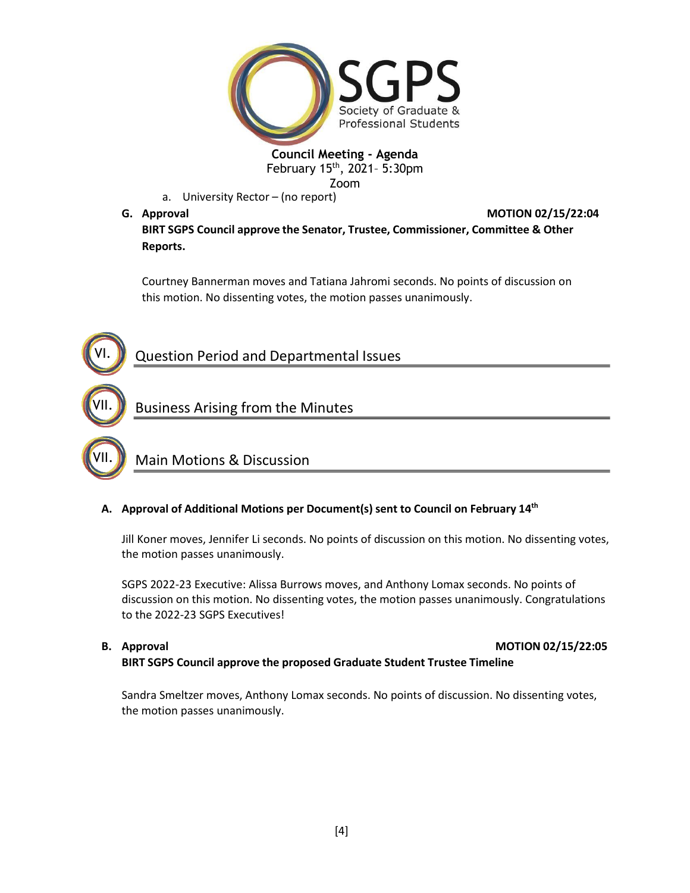**Council Meeting - Agenda**
February 15th, 2021– 5:30pm
Zoom

a. University Rector – (no report)

**G. Approval** **MOTION 02/15/22:04**
**BIRT SGPS Council approve the Senator, Trustee, Commissioner, Committee & Other Reports.**

Courtney Bannerman moves and Tatiana Jahromi seconds. No points of discussion on this motion. No dissenting votes, the motion passes unanimously.

## VI. Question Period and Departmental Issues

## VII. Business Arising from the Minutes

## VII. Main Motions & Discussion

**A. Approval of Additional Motions per Document(s) sent to Council on February 14th**

Jill Koner moves, Jennifer Li seconds. No points of discussion on this motion. No dissenting votes, the motion passes unanimously.

SGPS 2022-23 Executive: Alissa Burrows moves, and Anthony Lomax seconds. No points of discussion on this motion. No dissenting votes, the motion passes unanimously. Congratulations to the 2022-23 SGPS Executives!

**B. Approval** **MOTION 02/15/22:05**
**BIRT SGPS Council approve the proposed Graduate Student Trustee Timeline**

Sandra Smeltzer moves, Anthony Lomax seconds. No points of discussion. No dissenting votes, the motion passes unanimously.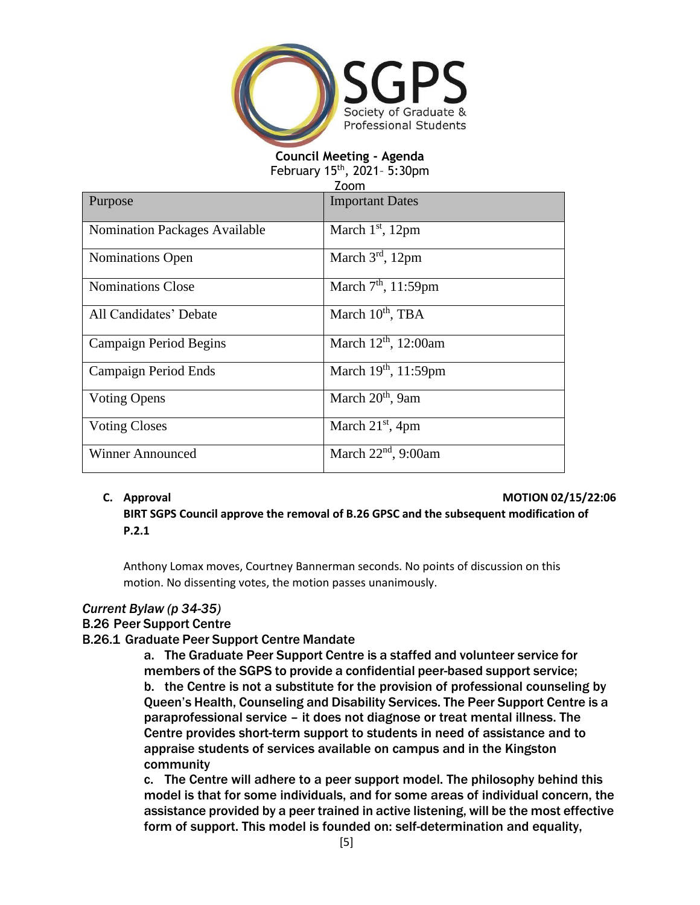**Council Meeting - Agenda**
February 15th, 2021– 5:30pm
Zoom

| Purpose | Important Dates |
|---|---|
| Nomination Packages Available | March 1st, 12pm |
| Nominations Open | March 3rd, 12pm |
| Nominations Close | March 7th, 11:59pm |
| All Candidates' Debate | March 10th, TBA |
| Campaign Period Begins | March 12th, 12:00am |
| Campaign Period Ends | March 19th, 11:59pm |
| Voting Opens | March 20th, 9am |
| Voting Closes | March 21st, 4pm |
| Winner Announced | March 22nd, 9:00am |

**C. Approval** **MOTION 02/15/22:06**

**BIRT SGPS Council approve the removal of B.26 GPSC and the subsequent modification of P.2.1**

Anthony Lomax moves, Courtney Bannerman seconds. No points of discussion on this motion. No dissenting votes, the motion passes unanimously.

*Current Bylaw (p 34-35)*

B.26 Peer Support Centre

B.26.1 Graduate Peer Support Centre Mandate

a. The Graduate Peer Support Centre is a staffed and volunteer service for members of the SGPS to provide a confidential peer-based support service;

b. the Centre is not a substitute for the provision of professional counseling by Queen's Health, Counseling and Disability Services. The Peer Support Centre is a paraprofessional service – it does not diagnose or treat mental illness. The Centre provides short-term support to students in need of assistance and to appraise students of services available on campus and in the Kingston community

c. The Centre will adhere to a peer support model. The philosophy behind this model is that for some individuals, and for some areas of individual concern, the assistance provided by a peer trained in active listening, will be the most effective form of support. This model is founded on: self-determination and equality,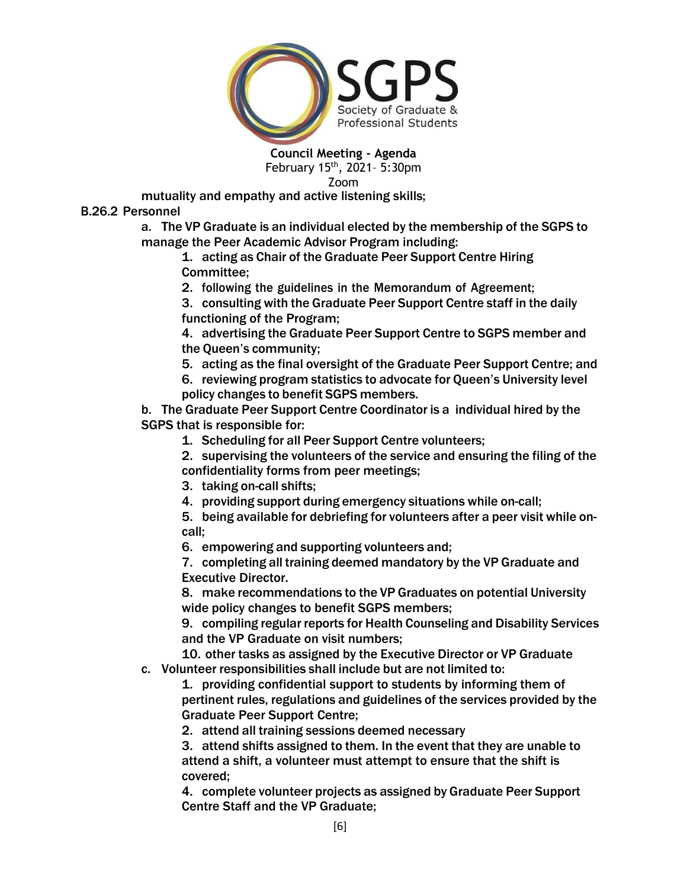mutuality and empathy and active listening skills;

B.26.2 Personnel

a. The VP Graduate is an individual elected by the membership of the SGPS to manage the Peer Academic Advisor Program including:

1. acting as Chair of the Graduate Peer Support Centre Hiring Committee;
2. following the guidelines in the Memorandum of Agreement;
3. consulting with the Graduate Peer Support Centre staff in the daily functioning of the Program;
4. advertising the Graduate Peer Support Centre to SGPS member and the Queen's community;
5. acting as the final oversight of the Graduate Peer Support Centre; and
6. reviewing program statistics to advocate for Queen's University level policy changes to benefit SGPS members.

b. The Graduate Peer Support Centre Coordinator is a individual hired by the SGPS that is responsible for:

1. Scheduling for all Peer Support Centre volunteers;
2. supervising the volunteers of the service and ensuring the filing of the confidentiality forms from peer meetings;
3. taking on-call shifts;
4. providing support during emergency situations while on-call;
5. being available for debriefing for volunteers after a peer visit while on-call;
6. empowering and supporting volunteers and;
7. completing all training deemed mandatory by the VP Graduate and Executive Director.
8. make recommendations to the VP Graduates on potential University wide policy changes to benefit SGPS members;
9. compiling regular reports for Health Counseling and Disability Services and the VP Graduate on visit numbers;
10. other tasks as assigned by the Executive Director or VP Graduate

c. Volunteer responsibilities shall include but are not limited to:

1. providing confidential support to students by informing them of pertinent rules, regulations and guidelines of the services provided by the Graduate Peer Support Centre;
2. attend all training sessions deemed necessary
3. attend shifts assigned to them. In the event that they are unable to attend a shift, a volunteer must attempt to ensure that the shift is covered;
4. complete volunteer projects as assigned by Graduate Peer Support Centre Staff and the VP Graduate;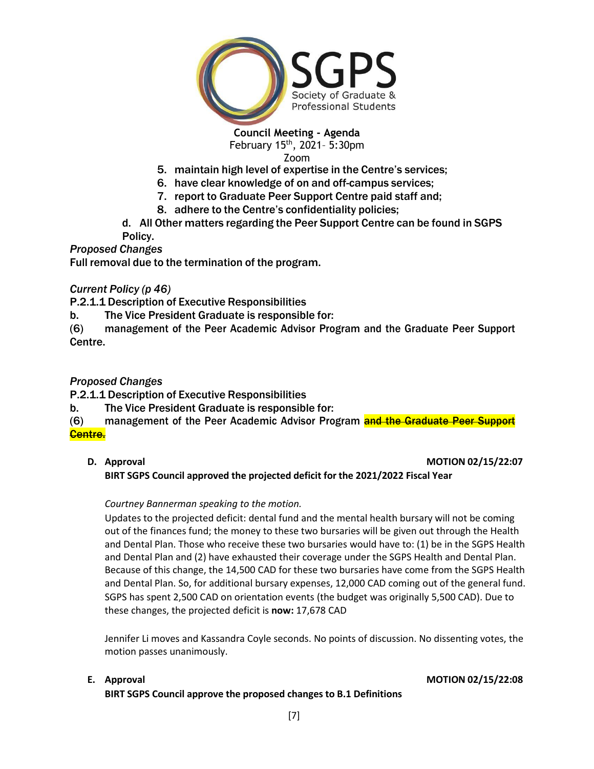5. maintain high level of expertise in the Centre's services;
6. have clear knowledge of on and off-campus services;
7. report to Graduate Peer Support Centre paid staff and;
8. adhere to the Centre's confidentiality policies;

d. All Other matters regarding the Peer Support Centre can be found in SGPS Policy.

*Proposed Changes*

Full removal due to the termination of the program.

*Current Policy (p 46)*

P.2.1.1 Description of Executive Responsibilities

b. The Vice President Graduate is responsible for:

(6) management of the Peer Academic Advisor Program and the Graduate Peer Support Centre.

*Proposed Changes*

P.2.1.1 Description of Executive Responsibilities

b. The Vice President Graduate is responsible for:

(6) management of the Peer Academic Advisor Program ~~and the Graduate Peer Support Centre.~~

**D. Approval** **MOTION 02/15/22:07**

**BIRT SGPS Council approved the projected deficit for the 2021/2022 Fiscal Year**

*Courtney Bannerman speaking to the motion.*

Updates to the projected deficit: dental fund and the mental health bursary will not be coming out of the finances fund; the money to these two bursaries will be given out through the Health and Dental Plan. Those who receive these two bursaries would have to: (1) be in the SGPS Health and Dental Plan and (2) have exhausted their coverage under the SGPS Health and Dental Plan. Because of this change, the 14,500 CAD for these two bursaries have come from the SGPS Health and Dental Plan. So, for additional bursary expenses, 12,000 CAD coming out of the general fund. SGPS has spent 2,500 CAD on orientation events (the budget was originally 5,500 CAD). Due to these changes, the projected deficit is **now:** 17,678 CAD

Jennifer Li moves and Kassandra Coyle seconds. No points of discussion. No dissenting votes, the motion passes unanimously.

**E. Approval** **MOTION 02/15/22:08**

**BIRT SGPS Council approve the proposed changes to B.1 Definitions**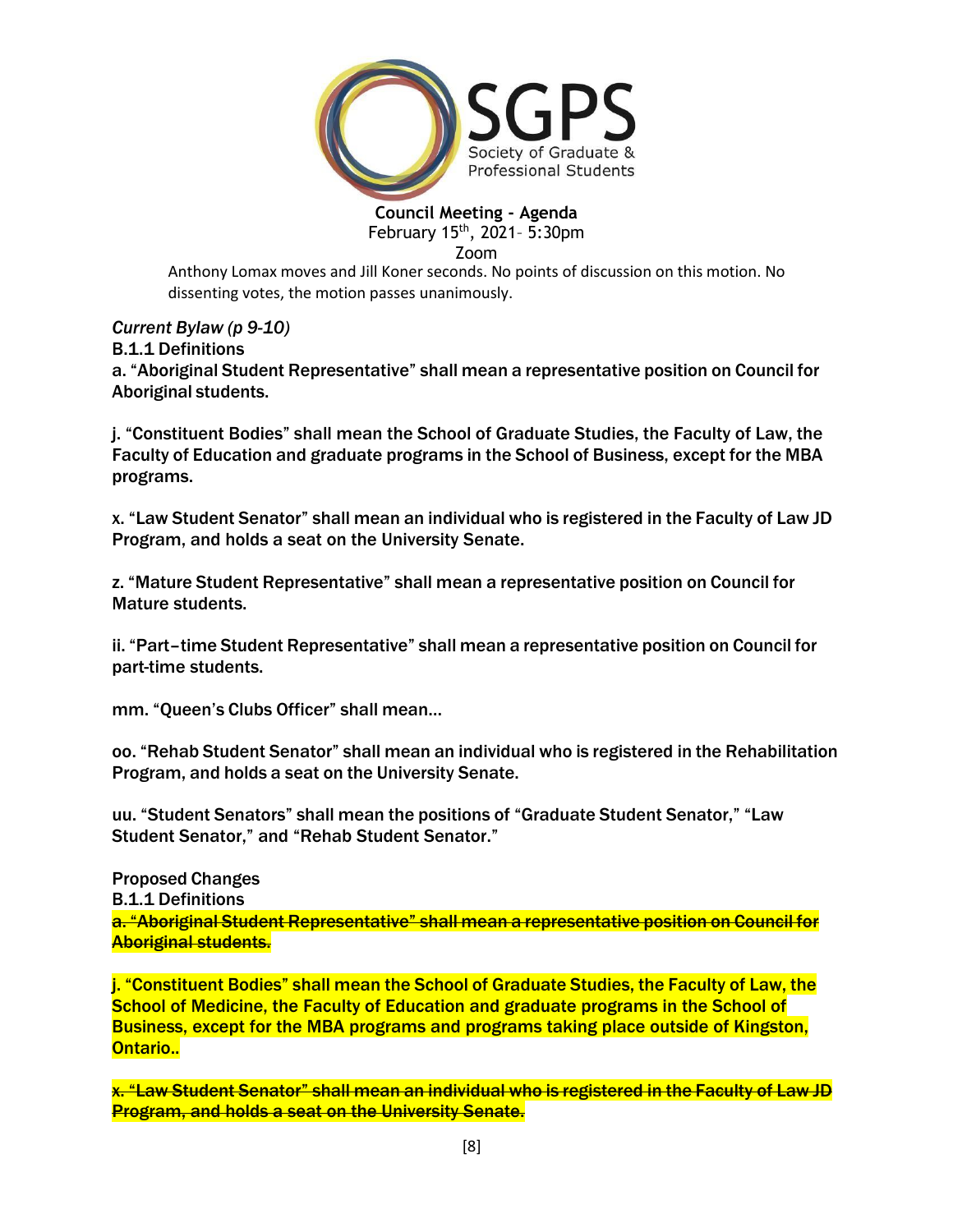**Council Meeting - Agenda**
February 15th, 2021– 5:30pm
Zoom

Anthony Lomax moves and Jill Koner seconds. No points of discussion on this motion. No dissenting votes, the motion passes unanimously.

*Current Bylaw (p 9-10)*
**B.1.1 Definitions**
**a. "Aboriginal Student Representative" shall mean a representative position on Council for Aboriginal students.**

**j. "Constituent Bodies" shall mean the School of Graduate Studies, the Faculty of Law, the Faculty of Education and graduate programs in the School of Business, except for the MBA programs.**

**x. "Law Student Senator" shall mean an individual who is registered in the Faculty of Law JD Program, and holds a seat on the University Senate.**

**z. "Mature Student Representative" shall mean a representative position on Council for Mature students.**

**ii. "Part–time Student Representative" shall mean a representative position on Council for part-time students.**

**mm. "Queen's Clubs Officer" shall mean…**

**oo. "Rehab Student Senator" shall mean an individual who is registered in the Rehabilitation Program, and holds a seat on the University Senate.**

**uu. "Student Senators" shall mean the positions of "Graduate Student Senator," "Law Student Senator," and "Rehab Student Senator."**

**Proposed Changes**
**B.1.1 Definitions**
**~~a. "Aboriginal Student Representative" shall mean a representative position on Council for Aboriginal students.~~**

**j. "Constituent Bodies" shall mean the School of Graduate Studies, the Faculty of Law, the School of Medicine, the Faculty of Education and graduate programs in the School of Business, except for the MBA programs and programs taking place outside of Kingston, Ontario..**

**~~x. "Law Student Senator" shall mean an individual who is registered in the Faculty of Law JD Program, and holds a seat on the University Senate.~~**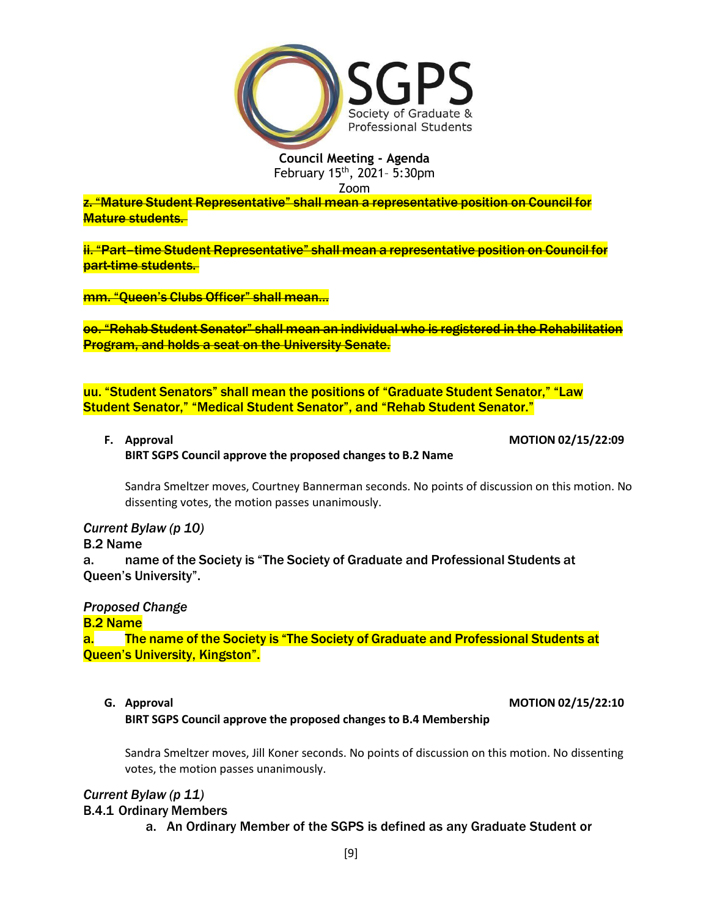**Council Meeting - Agenda**
February 15th, 2021– 5:30pm
Zoom

~~**z. "Mature Student Representative" shall mean a representative position on Council for Mature students.**~~

~~**ii. "Part–time Student Representative" shall mean a representative position on Council for part-time students.**~~

~~**mm. "Queen's Clubs Officer" shall mean…**~~

~~**oo. "Rehab Student Senator" shall mean an individual who is registered in the Rehabilitation Program, and holds a seat on the University Senate.**~~

**uu. "Student Senators" shall mean the positions of "Graduate Student Senator," "Law Student Senator," "Medical Student Senator", and "Rehab Student Senator."**

**F. Approval** **MOTION 02/15/22:09**
**BIRT SGPS Council approve the proposed changes to B.2 Name**

Sandra Smeltzer moves, Courtney Bannerman seconds. No points of discussion on this motion. No dissenting votes, the motion passes unanimously.

*Current Bylaw (p 10)*
**B.2 Name**
**a. name of the Society is "The Society of Graduate and Professional Students at Queen's University".**

*Proposed Change*
**B.2 Name**
**a. The name of the Society is "The Society of Graduate and Professional Students at Queen's University, Kingston".**

**G. Approval** **MOTION 02/15/22:10**
**BIRT SGPS Council approve the proposed changes to B.4 Membership**

Sandra Smeltzer moves, Jill Koner seconds. No points of discussion on this motion. No dissenting votes, the motion passes unanimously.

*Current Bylaw (p 11)*
**B.4.1 Ordinary Members**
**a. An Ordinary Member of the SGPS is defined as any Graduate Student or**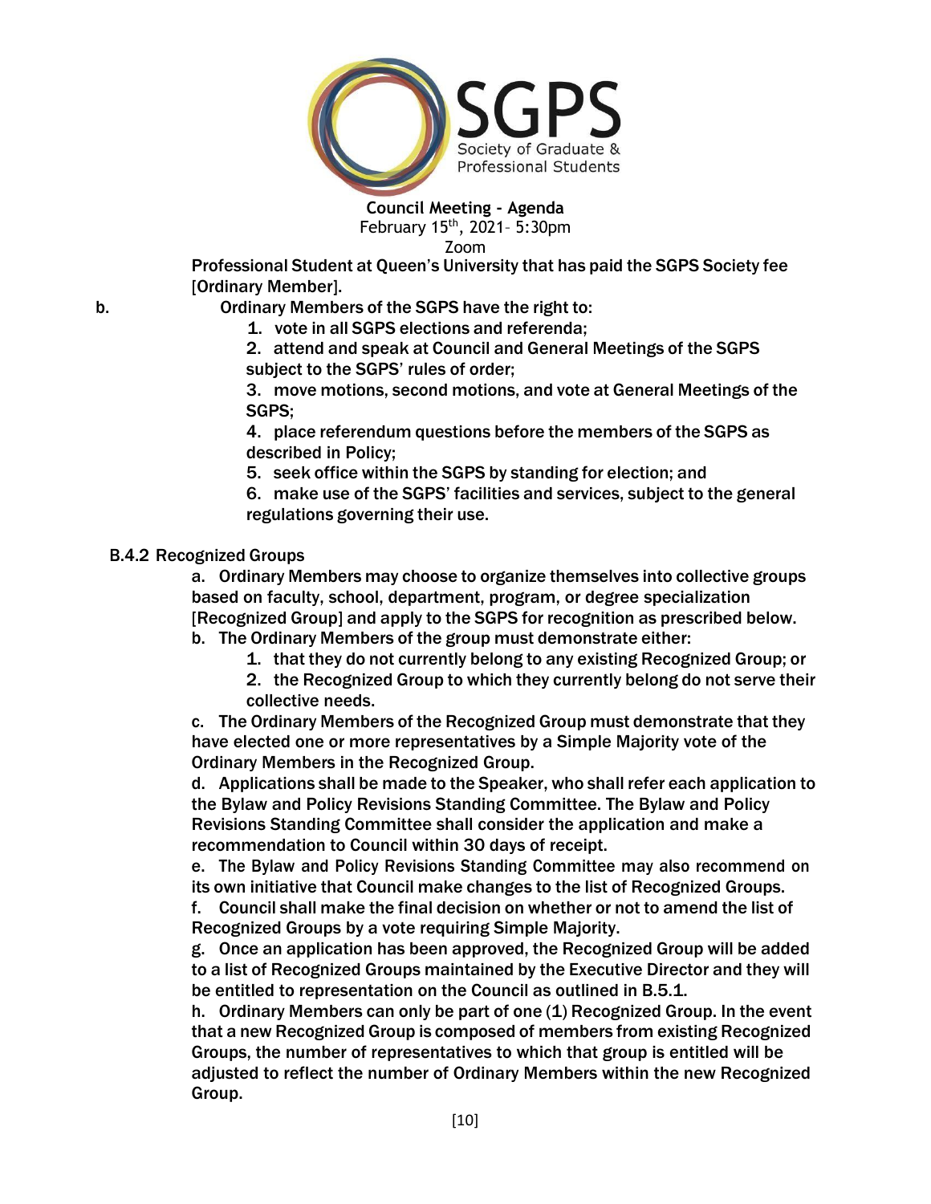Professional Student at Queen's University that has paid the SGPS Society fee [Ordinary Member].

b. Ordinary Members of the SGPS have the right to:

1. vote in all SGPS elections and referenda;
2. attend and speak at Council and General Meetings of the SGPS subject to the SGPS' rules of order;
3. move motions, second motions, and vote at General Meetings of the SGPS;
4. place referendum questions before the members of the SGPS as described in Policy;
5. seek office within the SGPS by standing for election; and
6. make use of the SGPS' facilities and services, subject to the general regulations governing their use.

### B.4.2 Recognized Groups

a. Ordinary Members may choose to organize themselves into collective groups based on faculty, school, department, program, or degree specialization [Recognized Group] and apply to the SGPS for recognition as prescribed below.

b. The Ordinary Members of the group must demonstrate either:

1. that they do not currently belong to any existing Recognized Group; or
2. the Recognized Group to which they currently belong do not serve their collective needs.

c. The Ordinary Members of the Recognized Group must demonstrate that they have elected one or more representatives by a Simple Majority vote of the Ordinary Members in the Recognized Group.

d. Applications shall be made to the Speaker, who shall refer each application to the Bylaw and Policy Revisions Standing Committee. The Bylaw and Policy Revisions Standing Committee shall consider the application and make a recommendation to Council within 30 days of receipt.

e. The Bylaw and Policy Revisions Standing Committee may also recommend on its own initiative that Council make changes to the list of Recognized Groups.

f. Council shall make the final decision on whether or not to amend the list of Recognized Groups by a vote requiring Simple Majority.

g. Once an application has been approved, the Recognized Group will be added to a list of Recognized Groups maintained by the Executive Director and they will be entitled to representation on the Council as outlined in B.5.1.

h. Ordinary Members can only be part of one (1) Recognized Group. In the event that a new Recognized Group is composed of members from existing Recognized Groups, the number of representatives to which that group is entitled will be adjusted to reflect the number of Ordinary Members within the new Recognized Group.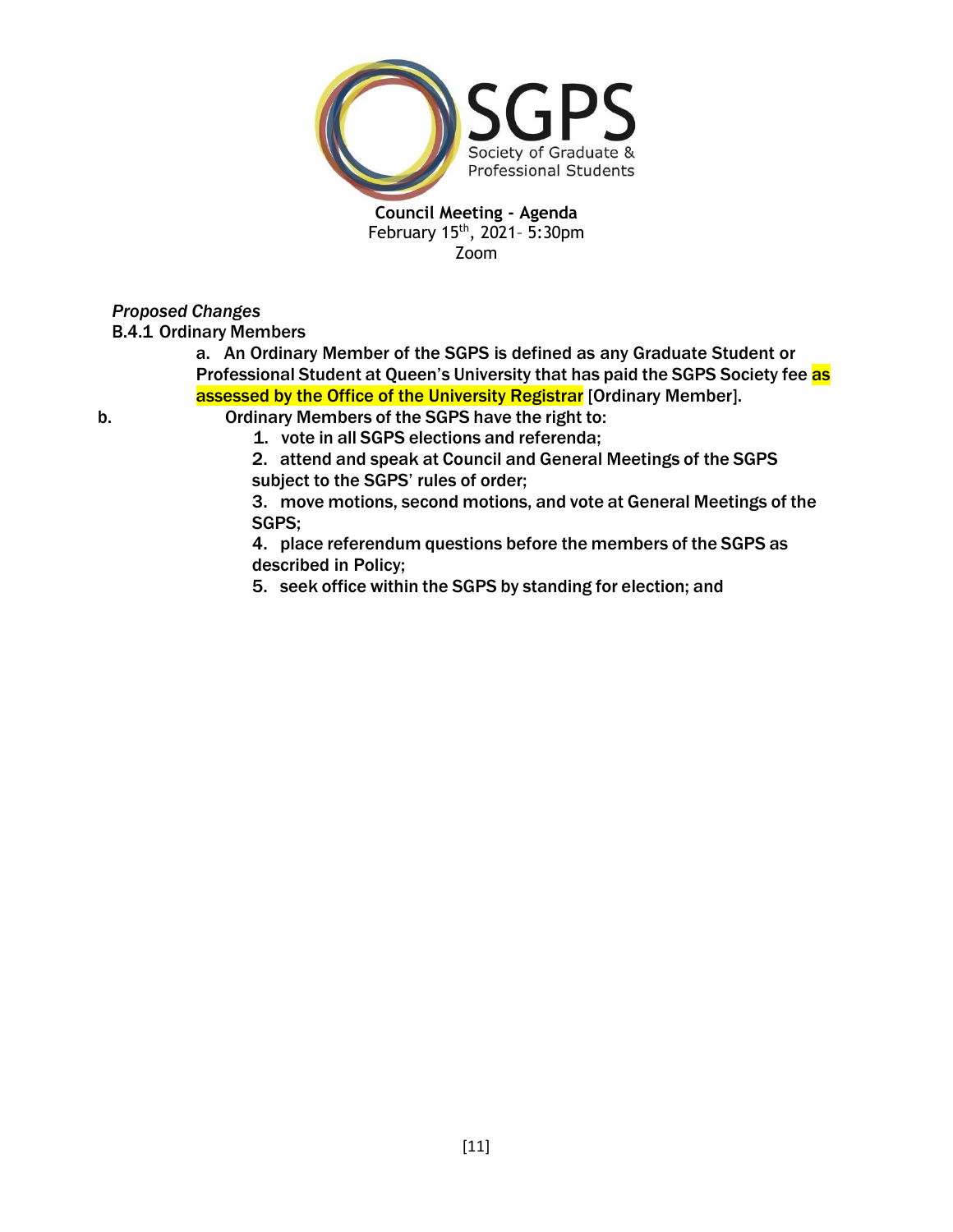**Council Meeting - Agenda**
February 15th, 2021– 5:30pm
Zoom

*Proposed Changes*

**B.4.1 Ordinary Members**

a. An Ordinary Member of the SGPS is defined as any Graduate Student or Professional Student at Queen's University that has paid the SGPS Society fee as assessed by the Office of the University Registrar [Ordinary Member].

b. Ordinary Members of the SGPS have the right to:

1. vote in all SGPS elections and referenda;
2. attend and speak at Council and General Meetings of the SGPS subject to the SGPS' rules of order;
3. move motions, second motions, and vote at General Meetings of the SGPS;
4. place referendum questions before the members of the SGPS as described in Policy;
5. seek office within the SGPS by standing for election; and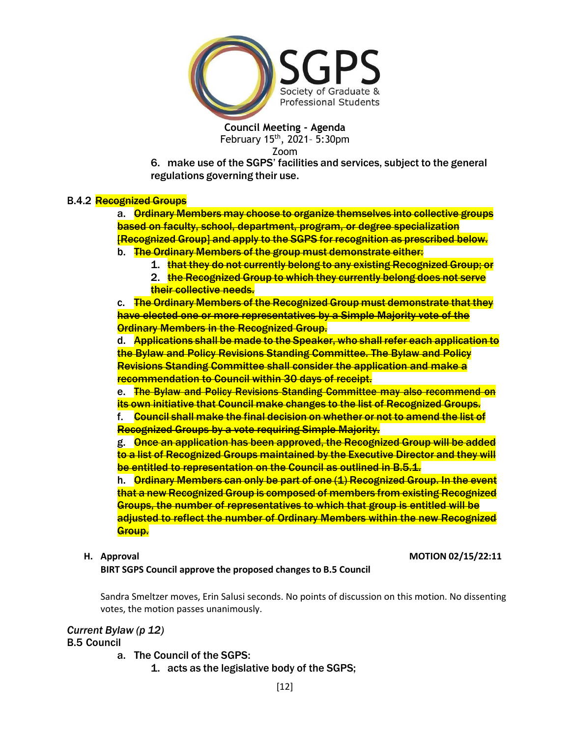**Council Meeting - Agenda**
February 15th, 2021– 5:30pm
Zoom

6. make use of the SGPS' facilities and services, subject to the general regulations governing their use.

B.4.2 ~~Recognized Groups~~

a. ~~Ordinary Members may choose to organize themselves into collective groups based on faculty, school, department, program, or degree specialization [Recognized Group] and apply to the SGPS for recognition as prescribed below.~~

b. ~~The Ordinary Members of the group must demonstrate either:~~

1. ~~that they do not currently belong to any existing Recognized Group; or~~
2. ~~the Recognized Group to which they currently belong does not serve their collective needs.~~

c. ~~The Ordinary Members of the Recognized Group must demonstrate that they have elected one or more representatives by a Simple Majority vote of the Ordinary Members in the Recognized Group.~~

d. ~~Applications shall be made to the Speaker, who shall refer each application to the Bylaw and Policy Revisions Standing Committee. The Bylaw and Policy Revisions Standing Committee shall consider the application and make a recommendation to Council within 30 days of receipt.~~

e. ~~The Bylaw and Policy Revisions Standing Committee may also recommend on its own initiative that Council make changes to the list of Recognized Groups.~~

f. ~~Council shall make the final decision on whether or not to amend the list of Recognized Groups by a vote requiring Simple Majority.~~

g. ~~Once an application has been approved, the Recognized Group will be added to a list of Recognized Groups maintained by the Executive Director and they will be entitled to representation on the Council as outlined in B.5.1.~~

h. ~~Ordinary Members can only be part of one (1) Recognized Group. In the event that a new Recognized Group is composed of members from existing Recognized Groups, the number of representatives to which that group is entitled will be adjusted to reflect the number of Ordinary Members within the new Recognized Group.~~

**H. Approval** **MOTION 02/15/22:11**

**BIRT SGPS Council approve the proposed changes to B.5 Council**

Sandra Smeltzer moves, Erin Salusi seconds. No points of discussion on this motion. No dissenting votes, the motion passes unanimously.

*Current Bylaw (p 12)*

B.5 Council

a. The Council of the SGPS:

1. acts as the legislative body of the SGPS;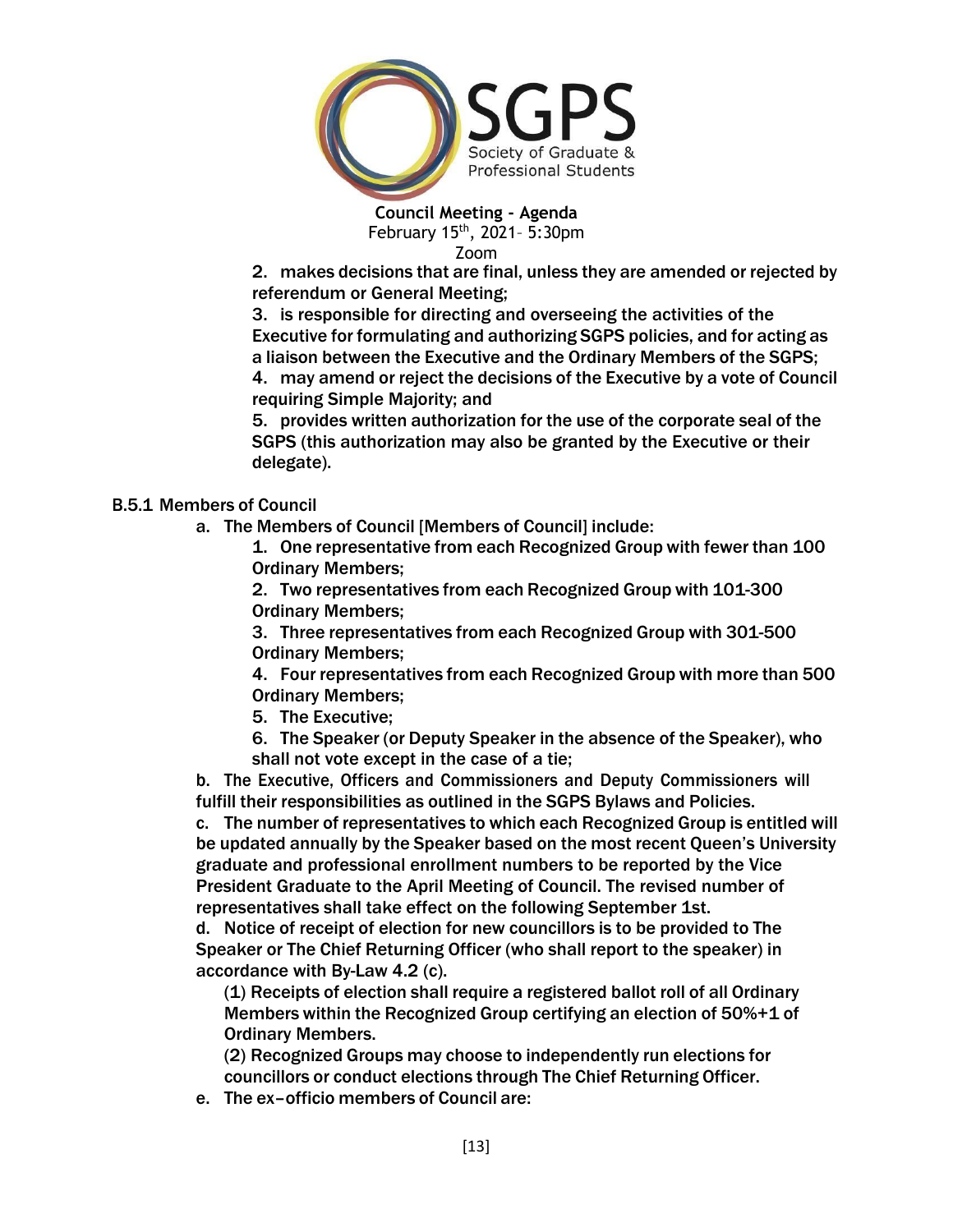2. makes decisions that are final, unless they are amended or rejected by referendum or General Meeting;

3. is responsible for directing and overseeing the activities of the Executive for formulating and authorizing SGPS policies, and for acting as a liaison between the Executive and the Ordinary Members of the SGPS;

4. may amend or reject the decisions of the Executive by a vote of Council requiring Simple Majority; and

5. provides written authorization for the use of the corporate seal of the SGPS (this authorization may also be granted by the Executive or their delegate).

B.5.1 Members of Council

a. The Members of Council [Members of Council] include:

1. One representative from each Recognized Group with fewer than 100 Ordinary Members;

2. Two representatives from each Recognized Group with 101-300 Ordinary Members;

3. Three representatives from each Recognized Group with 301-500 Ordinary Members;

4. Four representatives from each Recognized Group with more than 500 Ordinary Members;

5. The Executive;

6. The Speaker (or Deputy Speaker in the absence of the Speaker), who shall not vote except in the case of a tie;

b. The Executive, Officers and Commissioners and Deputy Commissioners will fulfill their responsibilities as outlined in the SGPS Bylaws and Policies.

c. The number of representatives to which each Recognized Group is entitled will be updated annually by the Speaker based on the most recent Queen's University graduate and professional enrollment numbers to be reported by the Vice President Graduate to the April Meeting of Council. The revised number of representatives shall take effect on the following September 1st.

d. Notice of receipt of election for new councillors is to be provided to The Speaker or The Chief Returning Officer (who shall report to the speaker) in accordance with By-Law 4.2 (c).

(1) Receipts of election shall require a registered ballot roll of all Ordinary Members within the Recognized Group certifying an election of 50%+1 of Ordinary Members.

(2) Recognized Groups may choose to independently run elections for councillors or conduct elections through The Chief Returning Officer.

e. The ex–officio members of Council are: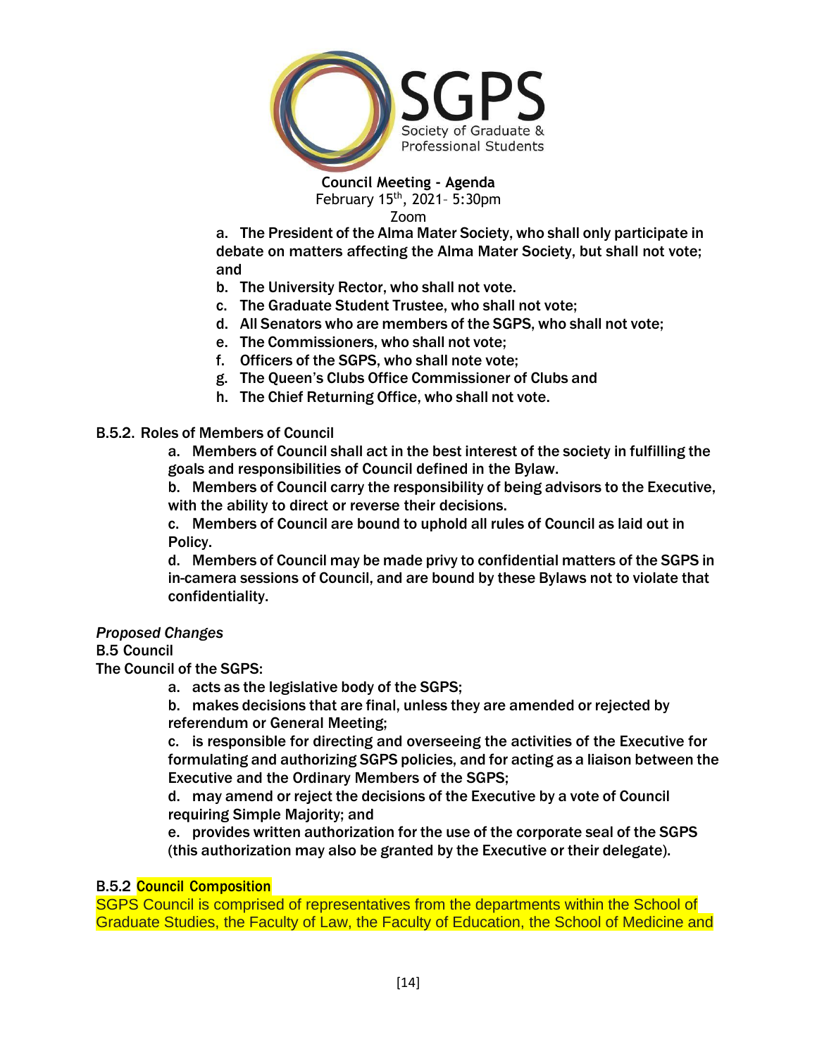a. The President of the Alma Mater Society, who shall only participate in debate on matters affecting the Alma Mater Society, but shall not vote; and
b. The University Rector, who shall not vote.
c. The Graduate Student Trustee, who shall not vote;
d. All Senators who are members of the SGPS, who shall not vote;
e. The Commissioners, who shall not vote;
f. Officers of the SGPS, who shall note vote;
g. The Queen's Clubs Office Commissioner of Clubs and
h. The Chief Returning Office, who shall not vote.

B.5.2. Roles of Members of Council

a. Members of Council shall act in the best interest of the society in fulfilling the goals and responsibilities of Council defined in the Bylaw.
b. Members of Council carry the responsibility of being advisors to the Executive, with the ability to direct or reverse their decisions.
c. Members of Council are bound to uphold all rules of Council as laid out in Policy.
d. Members of Council may be made privy to confidential matters of the SGPS in in-camera sessions of Council, and are bound by these Bylaws not to violate that confidentiality.

*Proposed Changes*

B.5 Council

The Council of the SGPS:

a. acts as the legislative body of the SGPS;
b. makes decisions that are final, unless they are amended or rejected by referendum or General Meeting;
c. is responsible for directing and overseeing the activities of the Executive for formulating and authorizing SGPS policies, and for acting as a liaison between the Executive and the Ordinary Members of the SGPS;
d. may amend or reject the decisions of the Executive by a vote of Council requiring Simple Majority; and
e. provides written authorization for the use of the corporate seal of the SGPS (this authorization may also be granted by the Executive or their delegate).

B.5.2 **Council Composition**

SGPS Council is comprised of representatives from the departments within the School of Graduate Studies, the Faculty of Law, the Faculty of Education, the School of Medicine and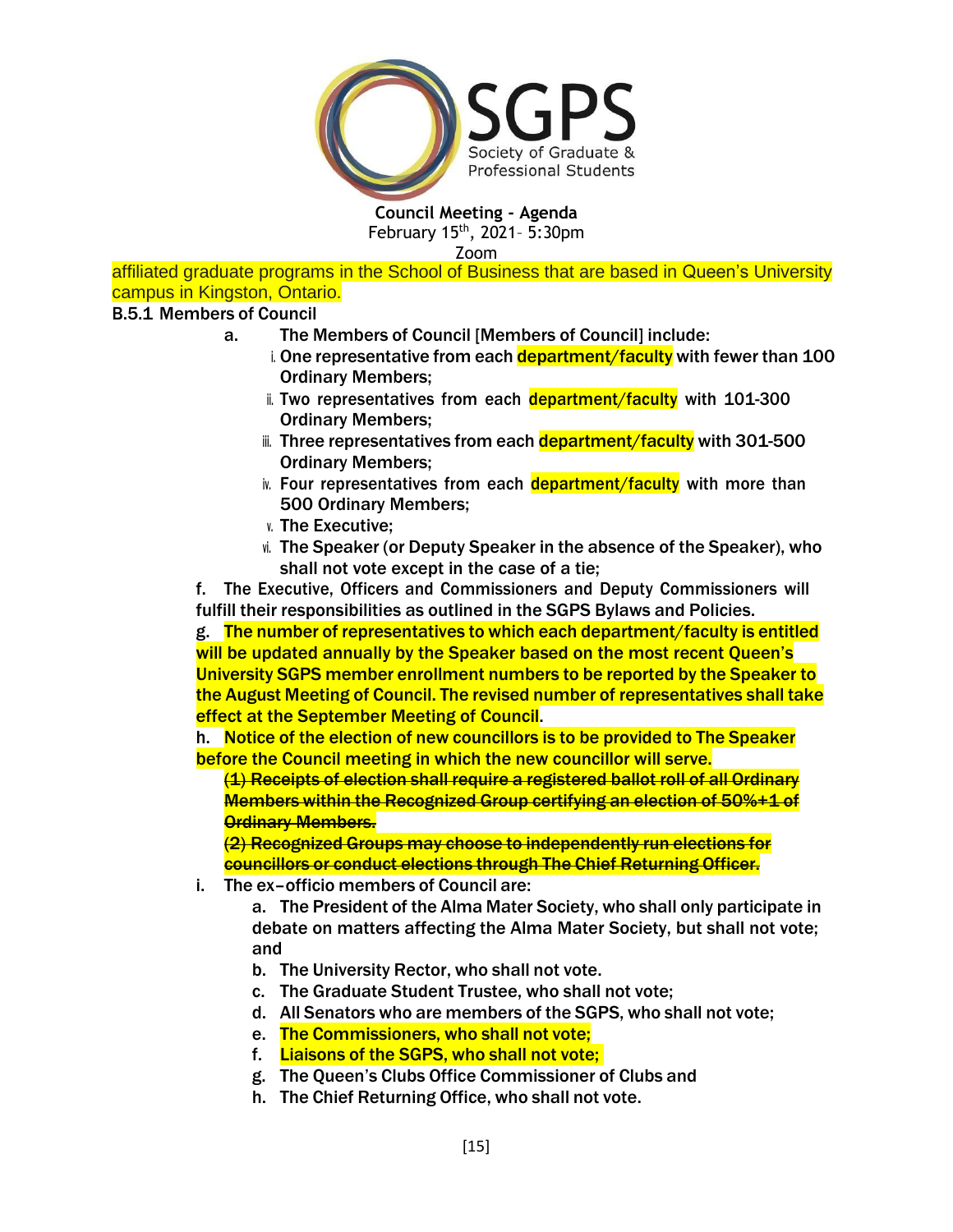affiliated graduate programs in the School of Business that are based in Queen's University campus in Kingston, Ontario.

**B.5.1 Members of Council**

a. **The Members of Council [Members of Council] include:**

   i. **One representative from each department/faculty with fewer than 100 Ordinary Members;**

   ii. **Two representatives from each department/faculty with 101-300 Ordinary Members;**

   iii. **Three representatives from each department/faculty with 301-500 Ordinary Members;**

   iv. **Four representatives from each department/faculty with more than 500 Ordinary Members;**

   v. **The Executive;**

   vi. **The Speaker (or Deputy Speaker in the absence of the Speaker), who shall not vote except in the case of a tie;**

f. The Executive, Officers and Commissioners and Deputy Commissioners will fulfill their responsibilities as outlined in the SGPS Bylaws and Policies.

g. **The number of representatives to which each department/faculty is entitled will be updated annually by the Speaker based on the most recent Queen's University SGPS member enrollment numbers to be reported by the Speaker to the August Meeting of Council. The revised number of representatives shall take effect at the September Meeting of Council.**

h. **Notice of the election of new councillors is to be provided to The Speaker before the Council meeting in which the new councillor will serve.**

   ~~(1) Receipts of election shall require a registered ballot roll of all Ordinary Members within the Recognized Group certifying an election of 50%+1 of Ordinary Members.~~

   ~~(2) Recognized Groups may choose to independently run elections for councillors or conduct elections through The Chief Returning Officer.~~

i. The ex–officio members of Council are:

   a. The President of the Alma Mater Society, who shall only participate in debate on matters affecting the Alma Mater Society, but shall not vote; and

   b. The University Rector, who shall not vote.

   c. The Graduate Student Trustee, who shall not vote;

   d. All Senators who are members of the SGPS, who shall not vote;

   e. The Commissioners, who shall not vote;

   f. Liaisons of the SGPS, who shall not vote;

   g. The Queen's Clubs Office Commissioner of Clubs and

   h. The Chief Returning Office, who shall not vote.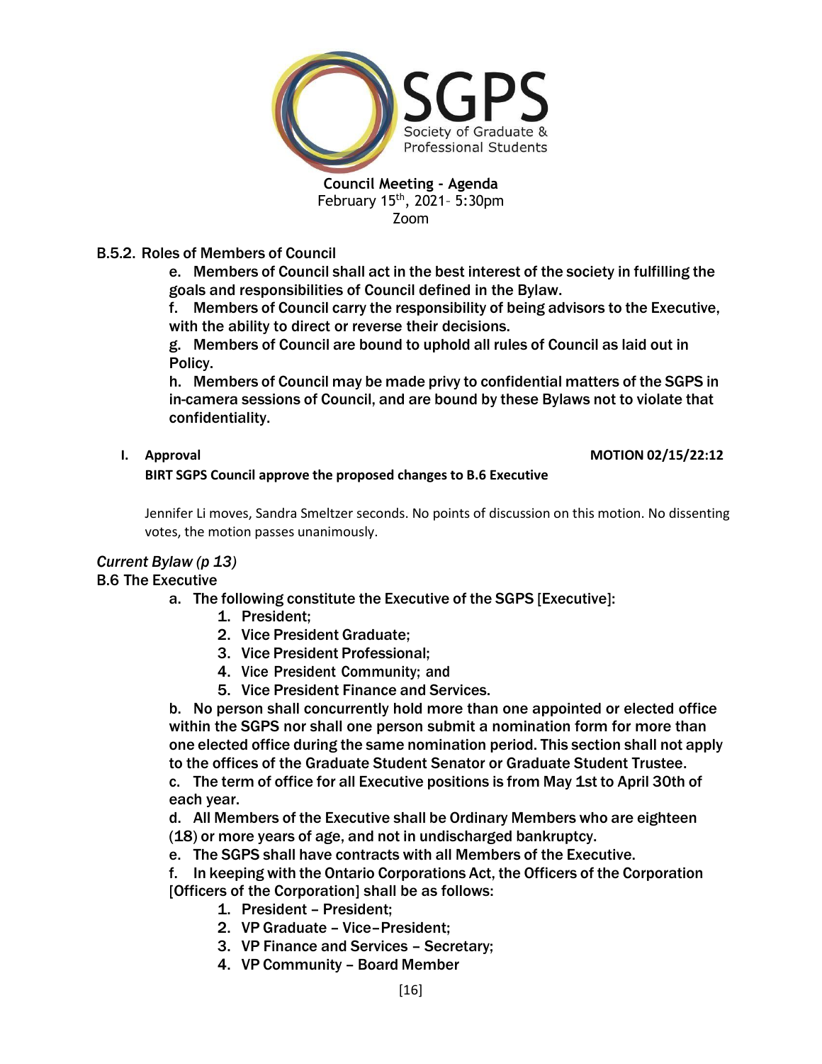**Council Meeting - Agenda**
February 15th, 2021– 5:30pm
Zoom

B.5.2. Roles of Members of Council

e. Members of Council shall act in the best interest of the society in fulfilling the goals and responsibilities of Council defined in the Bylaw.

f. Members of Council carry the responsibility of being advisors to the Executive, with the ability to direct or reverse their decisions.

g. Members of Council are bound to uphold all rules of Council as laid out in Policy.

h. Members of Council may be made privy to confidential matters of the SGPS in in-camera sessions of Council, and are bound by these Bylaws not to violate that confidentiality.

**I. Approval** **MOTION 02/15/22:12**

**BIRT SGPS Council approve the proposed changes to B.6 Executive**

Jennifer Li moves, Sandra Smeltzer seconds. No points of discussion on this motion. No dissenting votes, the motion passes unanimously.

*Current Bylaw (p 13)*

B.6 The Executive

a. The following constitute the Executive of the SGPS [Executive]:
1. President;
2. Vice President Graduate;
3. Vice President Professional;
4. Vice President Community; and
5. Vice President Finance and Services.

b. No person shall concurrently hold more than one appointed or elected office within the SGPS nor shall one person submit a nomination form for more than one elected office during the same nomination period. This section shall not apply to the offices of the Graduate Student Senator or Graduate Student Trustee.

c. The term of office for all Executive positions is from May 1st to April 30th of each year.

d. All Members of the Executive shall be Ordinary Members who are eighteen (18) or more years of age, and not in undischarged bankruptcy.

e. The SGPS shall have contracts with all Members of the Executive.

f. In keeping with the Ontario Corporations Act, the Officers of the Corporation [Officers of the Corporation] shall be as follows:
1. President – President;
2. VP Graduate – Vice–President;
3. VP Finance and Services – Secretary;
4. VP Community – Board Member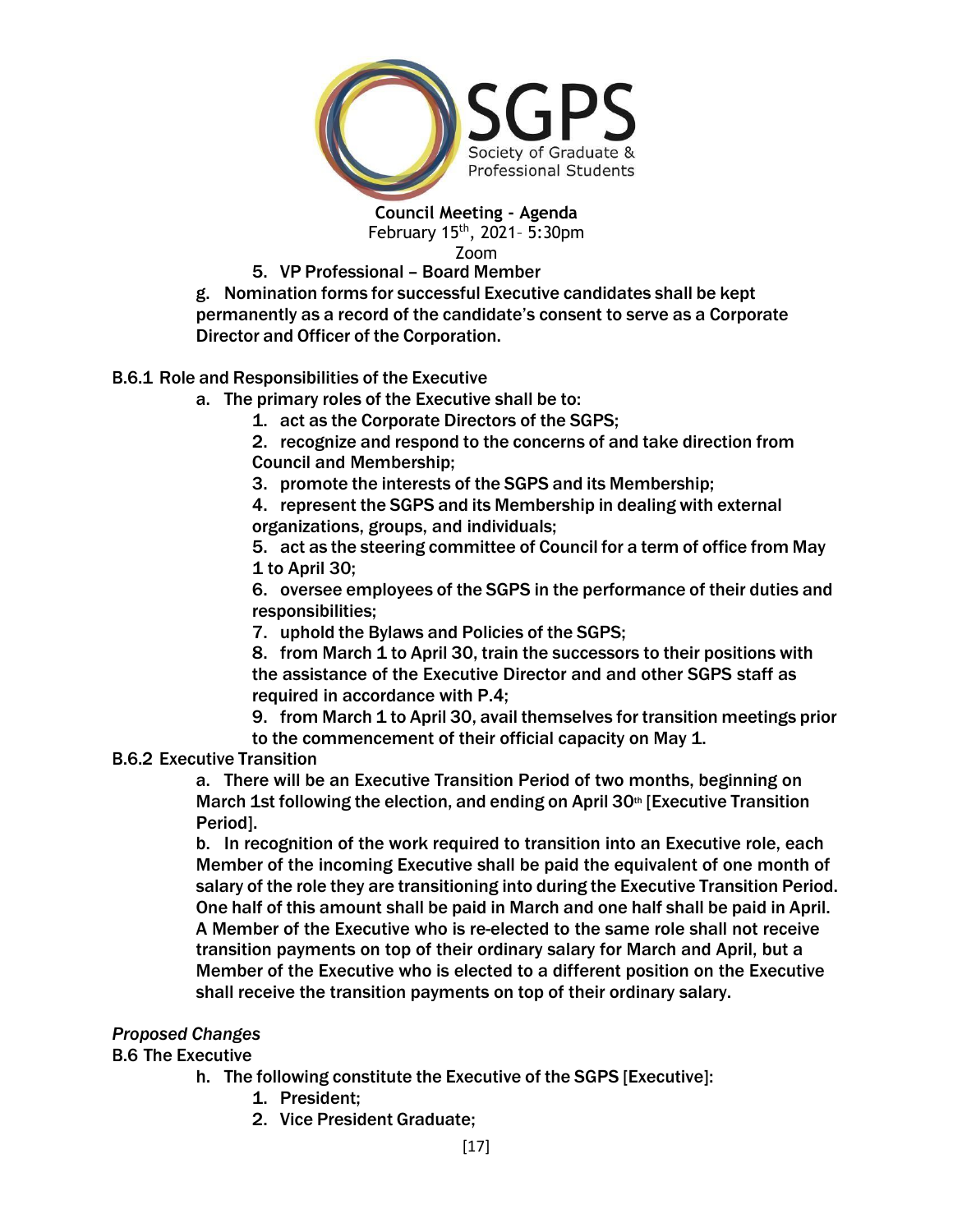5. VP Professional – Board Member

g. Nomination forms for successful Executive candidates shall be kept permanently as a record of the candidate's consent to serve as a Corporate Director and Officer of the Corporation.

B.6.1 Role and Responsibilities of the Executive

a. The primary roles of the Executive shall be to:

1. act as the Corporate Directors of the SGPS;
2. recognize and respond to the concerns of and take direction from Council and Membership;
3. promote the interests of the SGPS and its Membership;
4. represent the SGPS and its Membership in dealing with external organizations, groups, and individuals;
5. act as the steering committee of Council for a term of office from May 1 to April 30;
6. oversee employees of the SGPS in the performance of their duties and responsibilities;
7. uphold the Bylaws and Policies of the SGPS;
8. from March 1 to April 30, train the successors to their positions with the assistance of the Executive Director and and other SGPS staff as required in accordance with P.4;
9. from March 1 to April 30, avail themselves for transition meetings prior to the commencement of their official capacity on May 1.

B.6.2 Executive Transition

a. There will be an Executive Transition Period of two months, beginning on March 1st following the election, and ending on April 30th [Executive Transition Period].

b. In recognition of the work required to transition into an Executive role, each Member of the incoming Executive shall be paid the equivalent of one month of salary of the role they are transitioning into during the Executive Transition Period. One half of this amount shall be paid in March and one half shall be paid in April. A Member of the Executive who is re-elected to the same role shall not receive transition payments on top of their ordinary salary for March and April, but a Member of the Executive who is elected to a different position on the Executive shall receive the transition payments on top of their ordinary salary.

*Proposed Changes*

B.6 The Executive

h. The following constitute the Executive of the SGPS [Executive]:

1. President;
2. Vice President Graduate;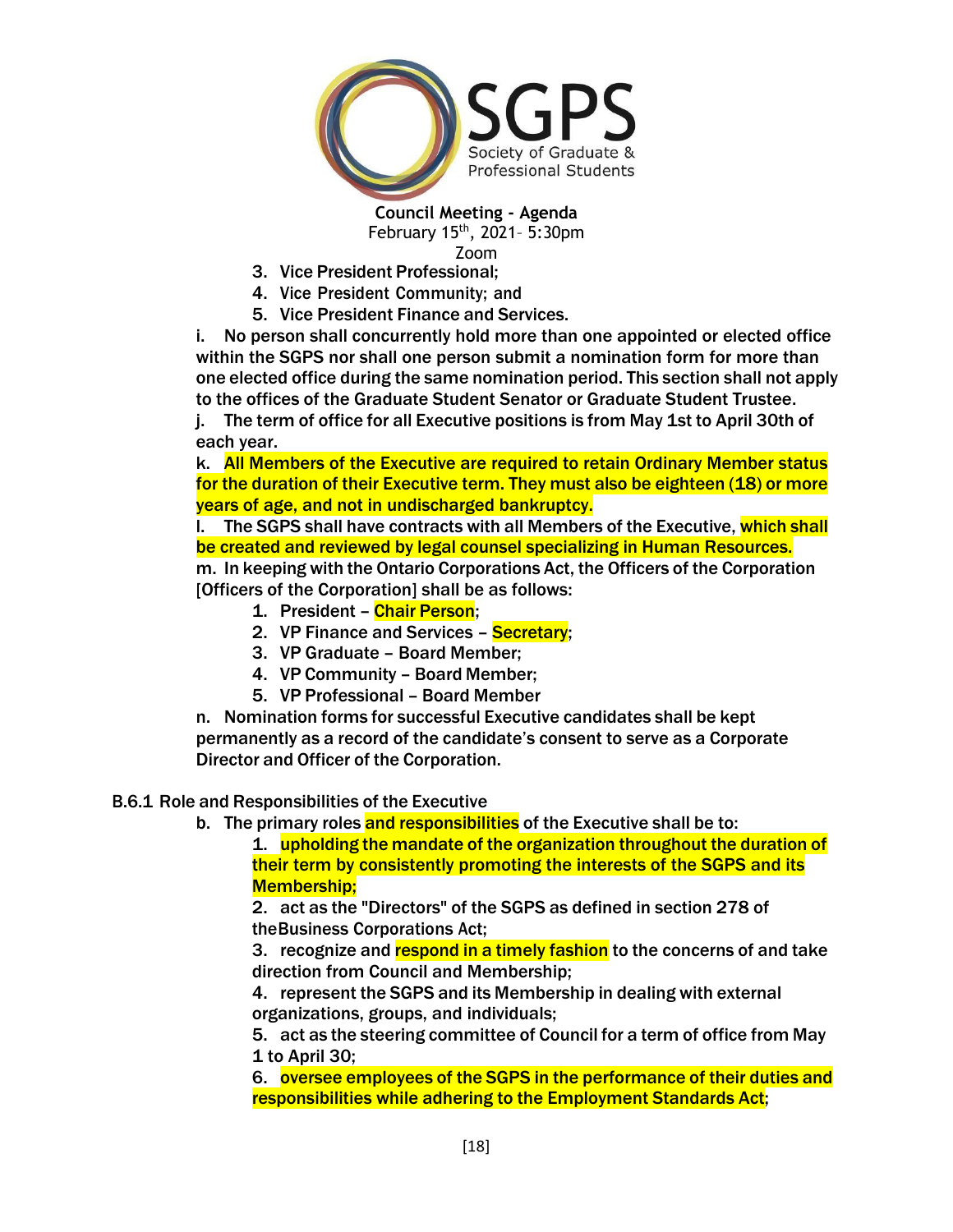3. Vice President Professional;
4. Vice President Community; and
5. Vice President Finance and Services.

i. No person shall concurrently hold more than one appointed or elected office within the SGPS nor shall one person submit a nomination form for more than one elected office during the same nomination period. This section shall not apply to the offices of the Graduate Student Senator or Graduate Student Trustee.

j. The term of office for all Executive positions is from May 1st to April 30th of each year.

k. All Members of the Executive are required to retain Ordinary Member status for the duration of their Executive term. They must also be eighteen (18) or more years of age, and not in undischarged bankruptcy.

l. The SGPS shall have contracts with all Members of the Executive, which shall be created and reviewed by legal counsel specializing in Human Resources.

m. In keeping with the Ontario Corporations Act, the Officers of the Corporation [Officers of the Corporation] shall be as follows:

1. President – Chair Person;
2. VP Finance and Services – Secretary;
3. VP Graduate – Board Member;
4. VP Community – Board Member;
5. VP Professional – Board Member

n. Nomination forms for successful Executive candidates shall be kept permanently as a record of the candidate's consent to serve as a Corporate Director and Officer of the Corporation.

B.6.1 Role and Responsibilities of the Executive

b. The primary roles and responsibilities of the Executive shall be to:

1. upholding the mandate of the organization throughout the duration of their term by consistently promoting the interests of the SGPS and its Membership;
2. act as the "Directors" of the SGPS as defined in section 278 of theBusiness Corporations Act;
3. recognize and respond in a timely fashion to the concerns of and take direction from Council and Membership;
4. represent the SGPS and its Membership in dealing with external organizations, groups, and individuals;
5. act as the steering committee of Council for a term of office from May 1 to April 30;
6. oversee employees of the SGPS in the performance of their duties and responsibilities while adhering to the Employment Standards Act;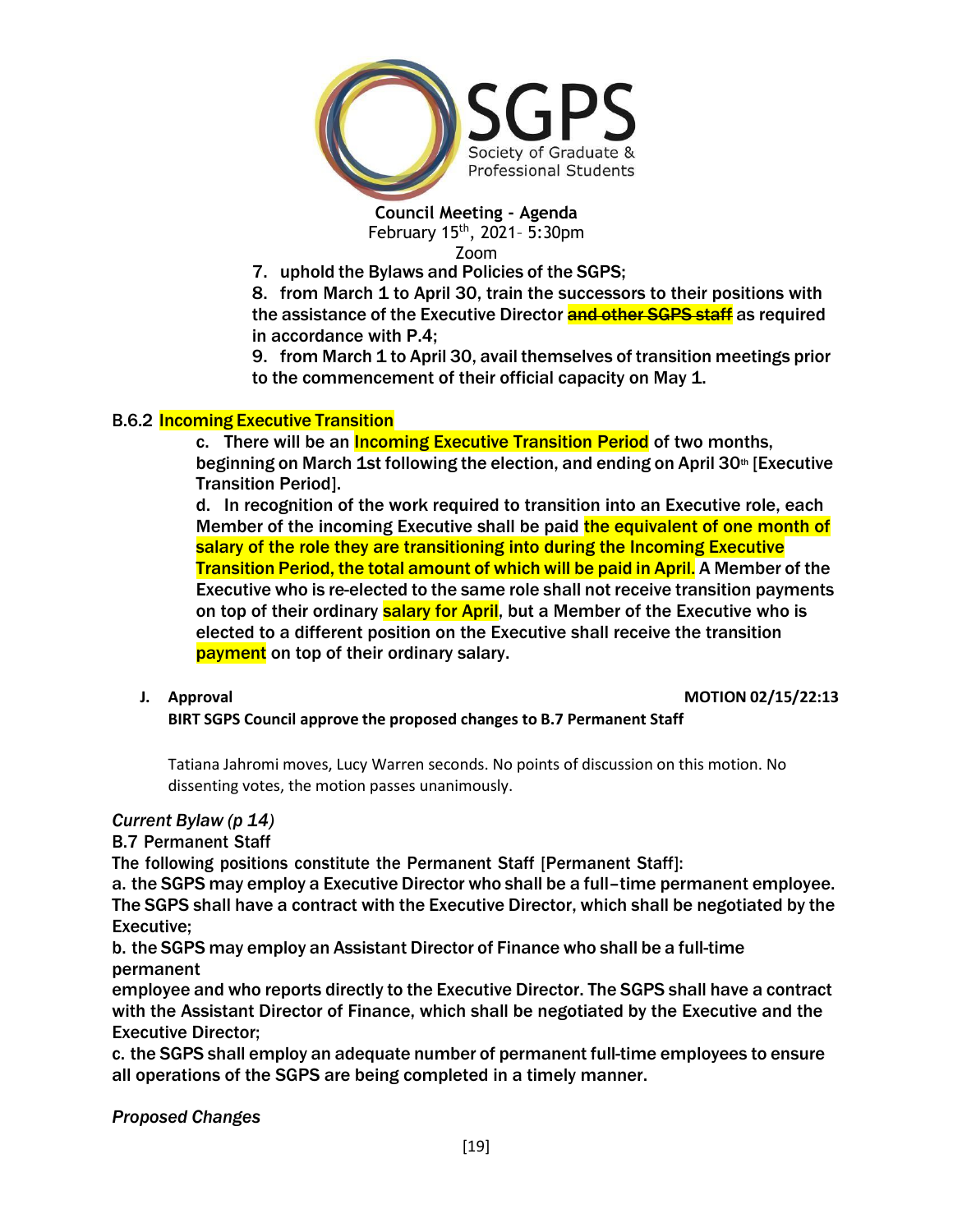**Council Meeting - Agenda**
February 15th, 2021– 5:30pm
Zoom

7. uphold the Bylaws and Policies of the SGPS;
8. from March 1 to April 30, train the successors to their positions with the assistance of the Executive Director ~~and other SGPS staff~~ as required in accordance with P.4;
9. from March 1 to April 30, avail themselves of transition meetings prior to the commencement of their official capacity on May 1.

B.6.2 Incoming Executive Transition

c. There will be an Incoming Executive Transition Period of two months, beginning on March 1st following the election, and ending on April 30th [Executive Transition Period].

d. In recognition of the work required to transition into an Executive role, each Member of the incoming Executive shall be paid the equivalent of one month of salary of the role they are transitioning into during the Incoming Executive Transition Period, the total amount of which will be paid in April. A Member of the Executive who is re-elected to the same role shall not receive transition payments on top of their ordinary salary for April, but a Member of the Executive who is elected to a different position on the Executive shall receive the transition payment on top of their ordinary salary.

**J. Approval** **MOTION 02/15/22:13**

**BIRT SGPS Council approve the proposed changes to B.7 Permanent Staff**

Tatiana Jahromi moves, Lucy Warren seconds. No points of discussion on this motion. No dissenting votes, the motion passes unanimously.

*Current Bylaw (p 14)*

B.7 Permanent Staff

The following positions constitute the Permanent Staff [Permanent Staff]:

a. the SGPS may employ a Executive Director who shall be a full–time permanent employee. The SGPS shall have a contract with the Executive Director, which shall be negotiated by the Executive;

b. the SGPS may employ an Assistant Director of Finance who shall be a full-time permanent
employee and who reports directly to the Executive Director. The SGPS shall have a contract with the Assistant Director of Finance, which shall be negotiated by the Executive and the Executive Director;

c. the SGPS shall employ an adequate number of permanent full-time employees to ensure all operations of the SGPS are being completed in a timely manner.

*Proposed Changes*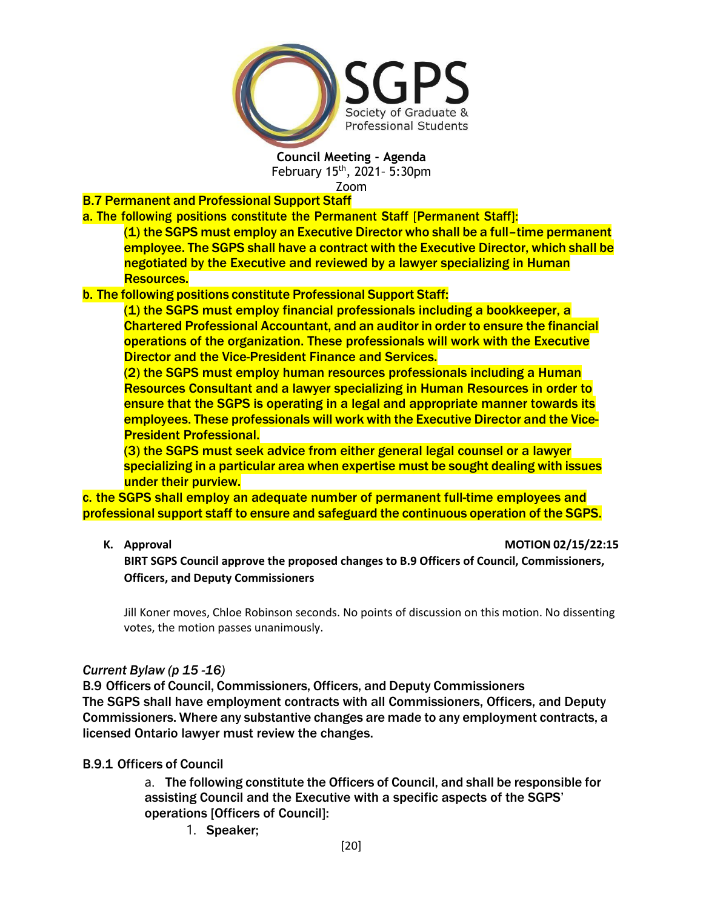**Council Meeting - Agenda**
February 15th, 2021– 5:30pm
Zoom

**B.7 Permanent and Professional Support Staff**

**a. The following positions constitute the Permanent Staff [Permanent Staff]:**

(1) the SGPS must employ an Executive Director who shall be a full–time permanent employee. The SGPS shall have a contract with the Executive Director, which shall be negotiated by the Executive and reviewed by a lawyer specializing in Human Resources.

**b. The following positions constitute Professional Support Staff:**

(1) the SGPS must employ financial professionals including a bookkeeper, a Chartered Professional Accountant, and an auditor in order to ensure the financial operations of the organization. These professionals will work with the Executive Director and the Vice-President Finance and Services.

(2) the SGPS must employ human resources professionals including a Human Resources Consultant and a lawyer specializing in Human Resources in order to ensure that the SGPS is operating in a legal and appropriate manner towards its employees. These professionals will work with the Executive Director and the Vice-President Professional.

(3) the SGPS must seek advice from either general legal counsel or a lawyer specializing in a particular area when expertise must be sought dealing with issues under their purview.

c. the SGPS shall employ an adequate number of permanent full-time employees and professional support staff to ensure and safeguard the continuous operation of the SGPS.

**K. Approval** **MOTION 02/15/22:15**

**BIRT SGPS Council approve the proposed changes to B.9 Officers of Council, Commissioners, Officers, and Deputy Commissioners**

Jill Koner moves, Chloe Robinson seconds. No points of discussion on this motion. No dissenting votes, the motion passes unanimously.

*Current Bylaw (p 15 -16)*

**B.9 Officers of Council, Commissioners, Officers, and Deputy Commissioners**

The SGPS shall have employment contracts with all Commissioners, Officers, and Deputy Commissioners. Where any substantive changes are made to any employment contracts, a licensed Ontario lawyer must review the changes.

**B.9.1 Officers of Council**

a. The following constitute the Officers of Council, and shall be responsible for assisting Council and the Executive with a specific aspects of the SGPS' operations [Officers of Council]:

1. Speaker;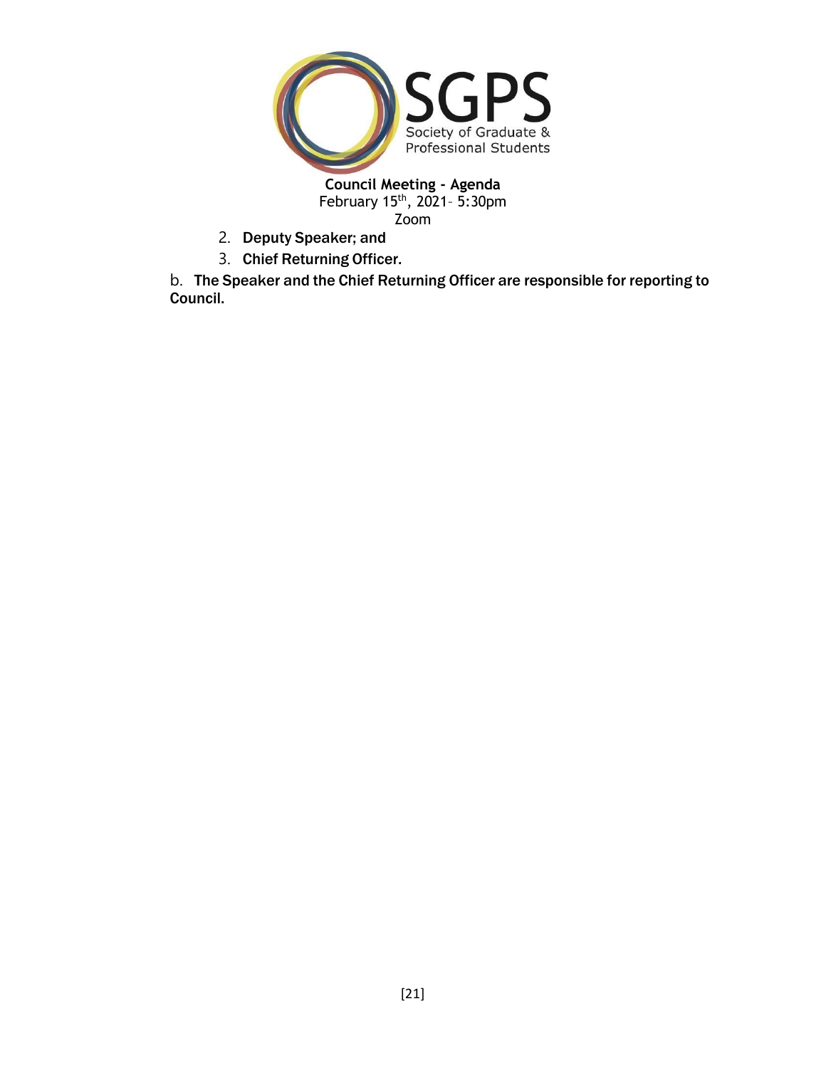2. **Deputy Speaker; and**
3. **Chief Returning Officer.**

b. **The Speaker and the Chief Returning Officer are responsible for reporting to Council.**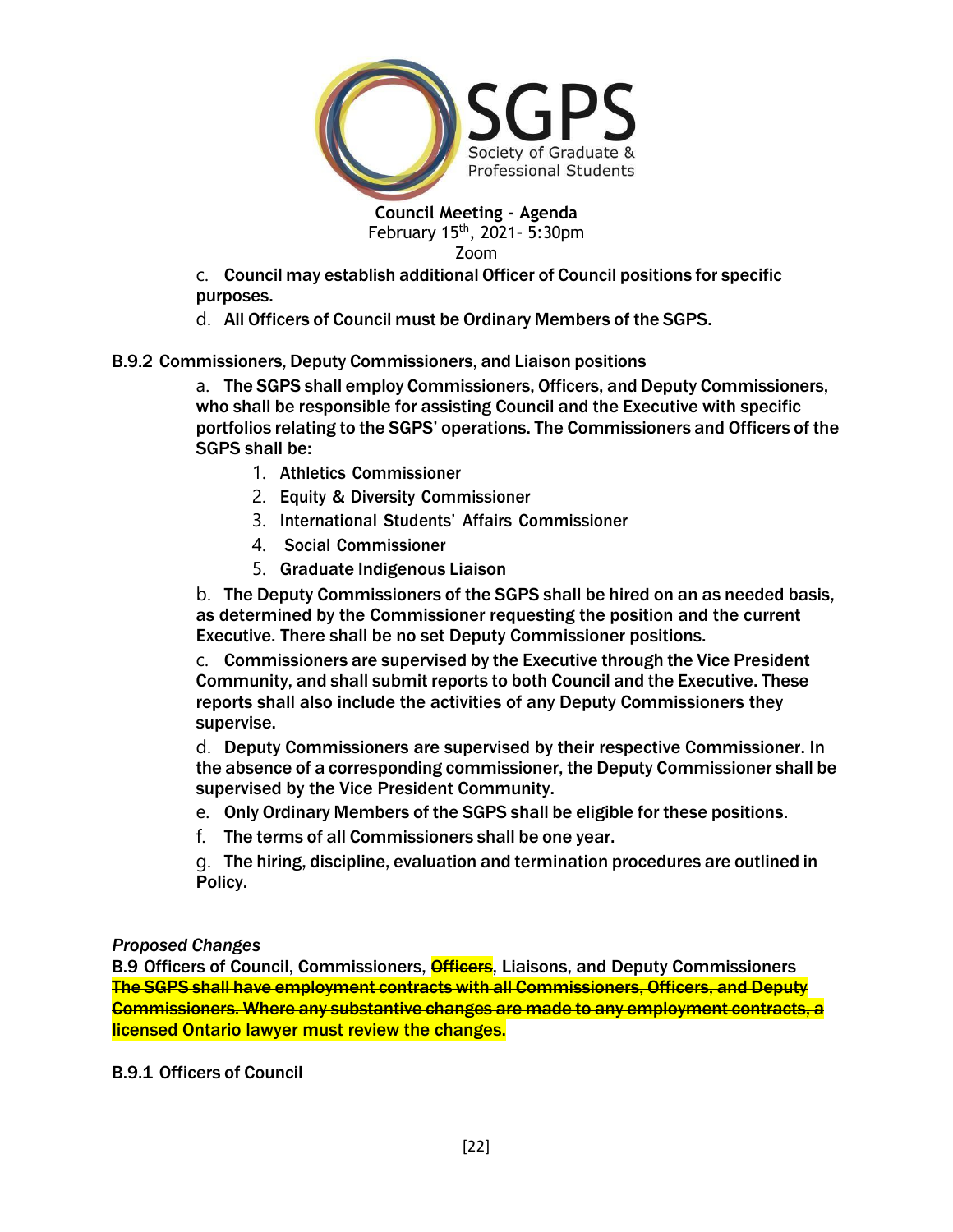c. Council may establish additional Officer of Council positions for specific purposes.

d. All Officers of Council must be Ordinary Members of the SGPS.

B.9.2 Commissioners, Deputy Commissioners, and Liaison positions

a. The SGPS shall employ Commissioners, Officers, and Deputy Commissioners, who shall be responsible for assisting Council and the Executive with specific portfolios relating to the SGPS' operations. The Commissioners and Officers of the SGPS shall be:

1. Athletics Commissioner
2. Equity & Diversity Commissioner
3. International Students' Affairs Commissioner
4. Social Commissioner
5. Graduate Indigenous Liaison

b. The Deputy Commissioners of the SGPS shall be hired on an as needed basis, as determined by the Commissioner requesting the position and the current Executive. There shall be no set Deputy Commissioner positions.

c. Commissioners are supervised by the Executive through the Vice President Community, and shall submit reports to both Council and the Executive. These reports shall also include the activities of any Deputy Commissioners they supervise.

d. Deputy Commissioners are supervised by their respective Commissioner. In the absence of a corresponding commissioner, the Deputy Commissioner shall be supervised by the Vice President Community.

e. Only Ordinary Members of the SGPS shall be eligible for these positions.

f. The terms of all Commissioners shall be one year.

g. The hiring, discipline, evaluation and termination procedures are outlined in Policy.

*Proposed Changes*

B.9 Officers of Council, Commissioners, ~~Officers~~, Liaisons, and Deputy Commissioners

~~The SGPS shall have employment contracts with all Commissioners, Officers, and Deputy Commissioners. Where any substantive changes are made to any employment contracts, a licensed Ontario lawyer must review the changes.~~

B.9.1 Officers of Council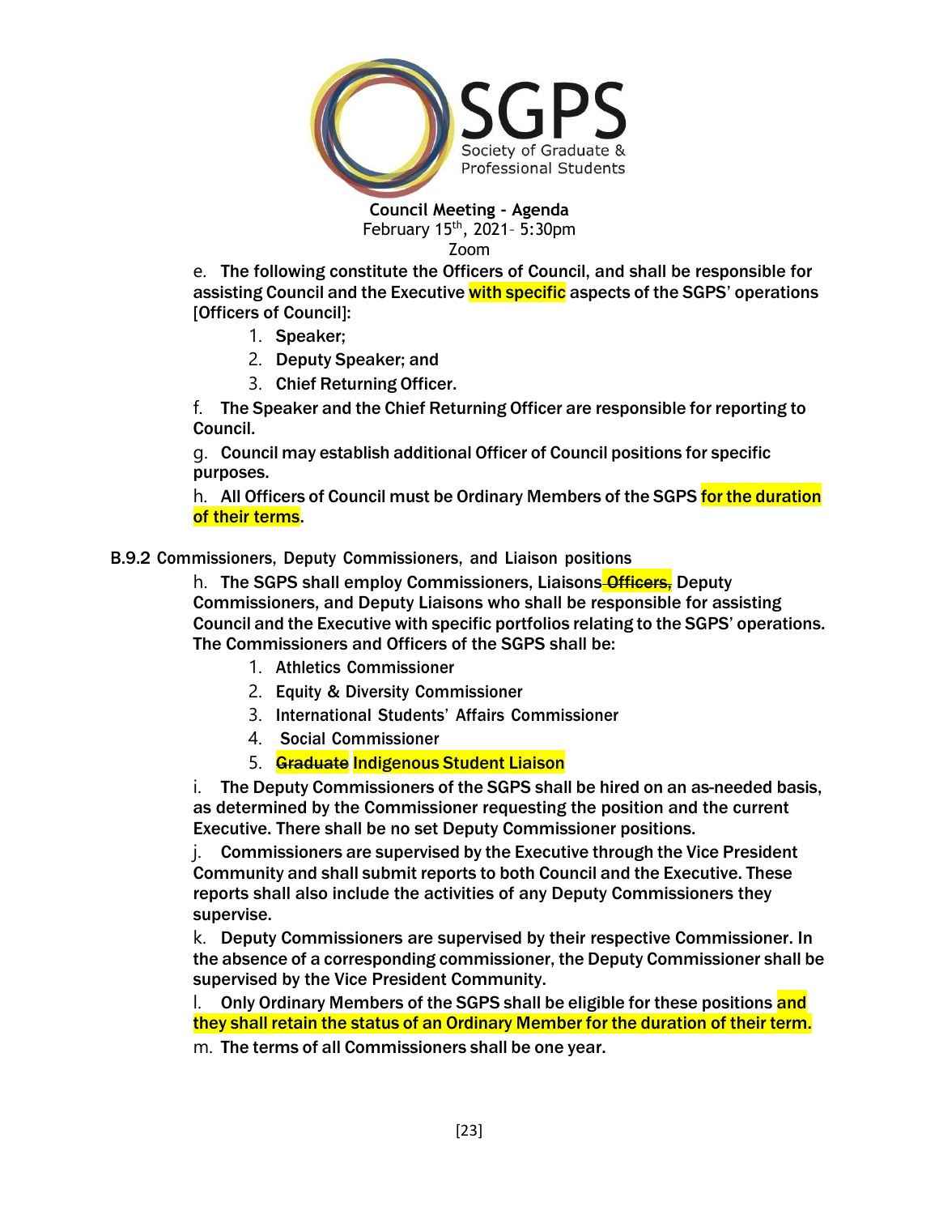e. **The following constitute the Officers of Council, and shall be responsible for assisting Council and the Executive with specific aspects of the SGPS' operations [Officers of Council]:**

1. **Speaker;**
2. **Deputy Speaker; and**
3. **Chief Returning Officer.**

f. **The Speaker and the Chief Returning Officer are responsible for reporting to Council.**

g. **Council may establish additional Officer of Council positions for specific purposes.**

h. **All Officers of Council must be Ordinary Members of the SGPS for the duration of their terms.**

## B.9.2 Commissioners, Deputy Commissioners, and Liaison positions

h. **The SGPS shall employ Commissioners, Liaisons ~~Officers,~~ Deputy Commissioners, and Deputy Liaisons who shall be responsible for assisting Council and the Executive with specific portfolios relating to the SGPS' operations. The Commissioners and Officers of the SGPS shall be:**

1. **Athletics Commissioner**
2. **Equity & Diversity Commissioner**
3. **International Students' Affairs Commissioner**
4. **Social Commissioner**
5. **~~Graduate~~ Indigenous Student Liaison**

i. **The Deputy Commissioners of the SGPS shall be hired on an as-needed basis, as determined by the Commissioner requesting the position and the current Executive. There shall be no set Deputy Commissioner positions.**

j. **Commissioners are supervised by the Executive through the Vice President Community and shall submit reports to both Council and the Executive. These reports shall also include the activities of any Deputy Commissioners they supervise.**

k. **Deputy Commissioners are supervised by their respective Commissioner. In the absence of a corresponding commissioner, the Deputy Commissioner shall be supervised by the Vice President Community.**

l. **Only Ordinary Members of the SGPS shall be eligible for these positions and they shall retain the status of an Ordinary Member for the duration of their term.**

m. **The terms of all Commissioners shall be one year.**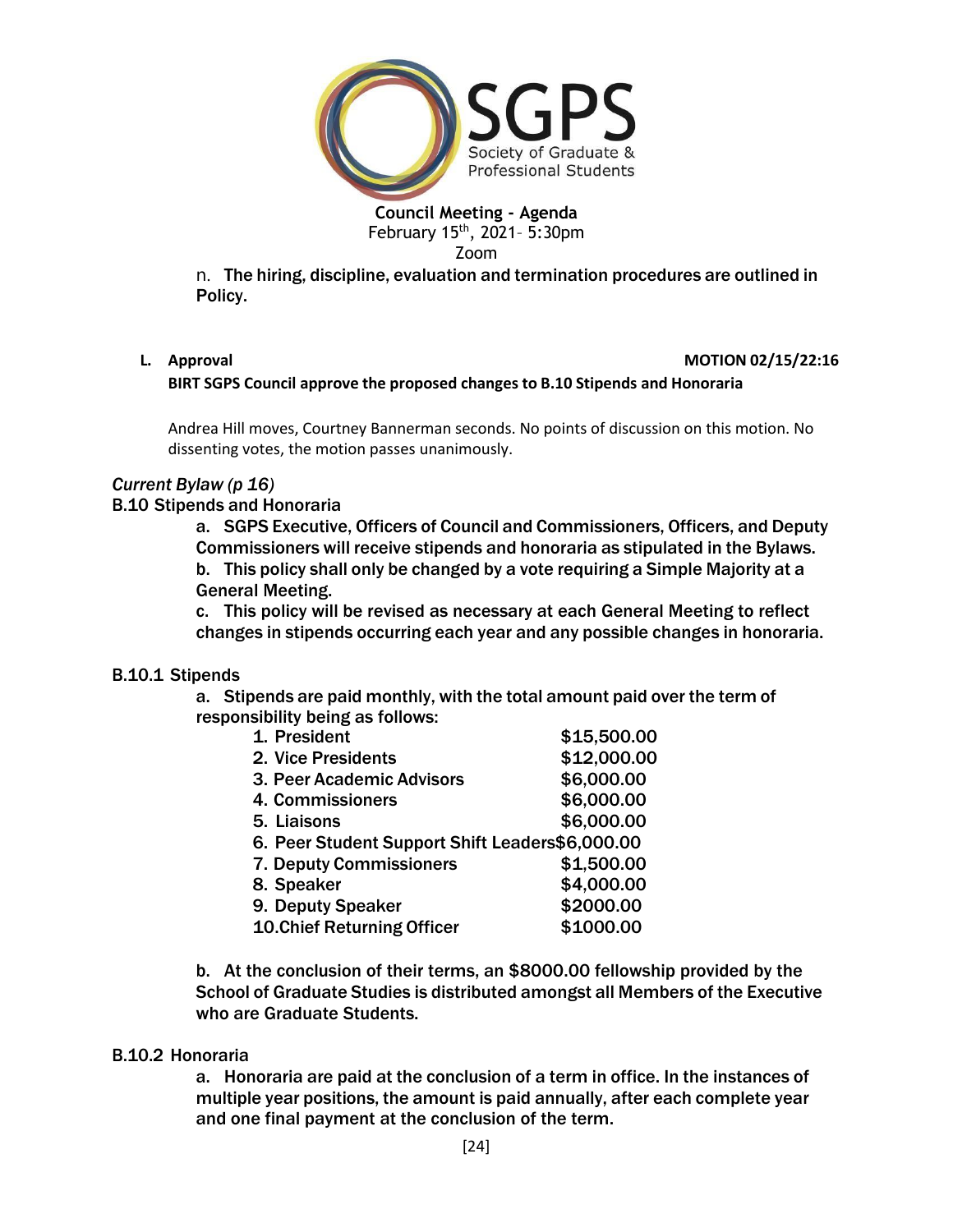n. **The hiring, discipline, evaluation and termination procedures are outlined in Policy.**

**L. Approval** **MOTION 02/15/22:16**

**BIRT SGPS Council approve the proposed changes to B.10 Stipends and Honoraria**

Andrea Hill moves, Courtney Bannerman seconds. No points of discussion on this motion. No dissenting votes, the motion passes unanimously.

*Current Bylaw (p 16)*

**B.10 Stipends and Honoraria**

a. **SGPS Executive, Officers of Council and Commissioners, Officers, and Deputy Commissioners will receive stipends and honoraria as stipulated in the Bylaws.**

b. **This policy shall only be changed by a vote requiring a Simple Majority at a General Meeting.**

c. **This policy will be revised as necessary at each General Meeting to reflect changes in stipends occurring each year and any possible changes in honoraria.**

**B.10.1 Stipends**

a. **Stipends are paid monthly, with the total amount paid over the term of responsibility being as follows:**

| | |
|---|---|
| 1. President | $15,500.00 |
| 2. Vice Presidents | $12,000.00 |
| 3. Peer Academic Advisors | $6,000.00 |
| 4. Commissioners | $6,000.00 |
| 5. Liaisons | $6,000.00 |
| 6. Peer Student Support Shift Leaders | $6,000.00 |
| 7. Deputy Commissioners | $1,500.00 |
| 8. Speaker | $4,000.00 |
| 9. Deputy Speaker | $2000.00 |
| 10. Chief Returning Officer | $1000.00 |

b. **At the conclusion of their terms, an $8000.00 fellowship provided by the School of Graduate Studies is distributed amongst all Members of the Executive who are Graduate Students.**

**B.10.2 Honoraria**

a. **Honoraria are paid at the conclusion of a term in office. In the instances of multiple year positions, the amount is paid annually, after each complete year and one final payment at the conclusion of the term.**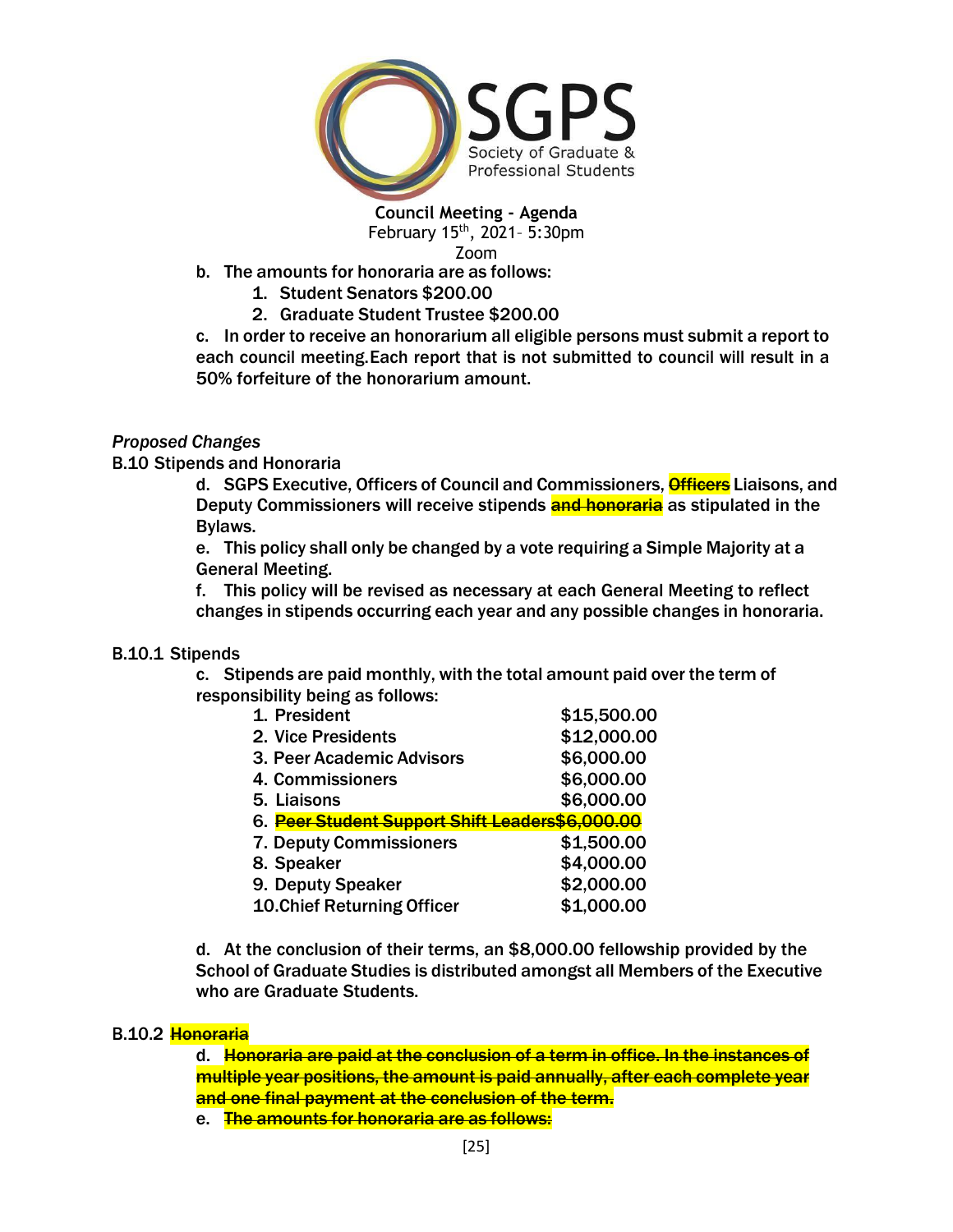**Council Meeting - Agenda**
February 15th, 2021– 5:30pm
Zoom

b. The amounts for honoraria are as follows:
1. Student Senators $200.00
2. Graduate Student Trustee $200.00

c. In order to receive an honorarium all eligible persons must submit a report to each council meeting. Each report that is not submitted to council will result in a 50% forfeiture of the honorarium amount.

*Proposed Changes*

B.10 Stipends and Honoraria

d. SGPS Executive, Officers of Council and Commissioners, ~~Officers~~ Liaisons, and Deputy Commissioners will receive stipends ~~and honoraria~~ as stipulated in the Bylaws.

e. This policy shall only be changed by a vote requiring a Simple Majority at a General Meeting.

f. This policy will be revised as necessary at each General Meeting to reflect changes in stipends occurring each year and any possible changes in honoraria.

B.10.1 Stipends

c. Stipends are paid monthly, with the total amount paid over the term of responsibility being as follows:

| | |
|---|---|
| 1. President | $15,500.00 |
| 2. Vice Presidents | $12,000.00 |
| 3. Peer Academic Advisors | $6,000.00 |
| 4. Commissioners | $6,000.00 |
| 5. Liaisons | $6,000.00 |
| 6. ~~Peer Student Support Shift Leaders~~ | ~~$6,000.00~~ |
| 7. Deputy Commissioners | $1,500.00 |
| 8. Speaker | $4,000.00 |
| 9. Deputy Speaker | $2,000.00 |
| 10. Chief Returning Officer | $1,000.00 |

d. At the conclusion of their terms, an $8,000.00 fellowship provided by the School of Graduate Studies is distributed amongst all Members of the Executive who are Graduate Students.

B.10.2 ~~Honoraria~~

d. ~~Honoraria are paid at the conclusion of a term in office. In the instances of multiple year positions, the amount is paid annually, after each complete year and one final payment at the conclusion of the term.~~

e. ~~The amounts for honoraria are as follows:~~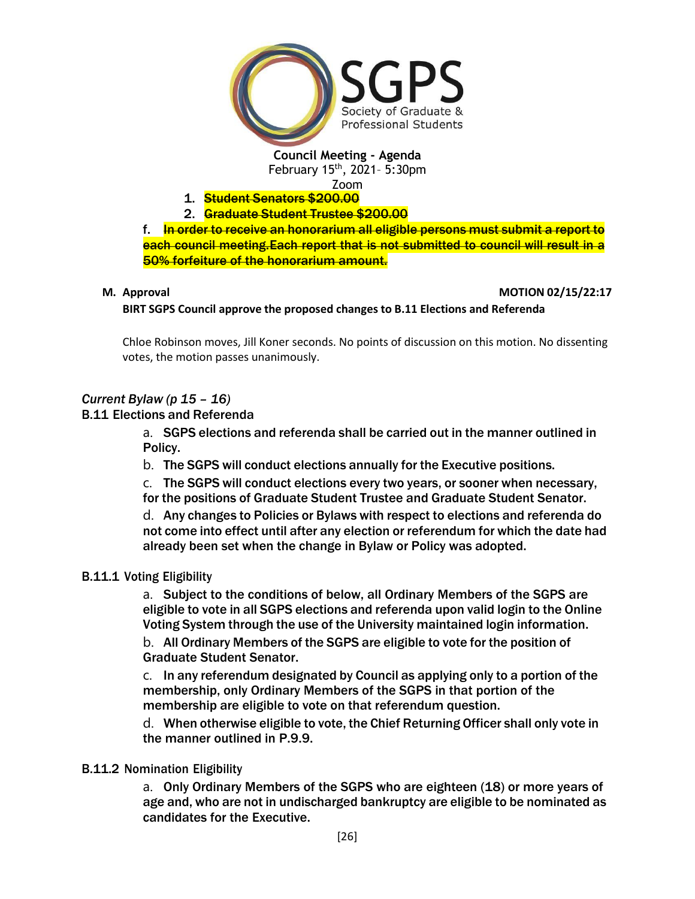**Council Meeting - Agenda**
February 15th, 2021– 5:30pm
Zoom

1. ~~Student Senators $200.00~~
2. ~~Graduate Student Trustee $200.00~~

f. ~~In order to receive an honorarium all eligible persons must submit a report to each council meeting.Each report that is not submitted to council will result in a 50% forfeiture of the honorarium amount.~~

**M. Approval** **MOTION 02/15/22:17**

**BIRT SGPS Council approve the proposed changes to B.11 Elections and Referenda**

Chloe Robinson moves, Jill Koner seconds. No points of discussion on this motion. No dissenting votes, the motion passes unanimously.

*Current Bylaw (p 15 – 16)*

**B.11 Elections and Referenda**

a. **SGPS elections and referenda shall be carried out in the manner outlined in Policy.**

b. **The SGPS will conduct elections annually for the Executive positions.**

c. **The SGPS will conduct elections every two years, or sooner when necessary, for the positions of Graduate Student Trustee and Graduate Student Senator.**

d. **Any changes to Policies or Bylaws with respect to elections and referenda do not come into effect until after any election or referendum for which the date had already been set when the change in Bylaw or Policy was adopted.**

**B.11.1** Voting Eligibility

a. **Subject to the conditions of below, all Ordinary Members of the SGPS are eligible to vote in all SGPS elections and referenda upon valid login to the Online Voting System through the use of the University maintained login information.**

b. **All Ordinary Members of the SGPS are eligible to vote for the position of Graduate Student Senator.**

c. **In any referendum designated by Council as applying only to a portion of the membership, only Ordinary Members of the SGPS in that portion of the membership are eligible to vote on that referendum question.**

d. **When otherwise eligible to vote, the Chief Returning Officer shall only vote in the manner outlined in P.9.9.**

**B.11.2** Nomination Eligibility

a. **Only Ordinary Members of the SGPS who are eighteen (18) or more years of age and, who are not in undischarged bankruptcy are eligible to be nominated as candidates for the Executive.**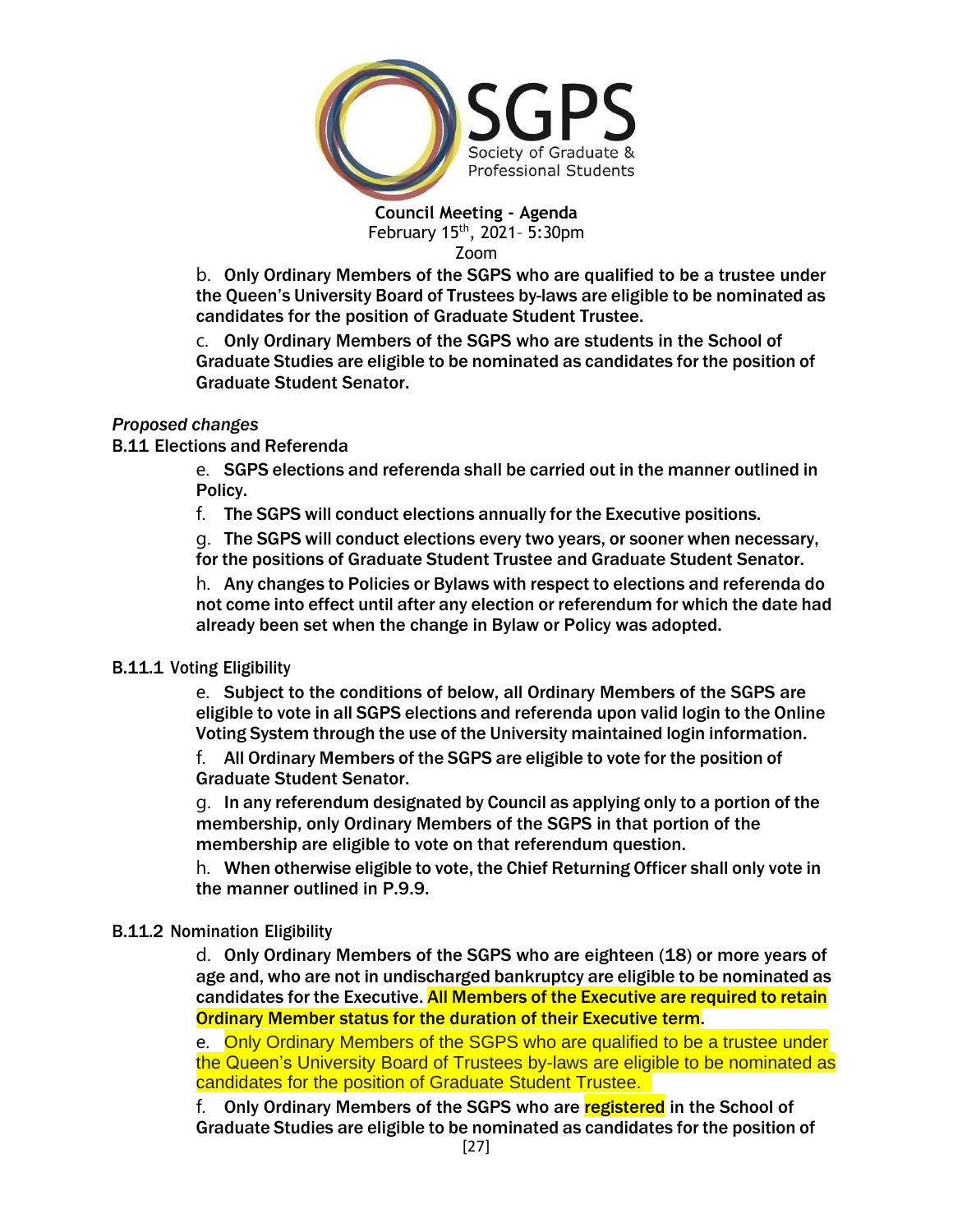b. **Only Ordinary Members of the SGPS who are qualified to be a trustee under the Queen's University Board of Trustees by-laws are eligible to be nominated as candidates for the position of Graduate Student Trustee.**

c. **Only Ordinary Members of the SGPS who are students in the School of Graduate Studies are eligible to be nominated as candidates for the position of Graduate Student Senator.**

*Proposed changes*

**B.11 Elections and Referenda**

e. **SGPS elections and referenda shall be carried out in the manner outlined in Policy.**

f. **The SGPS will conduct elections annually for the Executive positions.**

g. **The SGPS will conduct elections every two years, or sooner when necessary, for the positions of Graduate Student Trustee and Graduate Student Senator.**

h. **Any changes to Policies or Bylaws with respect to elections and referenda do not come into effect until after any election or referendum for which the date had already been set when the change in Bylaw or Policy was adopted.**

**B.11.1 Voting Eligibility**

e. **Subject to the conditions of below, all Ordinary Members of the SGPS are eligible to vote in all SGPS elections and referenda upon valid login to the Online Voting System through the use of the University maintained login information.**

f. **All Ordinary Members of the SGPS are eligible to vote for the position of Graduate Student Senator.**

g. **In any referendum designated by Council as applying only to a portion of the membership, only Ordinary Members of the SGPS in that portion of the membership are eligible to vote on that referendum question.**

h. **When otherwise eligible to vote, the Chief Returning Officer shall only vote in the manner outlined in P.9.9.**

**B.11.2 Nomination Eligibility**

d. **Only Ordinary Members of the SGPS who are eighteen (18) or more years of age and, who are not in undischarged bankruptcy are eligible to be nominated as candidates for the Executive. All Members of the Executive are required to retain Ordinary Member status for the duration of their Executive term.**

e. Only Ordinary Members of the SGPS who are qualified to be a trustee under the Queen's University Board of Trustees by-laws are eligible to be nominated as candidates for the position of Graduate Student Trustee.

f. **Only Ordinary Members of the SGPS who are registered in the School of Graduate Studies are eligible to be nominated as candidates for the position of**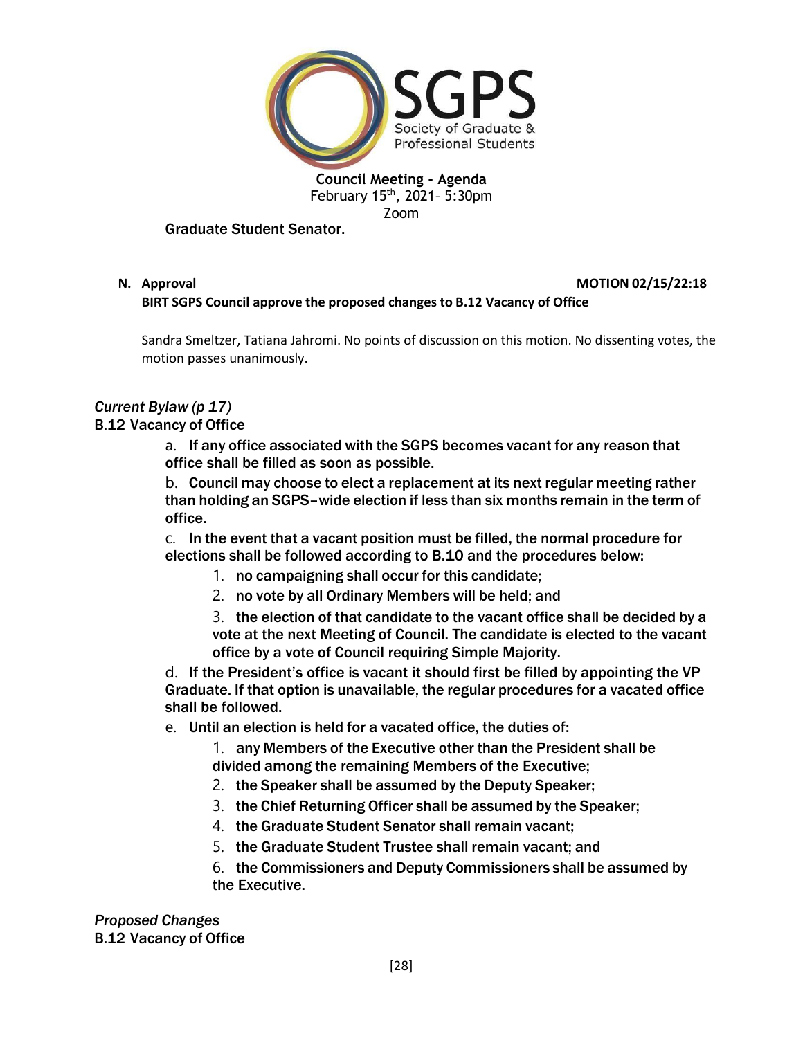Graduate Student Senator.

**N. Approval** **MOTION 02/15/22:18**

**BIRT SGPS Council approve the proposed changes to B.12 Vacancy of Office**

Sandra Smeltzer, Tatiana Jahromi. No points of discussion on this motion. No dissenting votes, the motion passes unanimously.

*Current Bylaw (p 17)*

B.12 Vacancy of Office

a. **If any office associated with the SGPS becomes vacant for any reason that office shall be filled as soon as possible.**

b. **Council may choose to elect a replacement at its next regular meeting rather than holding an SGPS–wide election if less than six months remain in the term of office.**

c. **In the event that a vacant position must be filled, the normal procedure for elections shall be followed according to B.10 and the procedures below:**

1. **no campaigning shall occur for this candidate;**
2. **no vote by all Ordinary Members will be held; and**
3. **the election of that candidate to the vacant office shall be decided by a vote at the next Meeting of Council. The candidate is elected to the vacant office by a vote of Council requiring Simple Majority.**

d. **If the President's office is vacant it should first be filled by appointing the VP Graduate. If that option is unavailable, the regular procedures for a vacated office shall be followed.**

e. **Until an election is held for a vacated office, the duties of:**

1. **any Members of the Executive other than the President shall be divided among the remaining Members of the Executive;**
2. **the Speaker shall be assumed by the Deputy Speaker;**
3. **the Chief Returning Officer shall be assumed by the Speaker;**
4. **the Graduate Student Senator shall remain vacant;**
5. **the Graduate Student Trustee shall remain vacant; and**
6. **the Commissioners and Deputy Commissioners shall be assumed by the Executive.**

*Proposed Changes*

B.12 Vacancy of Office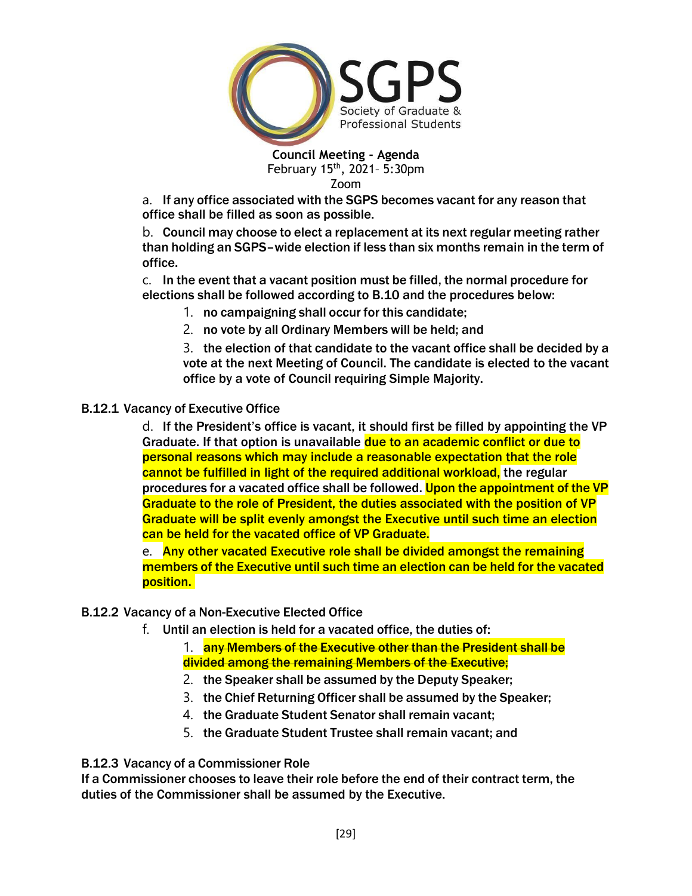**Council Meeting - Agenda**
February 15th, 2021– 5:30pm
Zoom

a. If any office associated with the SGPS becomes vacant for any reason that office shall be filled as soon as possible.

b. Council may choose to elect a replacement at its next regular meeting rather than holding an SGPS–wide election if less than six months remain in the term of office.

c. In the event that a vacant position must be filled, the normal procedure for elections shall be followed according to B.10 and the procedures below:

1. no campaigning shall occur for this candidate;
2. no vote by all Ordinary Members will be held; and
3. the election of that candidate to the vacant office shall be decided by a vote at the next Meeting of Council. The candidate is elected to the vacant office by a vote of Council requiring Simple Majority.

B.12.1 Vacancy of Executive Office

d. If the President's office is vacant, it should first be filled by appointing the VP Graduate. If that option is unavailable due to an academic conflict or due to personal reasons which may include a reasonable expectation that the role cannot be fulfilled in light of the required additional workload, the regular procedures for a vacated office shall be followed. Upon the appointment of the VP Graduate to the role of President, the duties associated with the position of VP Graduate will be split evenly amongst the Executive until such time an election can be held for the vacated office of VP Graduate.

e. Any other vacated Executive role shall be divided amongst the remaining members of the Executive until such time an election can be held for the vacated position.

B.12.2 Vacancy of a Non-Executive Elected Office

f. Until an election is held for a vacated office, the duties of:

1. ~~any Members of the Executive other than the President shall be divided among the remaining Members of the Executive;~~
2. the Speaker shall be assumed by the Deputy Speaker;
3. the Chief Returning Officer shall be assumed by the Speaker;
4. the Graduate Student Senator shall remain vacant;
5. the Graduate Student Trustee shall remain vacant; and

B.12.3 Vacancy of a Commissioner Role

If a Commissioner chooses to leave their role before the end of their contract term, the duties of the Commissioner shall be assumed by the Executive.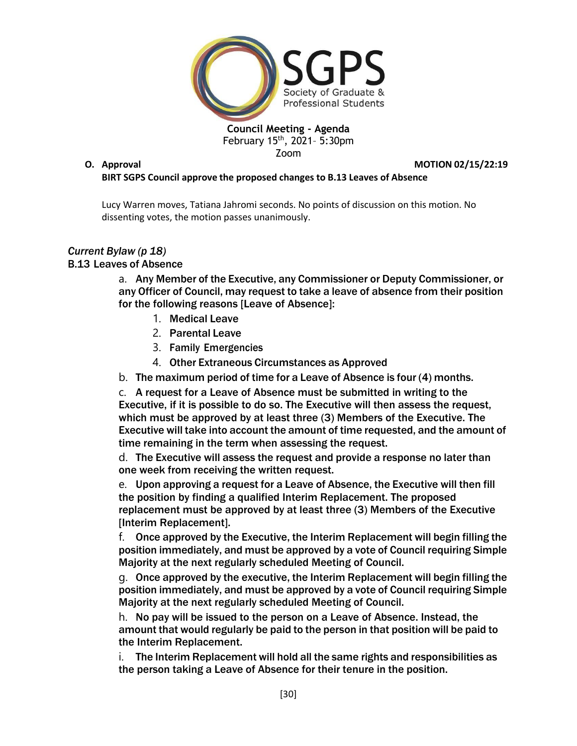**Council Meeting - Agenda**
February 15th, 2021– 5:30pm
Zoom

**O. Approval** **MOTION 02/15/22:19**

**BIRT SGPS Council approve the proposed changes to B.13 Leaves of Absence**

Lucy Warren moves, Tatiana Jahromi seconds. No points of discussion on this motion. No dissenting votes, the motion passes unanimously.

*Current Bylaw (p 18)*

B.13 Leaves of Absence

a. **Any Member of the Executive, any Commissioner or Deputy Commissioner, or any Officer of Council, may request to take a leave of absence from their position for the following reasons** [**Leave of Absence**]:

1. **Medical Leave**
2. **Parental Leave**
3. **Family Emergencies**
4. **Other Extraneous Circumstances as Approved**

b. **The maximum period of time for a Leave of Absence is four** (**4**) **months.**

c. **A request for a Leave of Absence must be submitted in writing to the Executive, if it is possible to do so. The Executive will then assess the request, which must be approved by at least three** (**3**) **Members of the Executive. The Executive will take into account the amount of time requested, and the amount of time remaining in the term when assessing the request.**

d. **The Executive will assess the request and provide a response no later than one week from receiving the written request.**

e. **Upon approving a request for a Leave of Absence, the Executive will then fill the position by finding a qualified Interim Replacement. The proposed replacement must be approved by at least three** (**3**) **Members of the Executive** [**Interim Replacement**].

f. **Once approved by the Executive, the Interim Replacement will begin filling the position immediately, and must be approved by a vote of Council requiring Simple Majority at the next regularly scheduled Meeting of Council.**

g. **Once approved by the executive, the Interim Replacement will begin filling the position immediately, and must be approved by a vote of Council requiring Simple Majority at the next regularly scheduled Meeting of Council.**

h. **No pay will be issued to the person on a Leave of Absence. Instead, the amount that would regularly be paid to the person in that position will be paid to the Interim Replacement.**

i. **The Interim Replacement will hold all the same rights and responsibilities as the person taking a Leave of Absence for their tenure in the position.**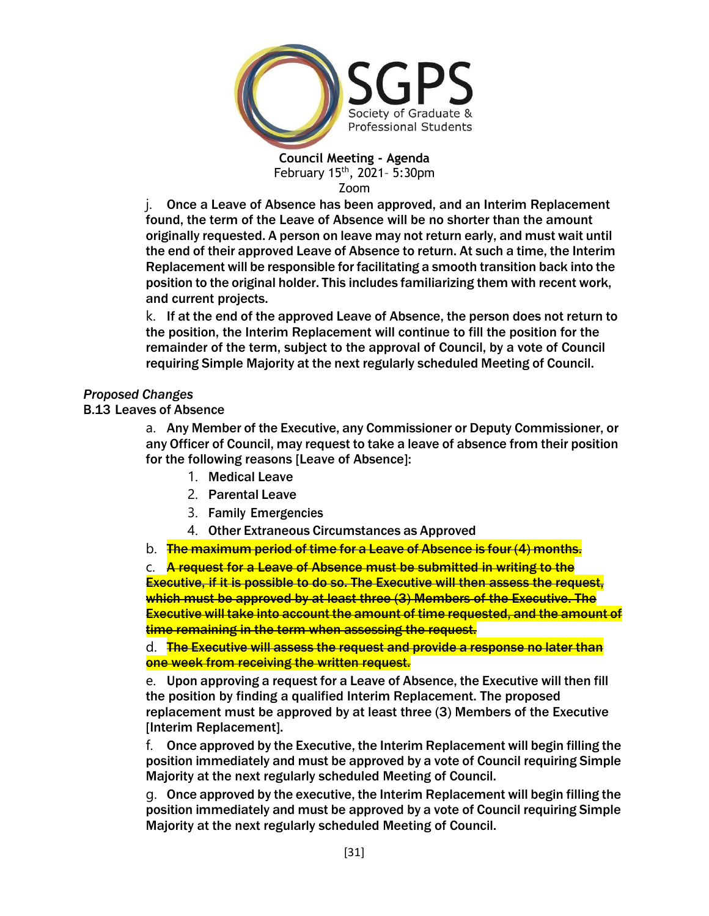**Council Meeting - Agenda**
February 15th, 2021– 5:30pm
Zoom

j. Once a Leave of Absence has been approved, and an Interim Replacement found, the term of the Leave of Absence will be no shorter than the amount originally requested. A person on leave may not return early, and must wait until the end of their approved Leave of Absence to return. At such a time, the Interim Replacement will be responsible for facilitating a smooth transition back into the position to the original holder. This includes familiarizing them with recent work, and current projects.

k. If at the end of the approved Leave of Absence, the person does not return to the position, the Interim Replacement will continue to fill the position for the remainder of the term, subject to the approval of Council, by a vote of Council requiring Simple Majority at the next regularly scheduled Meeting of Council.

*Proposed Changes*

B.13 Leaves of Absence

a. Any Member of the Executive, any Commissioner or Deputy Commissioner, or any Officer of Council, may request to take a leave of absence from their position for the following reasons [Leave of Absence]:

1. Medical Leave
2. Parental Leave
3. Family Emergencies
4. Other Extraneous Circumstances as Approved

b. ~~The maximum period of time for a Leave of Absence is four (4) months.~~

c. ~~A request for a Leave of Absence must be submitted in writing to the Executive, if it is possible to do so. The Executive will then assess the request, which must be approved by at least three (3) Members of the Executive. The Executive will take into account the amount of time requested, and the amount of time remaining in the term when assessing the request.~~

d. ~~The Executive will assess the request and provide a response no later than one week from receiving the written request.~~

e. Upon approving a request for a Leave of Absence, the Executive will then fill the position by finding a qualified Interim Replacement. The proposed replacement must be approved by at least three (3) Members of the Executive [Interim Replacement].

f. Once approved by the Executive, the Interim Replacement will begin filling the position immediately and must be approved by a vote of Council requiring Simple Majority at the next regularly scheduled Meeting of Council.

g. Once approved by the executive, the Interim Replacement will begin filling the position immediately and must be approved by a vote of Council requiring Simple Majority at the next regularly scheduled Meeting of Council.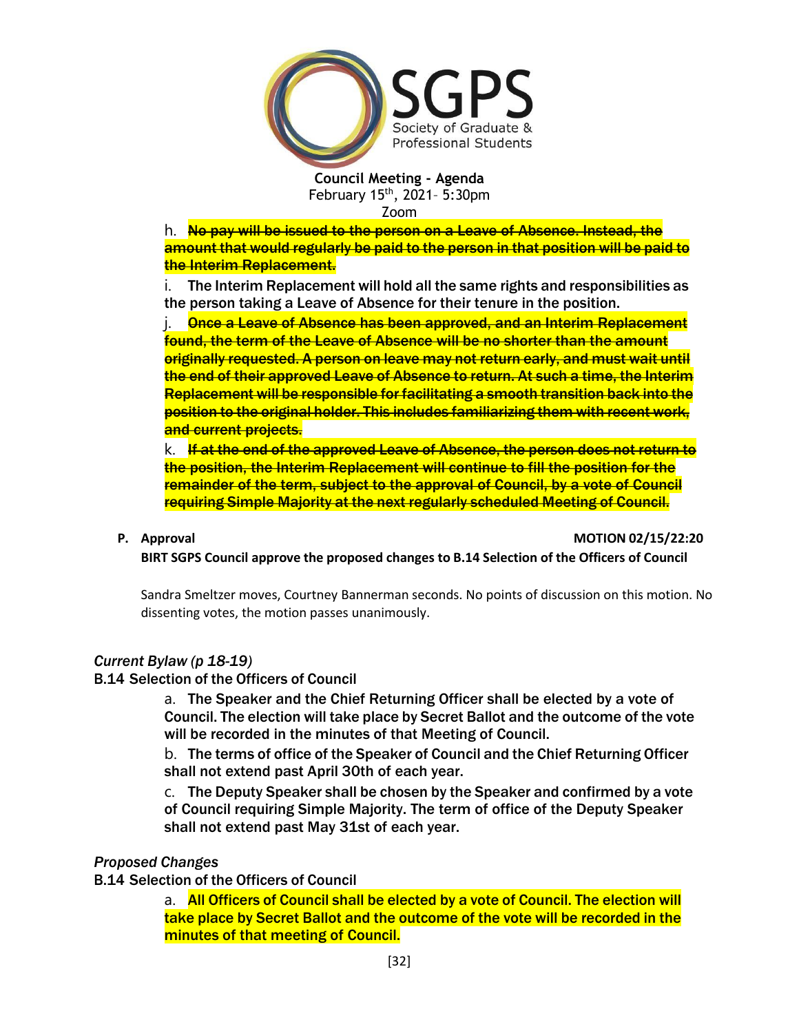**Council Meeting - Agenda**
February 15th, 2021– 5:30pm
Zoom

h. ~~**No pay will be issued to the person on a Leave of Absence. Instead, the amount that would regularly be paid to the person in that position will be paid to the Interim Replacement.**~~

i. The Interim Replacement will hold all the same rights and responsibilities as the person taking a Leave of Absence for their tenure in the position.

j. ~~**Once a Leave of Absence has been approved, and an Interim Replacement found, the term of the Leave of Absence will be no shorter than the amount originally requested. A person on leave may not return early, and must wait until the end of their approved Leave of Absence to return. At such a time, the Interim Replacement will be responsible for facilitating a smooth transition back into the position to the original holder. This includes familiarizing them with recent work, and current projects.**~~

k. ~~**If at the end of the approved Leave of Absence, the person does not return to the position, the Interim Replacement will continue to fill the position for the remainder of the term, subject to the approval of Council, by a vote of Council requiring Simple Majority at the next regularly scheduled Meeting of Council.**~~

**P. Approval** **MOTION 02/15/22:20**

**BIRT SGPS Council approve the proposed changes to B.14 Selection of the Officers of Council**

Sandra Smeltzer moves, Courtney Bannerman seconds. No points of discussion on this motion. No dissenting votes, the motion passes unanimously.

*Current Bylaw (p 18-19)*

B.14 Selection of the Officers of Council

a. The Speaker and the Chief Returning Officer shall be elected by a vote of Council. The election will take place by Secret Ballot and the outcome of the vote will be recorded in the minutes of that Meeting of Council.

b. The terms of office of the Speaker of Council and the Chief Returning Officer shall not extend past April 30th of each year.

c. The Deputy Speaker shall be chosen by the Speaker and confirmed by a vote of Council requiring Simple Majority. The term of office of the Deputy Speaker shall not extend past May 31st of each year.

*Proposed Changes*

B.14 Selection of the Officers of Council

a. All Officers of Council shall be elected by a vote of Council. The election will take place by Secret Ballot and the outcome of the vote will be recorded in the minutes of that meeting of Council.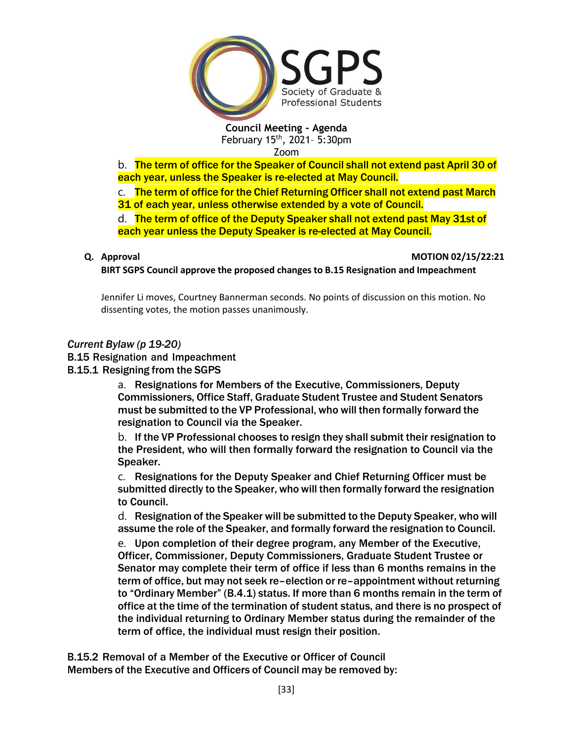**Council Meeting - Agenda**
February 15th, 2021– 5:30pm
Zoom

b. **The term of office for the Speaker of Council shall not extend past April 30 of each year, unless the Speaker is re-elected at May Council.**

c. **The term of office for the Chief Returning Officer shall not extend past March 31 of each year, unless otherwise extended by a vote of Council.**

d. **The term of office of the Deputy Speaker shall not extend past May 31st of each year unless the Deputy Speaker is re-elected at May Council.**

**Q. Approval** **MOTION 02/15/22:21**

**BIRT SGPS Council approve the proposed changes to B.15 Resignation and Impeachment**

Jennifer Li moves, Courtney Bannerman seconds. No points of discussion on this motion. No dissenting votes, the motion passes unanimously.

*Current Bylaw (p 19-20)*

**B.15 Resignation and Impeachment**

**B.15.1 Resigning from the SGPS**

a. **Resignations for Members of the Executive, Commissioners, Deputy Commissioners, Office Staff, Graduate Student Trustee and Student Senators must be submitted to the VP Professional, who will then formally forward the resignation to Council via the Speaker.**

b. **If the VP Professional chooses to resign they shall submit their resignation to the President, who will then formally forward the resignation to Council via the Speaker.**

c. **Resignations for the Deputy Speaker and Chief Returning Officer must be submitted directly to the Speaker, who will then formally forward the resignation to Council.**

d. **Resignation of the Speaker will be submitted to the Deputy Speaker, who will assume the role of the Speaker, and formally forward the resignation to Council.**

e. **Upon completion of their degree program, any Member of the Executive, Officer, Commissioner, Deputy Commissioners, Graduate Student Trustee or Senator may complete their term of office if less than 6 months remains in the term of office, but may not seek re–election or re–appointment without returning to "Ordinary Member" (B.4.1) status. If more than 6 months remain in the term of office at the time of the termination of student status, and there is no prospect of the individual returning to Ordinary Member status during the remainder of the term of office, the individual must resign their position.**

**B.15.2 Removal of a Member of the Executive or Officer of Council**

**Members of the Executive and Officers of Council may be removed by:**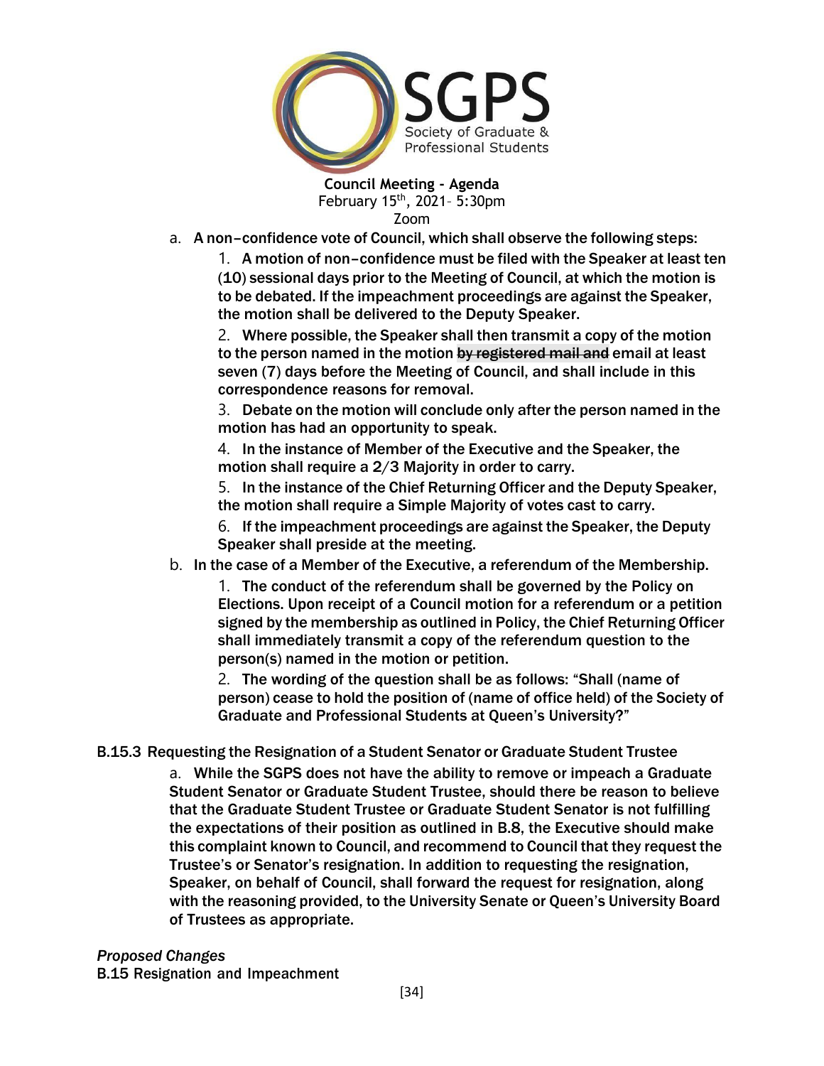a. A non–confidence vote of Council, which shall observe the following steps:

1. A motion of non–confidence must be filed with the Speaker at least ten (10) sessional days prior to the Meeting of Council, at which the motion is to be debated. If the impeachment proceedings are against the Speaker, the motion shall be delivered to the Deputy Speaker.

2. Where possible, the Speaker shall then transmit a copy of the motion to the person named in the motion ~~by registered mail and~~ email at least seven (7) days before the Meeting of Council, and shall include in this correspondence reasons for removal.

3. Debate on the motion will conclude only after the person named in the motion has had an opportunity to speak.

4. In the instance of Member of the Executive and the Speaker, the motion shall require a 2/3 Majority in order to carry.

5. In the instance of the Chief Returning Officer and the Deputy Speaker, the motion shall require a Simple Majority of votes cast to carry.

6. If the impeachment proceedings are against the Speaker, the Deputy Speaker shall preside at the meeting.

b. In the case of a Member of the Executive, a referendum of the Membership.

1. The conduct of the referendum shall be governed by the Policy on Elections. Upon receipt of a Council motion for a referendum or a petition signed by the membership as outlined in Policy, the Chief Returning Officer shall immediately transmit a copy of the referendum question to the person(s) named in the motion or petition.

2. The wording of the question shall be as follows: "Shall (name of person) cease to hold the position of (name of office held) of the Society of Graduate and Professional Students at Queen's University?"

B.15.3 Requesting the Resignation of a Student Senator or Graduate Student Trustee

a. While the SGPS does not have the ability to remove or impeach a Graduate Student Senator or Graduate Student Trustee, should there be reason to believe that the Graduate Student Trustee or Graduate Student Senator is not fulfilling the expectations of their position as outlined in B.8, the Executive should make this complaint known to Council, and recommend to Council that they request the Trustee's or Senator's resignation. In addition to requesting the resignation, Speaker, on behalf of Council, shall forward the request for resignation, along with the reasoning provided, to the University Senate or Queen's University Board of Trustees as appropriate.

*Proposed Changes*

B.15 Resignation and Impeachment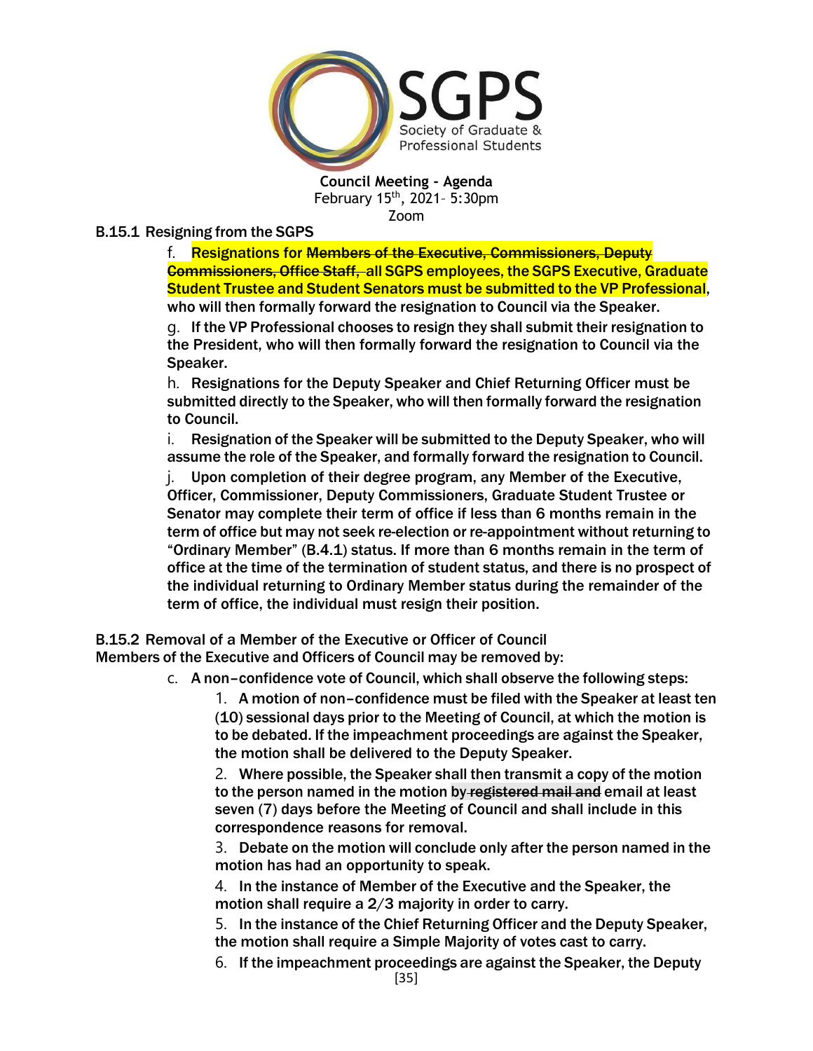**Council Meeting - Agenda**
February 15th, 2021– 5:30pm
Zoom

### B.15.1 Resigning from the SGPS

f. **Resignations for ~~Members of the Executive, Commissioners, Deputy Commissioners, Office Staff,~~ all SGPS employees, the SGPS Executive, Graduate Student Trustee and Student Senators must be submitted to the VP Professional**, who will then formally forward the resignation to Council via the Speaker.

g. If the VP Professional chooses to resign they shall submit their resignation to the President, who will then formally forward the resignation to Council via the Speaker.

h. Resignations for the Deputy Speaker and Chief Returning Officer must be submitted directly to the Speaker, who will then formally forward the resignation to Council.

i. Resignation of the Speaker will be submitted to the Deputy Speaker, who will assume the role of the Speaker, and formally forward the resignation to Council.

j. Upon completion of their degree program, any Member of the Executive, Officer, Commissioner, Deputy Commissioners, Graduate Student Trustee or Senator may complete their term of office if less than 6 months remain in the term of office but may not seek re-election or re-appointment without returning to "Ordinary Member" (B.4.1) status. If more than 6 months remain in the term of office at the time of the termination of student status, and there is no prospect of the individual returning to Ordinary Member status during the remainder of the term of office, the individual must resign their position.

### B.15.2 Removal of a Member of the Executive or Officer of Council

Members of the Executive and Officers of Council may be removed by:

c. A non–confidence vote of Council, which shall observe the following steps:

1. A motion of non–confidence must be filed with the Speaker at least ten (10) sessional days prior to the Meeting of Council, at which the motion is to be debated. If the impeachment proceedings are against the Speaker, the motion shall be delivered to the Deputy Speaker.
2. Where possible, the Speaker shall then transmit a copy of the motion to the person named in the motion by ~~registered mail and~~ email at least seven (7) days before the Meeting of Council and shall include in this correspondence reasons for removal.
3. Debate on the motion will conclude only after the person named in the motion has had an opportunity to speak.
4. In the instance of Member of the Executive and the Speaker, the motion shall require a 2/3 majority in order to carry.
5. In the instance of the Chief Returning Officer and the Deputy Speaker, the motion shall require a Simple Majority of votes cast to carry.
6. If the impeachment proceedings are against the Speaker, the Deputy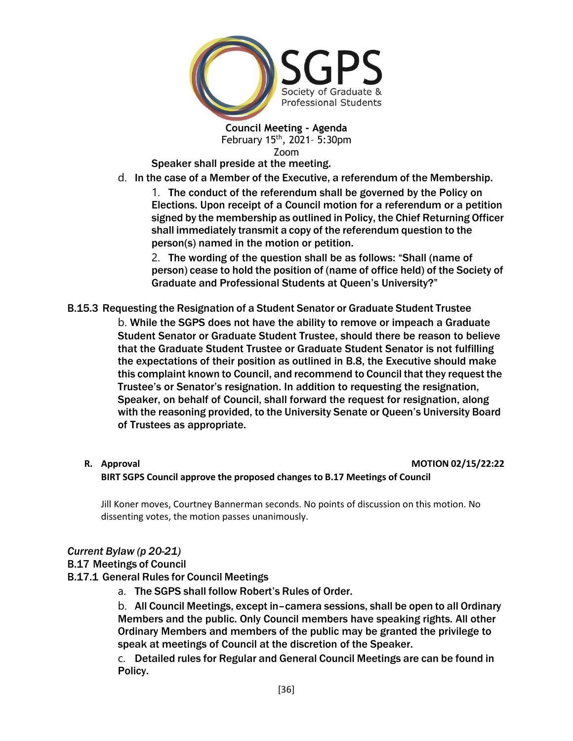Speaker shall preside at the meeting.

d. In the case of a Member of the Executive, a referendum of the Membership.

1. The conduct of the referendum shall be governed by the Policy on Elections. Upon receipt of a Council motion for a referendum or a petition signed by the membership as outlined in Policy, the Chief Returning Officer shall immediately transmit a copy of the referendum question to the person(s) named in the motion or petition.

2. The wording of the question shall be as follows: "Shall (name of person) cease to hold the position of (name of office held) of the Society of Graduate and Professional Students at Queen's University?"

B.15.3 Requesting the Resignation of a Student Senator or Graduate Student Trustee

b. While the SGPS does not have the ability to remove or impeach a Graduate Student Senator or Graduate Student Trustee, should there be reason to believe that the Graduate Student Trustee or Graduate Student Senator is not fulfilling the expectations of their position as outlined in B.8, the Executive should make this complaint known to Council, and recommend to Council that they request the Trustee's or Senator's resignation. In addition to requesting the resignation, Speaker, on behalf of Council, shall forward the request for resignation, along with the reasoning provided, to the University Senate or Queen's University Board of Trustees as appropriate.

**R. Approval** **MOTION 02/15/22:22**

**BIRT SGPS Council approve the proposed changes to B.17 Meetings of Council**

Jill Koner moves, Courtney Bannerman seconds. No points of discussion on this motion. No dissenting votes, the motion passes unanimously.

*Current Bylaw (p 20-21)*

B.17 Meetings of Council

B.17.1 General Rules for Council Meetings

a. The SGPS shall follow Robert's Rules of Order.

b. All Council Meetings, except in–camera sessions, shall be open to all Ordinary Members and the public. Only Council members have speaking rights. All other Ordinary Members and members of the public may be granted the privilege to speak at meetings of Council at the discretion of the Speaker.

c. Detailed rules for Regular and General Council Meetings are can be found in Policy.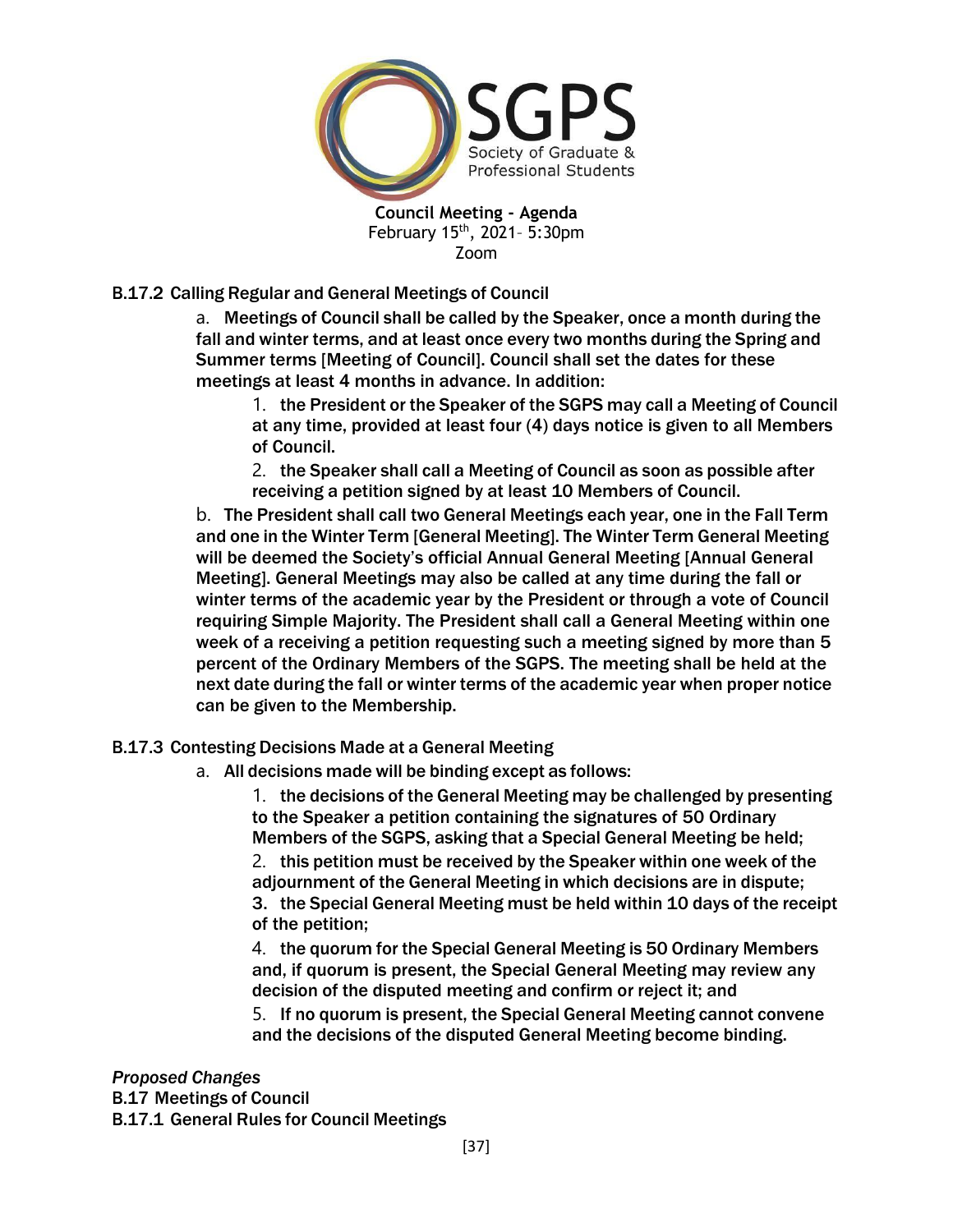### B.17.2 Calling Regular and General Meetings of Council

a. Meetings of Council shall be called by the Speaker, once a month during the fall and winter terms, and at least once every two months during the Spring and Summer terms [Meeting of Council]. Council shall set the dates for these meetings at least 4 months in advance. In addition:

1. the President or the Speaker of the SGPS may call a Meeting of Council at any time, provided at least four (4) days notice is given to all Members of Council.
2. the Speaker shall call a Meeting of Council as soon as possible after receiving a petition signed by at least 10 Members of Council.

b. The President shall call two General Meetings each year, one in the Fall Term and one in the Winter Term [General Meeting]. The Winter Term General Meeting will be deemed the Society's official Annual General Meeting [Annual General Meeting]. General Meetings may also be called at any time during the fall or winter terms of the academic year by the President or through a vote of Council requiring Simple Majority. The President shall call a General Meeting within one week of a receiving a petition requesting such a meeting signed by more than 5 percent of the Ordinary Members of the SGPS. The meeting shall be held at the next date during the fall or winter terms of the academic year when proper notice can be given to the Membership.

### B.17.3 Contesting Decisions Made at a General Meeting

a. All decisions made will be binding except as follows:

1. the decisions of the General Meeting may be challenged by presenting to the Speaker a petition containing the signatures of 50 Ordinary Members of the SGPS, asking that a Special General Meeting be held;
2. this petition must be received by the Speaker within one week of the adjournment of the General Meeting in which decisions are in dispute;
3. the Special General Meeting must be held within 10 days of the receipt of the petition;
4. the quorum for the Special General Meeting is 50 Ordinary Members and, if quorum is present, the Special General Meeting may review any decision of the disputed meeting and confirm or reject it; and
5. If no quorum is present, the Special General Meeting cannot convene and the decisions of the disputed General Meeting become binding.

*Proposed Changes*

### B.17 Meetings of Council

### B.17.1 General Rules for Council Meetings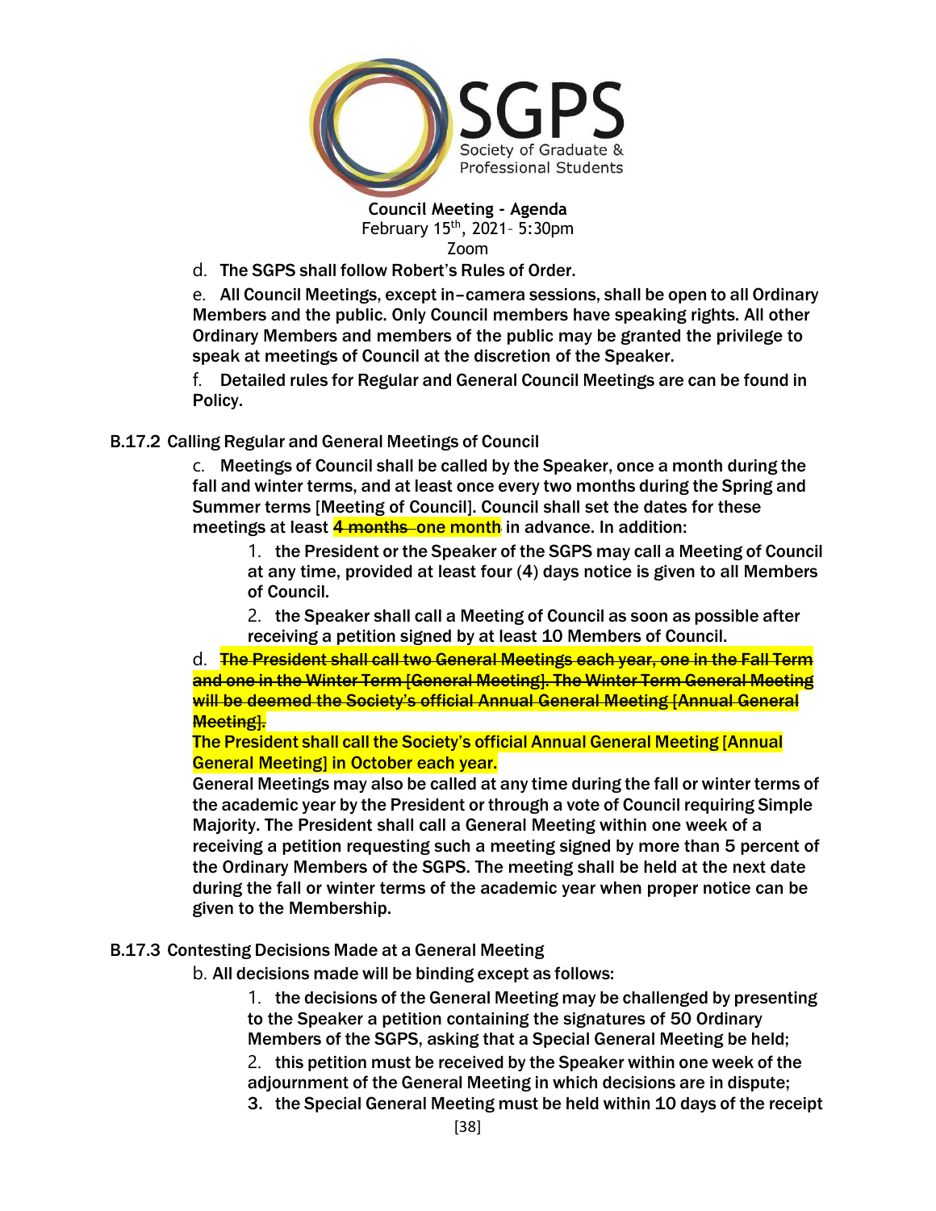**Council Meeting - Agenda**
February 15th, 2021– 5:30pm
Zoom

d. The SGPS shall follow Robert's Rules of Order.

e. All Council Meetings, except in–camera sessions, shall be open to all Ordinary Members and the public. Only Council members have speaking rights. All other Ordinary Members and members of the public may be granted the privilege to speak at meetings of Council at the discretion of the Speaker.

f. Detailed rules for Regular and General Council Meetings are can be found in Policy.

B.17.2 Calling Regular and General Meetings of Council

c. Meetings of Council shall be called by the Speaker, once a month during the fall and winter terms, and at least once every two months during the Spring and Summer terms [Meeting of Council]. Council shall set the dates for these meetings at least ~~4 months~~ one month in advance. In addition:

1. the President or the Speaker of the SGPS may call a Meeting of Council at any time, provided at least four (4) days notice is given to all Members of Council.
2. the Speaker shall call a Meeting of Council as soon as possible after receiving a petition signed by at least 10 Members of Council.

d. ~~The President shall call two General Meetings each year, one in the Fall Term and one in the Winter Term [General Meeting]. The Winter Term General Meeting will be deemed the Society's official Annual General Meeting [Annual General Meeting].~~

The President shall call the Society's official Annual General Meeting [Annual General Meeting] in October each year.

General Meetings may also be called at any time during the fall or winter terms of the academic year by the President or through a vote of Council requiring Simple Majority. The President shall call a General Meeting within one week of a receiving a petition requesting such a meeting signed by more than 5 percent of the Ordinary Members of the SGPS. The meeting shall be held at the next date during the fall or winter terms of the academic year when proper notice can be given to the Membership.

B.17.3 Contesting Decisions Made at a General Meeting

b. All decisions made will be binding except as follows:

1. the decisions of the General Meeting may be challenged by presenting to the Speaker a petition containing the signatures of 50 Ordinary Members of the SGPS, asking that a Special General Meeting be held;
2. this petition must be received by the Speaker within one week of the adjournment of the General Meeting in which decisions are in dispute;
3. the Special General Meeting must be held within 10 days of the receipt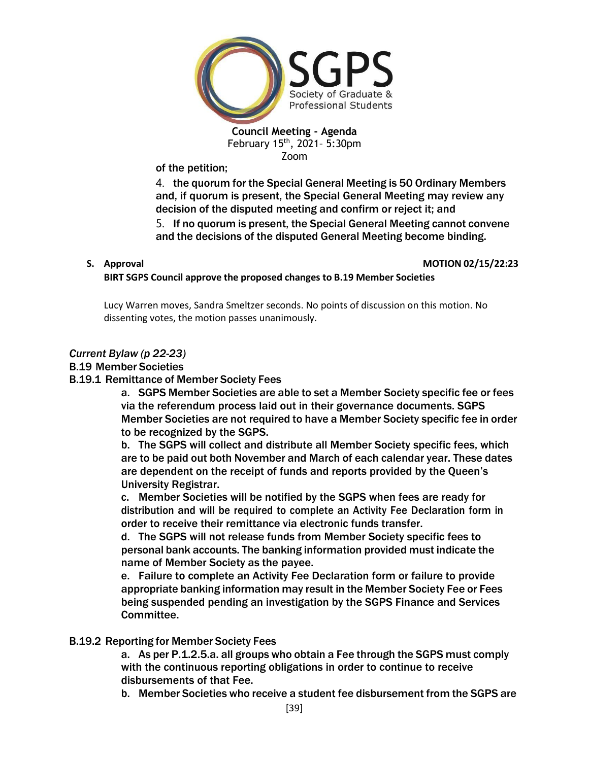of the petition;

4. the quorum for the Special General Meeting is 50 Ordinary Members and, if quorum is present, the Special General Meeting may review any decision of the disputed meeting and confirm or reject it; and

5. If no quorum is present, the Special General Meeting cannot convene and the decisions of the disputed General Meeting become binding.

**S. Approval** **MOTION 02/15/22:23**

**BIRT SGPS Council approve the proposed changes to B.19 Member Societies**

Lucy Warren moves, Sandra Smeltzer seconds. No points of discussion on this motion. No dissenting votes, the motion passes unanimously.

*Current Bylaw (p 22-23)*

B.19 Member Societies

B.19.1 Remittance of Member Society Fees

a. SGPS Member Societies are able to set a Member Society specific fee or fees via the referendum process laid out in their governance documents. SGPS Member Societies are not required to have a Member Society specific fee in order to be recognized by the SGPS.

b. The SGPS will collect and distribute all Member Society specific fees, which are to be paid out both November and March of each calendar year. These dates are dependent on the receipt of funds and reports provided by the Queen's University Registrar.

c. Member Societies will be notified by the SGPS when fees are ready for distribution and will be required to complete an Activity Fee Declaration form in order to receive their remittance via electronic funds transfer.

d. The SGPS will not release funds from Member Society specific fees to personal bank accounts. The banking information provided must indicate the name of Member Society as the payee.

e. Failure to complete an Activity Fee Declaration form or failure to provide appropriate banking information may result in the Member Society Fee or Fees being suspended pending an investigation by the SGPS Finance and Services Committee.

B.19.2 Reporting for Member Society Fees

a. As per P.1.2.5.a. all groups who obtain a Fee through the SGPS must comply with the continuous reporting obligations in order to continue to receive disbursements of that Fee.

b. Member Societies who receive a student fee disbursement from the SGPS are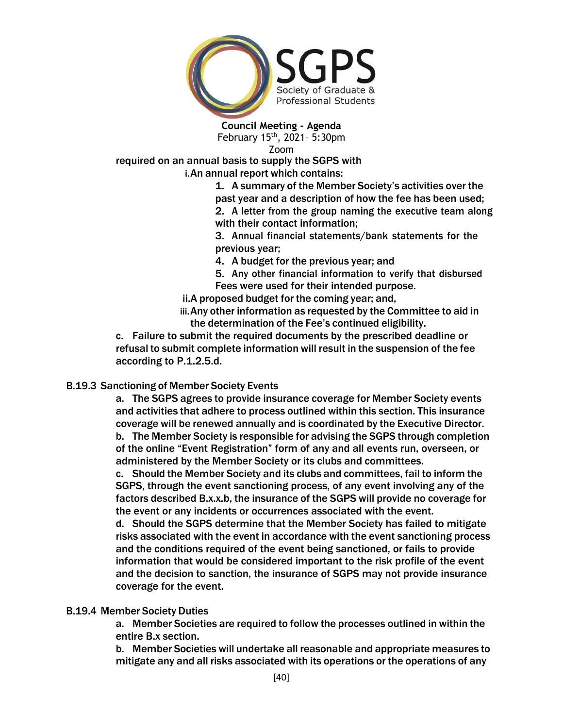required on an annual basis to supply the SGPS with

i. An annual report which contains:

1. A summary of the Member Society's activities over the past year and a description of how the fee has been used;
2. A letter from the group naming the executive team along with their contact information;
3. Annual financial statements/bank statements for the previous year;
4. A budget for the previous year; and
5. Any other financial information to verify that disbursed Fees were used for their intended purpose.

ii. A proposed budget for the coming year; and,

iii. Any other information as requested by the Committee to aid in the determination of the Fee's continued eligibility.

c. Failure to submit the required documents by the prescribed deadline or refusal to submit complete information will result in the suspension of the fee according to P.1.2.5.d.

B.19.3 Sanctioning of Member Society Events

a. The SGPS agrees to provide insurance coverage for Member Society events and activities that adhere to process outlined within this section. This insurance coverage will be renewed annually and is coordinated by the Executive Director.

b. The Member Society is responsible for advising the SGPS through completion of the online "Event Registration" form of any and all events run, overseen, or administered by the Member Society or its clubs and committees.

c. Should the Member Society and its clubs and committees, fail to inform the SGPS, through the event sanctioning process, of any event involving any of the factors described B.x.x.b, the insurance of the SGPS will provide no coverage for the event or any incidents or occurrences associated with the event.

d. Should the SGPS determine that the Member Society has failed to mitigate risks associated with the event in accordance with the event sanctioning process and the conditions required of the event being sanctioned, or fails to provide information that would be considered important to the risk profile of the event and the decision to sanction, the insurance of SGPS may not provide insurance coverage for the event.

B.19.4 Member Society Duties

a. Member Societies are required to follow the processes outlined in within the entire B.x section.

b. Member Societies will undertake all reasonable and appropriate measures to mitigate any and all risks associated with its operations or the operations of any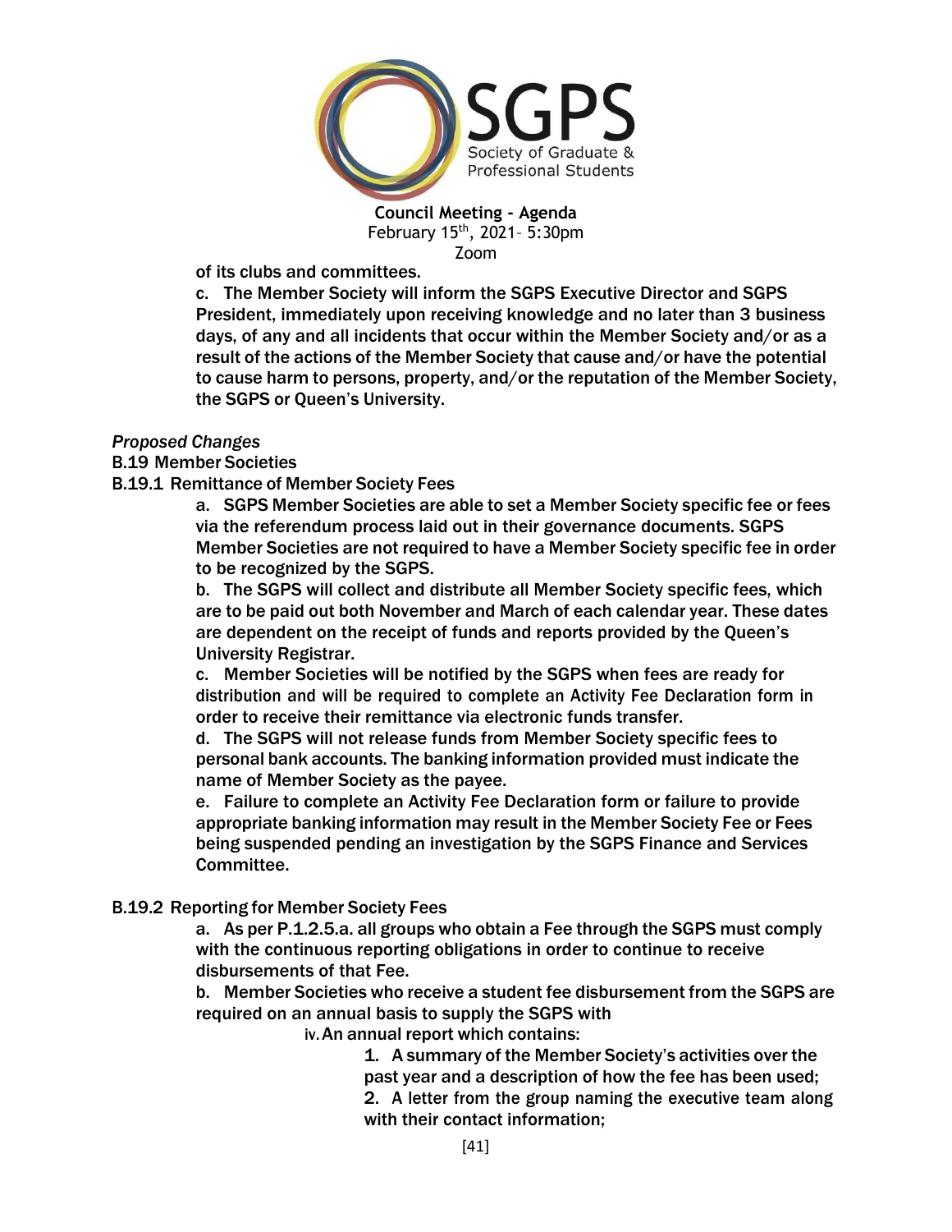of its clubs and committees.

c. The Member Society will inform the SGPS Executive Director and SGPS President, immediately upon receiving knowledge and no later than 3 business days, of any and all incidents that occur within the Member Society and/or as a result of the actions of the Member Society that cause and/or have the potential to cause harm to persons, property, and/or the reputation of the Member Society, the SGPS or Queen's University.

*Proposed Changes*

B.19 Member Societies

B.19.1 Remittance of Member Society Fees

a. SGPS Member Societies are able to set a Member Society specific fee or fees via the referendum process laid out in their governance documents. SGPS Member Societies are not required to have a Member Society specific fee in order to be recognized by the SGPS.

b. The SGPS will collect and distribute all Member Society specific fees, which are to be paid out both November and March of each calendar year. These dates are dependent on the receipt of funds and reports provided by the Queen's University Registrar.

c. Member Societies will be notified by the SGPS when fees are ready for distribution and will be required to complete an Activity Fee Declaration form in order to receive their remittance via electronic funds transfer.

d. The SGPS will not release funds from Member Society specific fees to personal bank accounts. The banking information provided must indicate the name of Member Society as the payee.

e. Failure to complete an Activity Fee Declaration form or failure to provide appropriate banking information may result in the Member Society Fee or Fees being suspended pending an investigation by the SGPS Finance and Services Committee.

B.19.2 Reporting for Member Society Fees

a. As per P.1.2.5.a. all groups who obtain a Fee through the SGPS must comply with the continuous reporting obligations in order to continue to receive disbursements of that Fee.

b. Member Societies who receive a student fee disbursement from the SGPS are required on an annual basis to supply the SGPS with

iv. An annual report which contains:

1. A summary of the Member Society's activities over the past year and a description of how the fee has been used;
2. A letter from the group naming the executive team along with their contact information;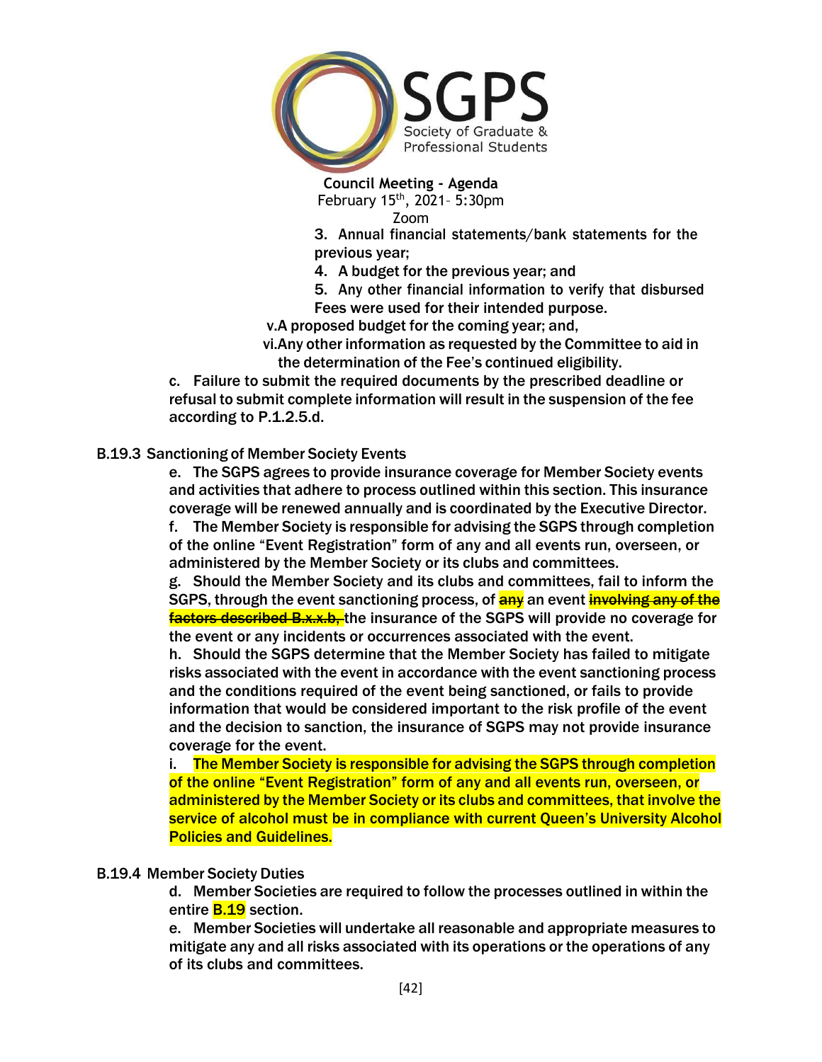**Council Meeting - Agenda**
February 15th, 2021– 5:30pm
Zoom

3. Annual financial statements/bank statements for the previous year;
4. A budget for the previous year; and
5. Any other financial information to verify that disbursed Fees were used for their intended purpose.

v. A proposed budget for the coming year; and,

vi. Any other information as requested by the Committee to aid in the determination of the Fee's continued eligibility.

c. Failure to submit the required documents by the prescribed deadline or refusal to submit complete information will result in the suspension of the fee according to P.1.2.5.d.

B.19.3 Sanctioning of Member Society Events

e. The SGPS agrees to provide insurance coverage for Member Society events and activities that adhere to process outlined within this section. This insurance coverage will be renewed annually and is coordinated by the Executive Director.

f. The Member Society is responsible for advising the SGPS through completion of the online "Event Registration" form of any and all events run, overseen, or administered by the Member Society or its clubs and committees.

g. Should the Member Society and its clubs and committees, fail to inform the SGPS, through the event sanctioning process, of ~~any~~ an event ~~involving any of the factors described B.x.x.b,~~ the insurance of the SGPS will provide no coverage for the event or any incidents or occurrences associated with the event.

h. Should the SGPS determine that the Member Society has failed to mitigate risks associated with the event in accordance with the event sanctioning process and the conditions required of the event being sanctioned, or fails to provide information that would be considered important to the risk profile of the event and the decision to sanction, the insurance of SGPS may not provide insurance coverage for the event.

i. The Member Society is responsible for advising the SGPS through completion of the online "Event Registration" form of any and all events run, overseen, or administered by the Member Society or its clubs and committees, that involve the service of alcohol must be in compliance with current Queen's University Alcohol Policies and Guidelines.

B.19.4 Member Society Duties

d. Member Societies are required to follow the processes outlined in within the entire B.19 section.

e. Member Societies will undertake all reasonable and appropriate measures to mitigate any and all risks associated with its operations or the operations of any of its clubs and committees.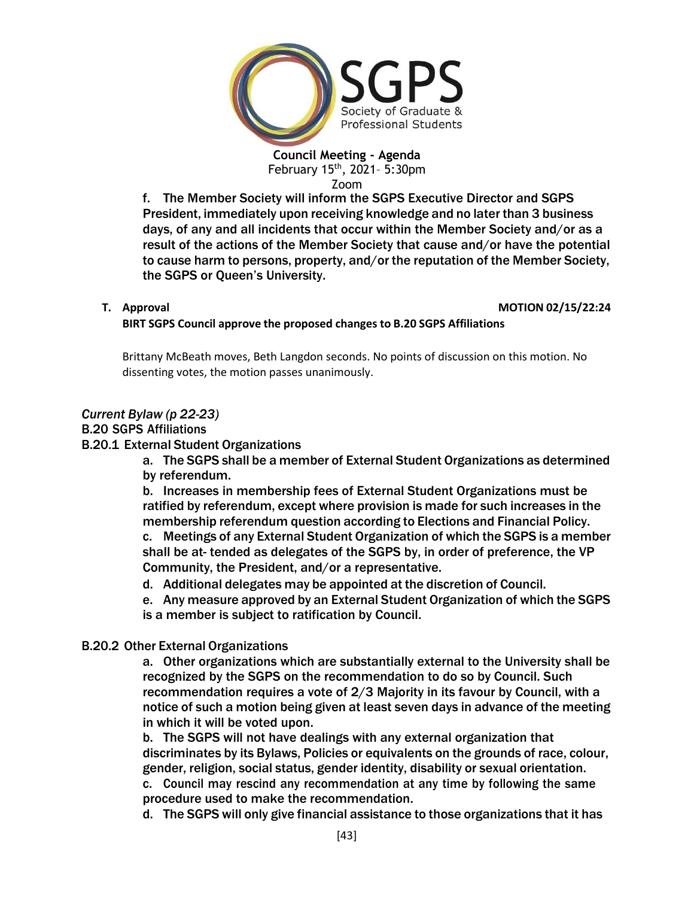f. The Member Society will inform the SGPS Executive Director and SGPS President, immediately upon receiving knowledge and no later than 3 business days, of any and all incidents that occur within the Member Society and/or as a result of the actions of the Member Society that cause and/or have the potential to cause harm to persons, property, and/or the reputation of the Member Society, the SGPS or Queen's University.

**T. Approval** **MOTION 02/15/22:24**

**BIRT SGPS Council approve the proposed changes to B.20 SGPS Affiliations**

Brittany McBeath moves, Beth Langdon seconds. No points of discussion on this motion. No dissenting votes, the motion passes unanimously.

*Current Bylaw (p 22-23)*

B.20 SGPS Affiliations

B.20.1 External Student Organizations

a. The SGPS shall be a member of External Student Organizations as determined by referendum.

b. Increases in membership fees of External Student Organizations must be ratified by referendum, except where provision is made for such increases in the membership referendum question according to Elections and Financial Policy.

c. Meetings of any External Student Organization of which the SGPS is a member shall be at- tended as delegates of the SGPS by, in order of preference, the VP Community, the President, and/or a representative.

d. Additional delegates may be appointed at the discretion of Council.

e. Any measure approved by an External Student Organization of which the SGPS is a member is subject to ratification by Council.

B.20.2 Other External Organizations

a. Other organizations which are substantially external to the University shall be recognized by the SGPS on the recommendation to do so by Council. Such recommendation requires a vote of 2/3 Majority in its favour by Council, with a notice of such a motion being given at least seven days in advance of the meeting in which it will be voted upon.

b. The SGPS will not have dealings with any external organization that discriminates by its Bylaws, Policies or equivalents on the grounds of race, colour, gender, religion, social status, gender identity, disability or sexual orientation.

c. Council may rescind any recommendation at any time by following the same procedure used to make the recommendation.

d. The SGPS will only give financial assistance to those organizations that it has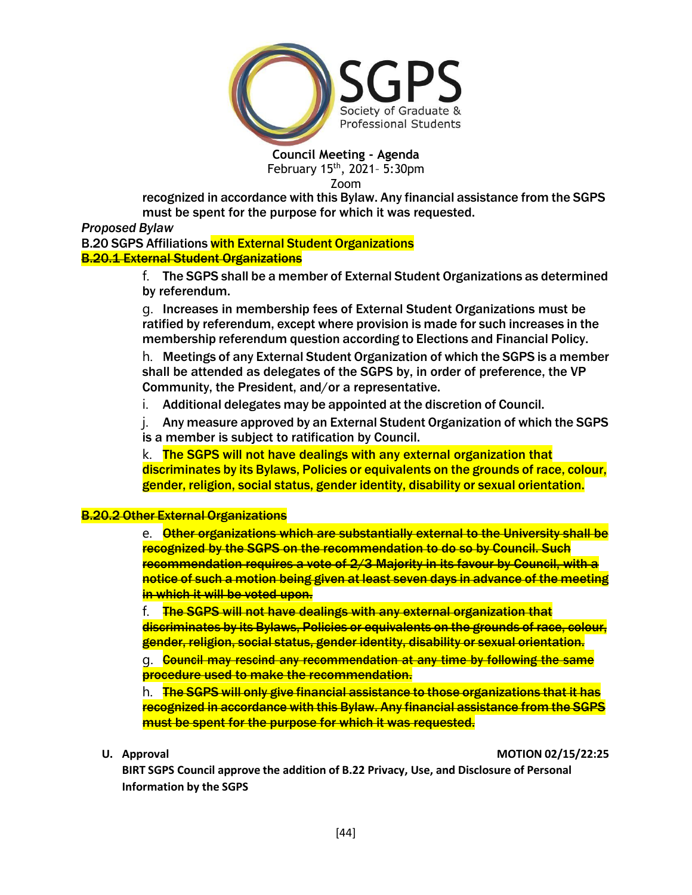recognized in accordance with this Bylaw. Any financial assistance from the SGPS must be spent for the purpose for which it was requested.

*Proposed Bylaw*

B.20 SGPS Affiliations with External Student Organizations

~~B.20.1 External Student Organizations~~

f. The SGPS shall be a member of External Student Organizations as determined by referendum.

g. Increases in membership fees of External Student Organizations must be ratified by referendum, except where provision is made for such increases in the membership referendum question according to Elections and Financial Policy.

h. Meetings of any External Student Organization of which the SGPS is a member shall be attended as delegates of the SGPS by, in order of preference, the VP Community, the President, and/or a representative.

i. Additional delegates may be appointed at the discretion of Council.

j. Any measure approved by an External Student Organization of which the SGPS is a member is subject to ratification by Council.

k. The SGPS will not have dealings with any external organization that discriminates by its Bylaws, Policies or equivalents on the grounds of race, colour, gender, religion, social status, gender identity, disability or sexual orientation.

~~B.20.2 Other External Organizations~~

~~e. Other organizations which are substantially external to the University shall be recognized by the SGPS on the recommendation to do so by Council. Such recommendation requires a vote of 2/3 Majority in its favour by Council, with a notice of such a motion being given at least seven days in advance of the meeting in which it will be voted upon.~~

~~f. The SGPS will not have dealings with any external organization that discriminates by its Bylaws, Policies or equivalents on the grounds of race, colour, gender, religion, social status, gender identity, disability or sexual orientation.~~

~~g. Council may rescind any recommendation at any time by following the same procedure used to make the recommendation.~~

~~h. The SGPS will only give financial assistance to those organizations that it has recognized in accordance with this Bylaw. Any financial assistance from the SGPS must be spent for the purpose for which it was requested.~~

**U. Approval** **MOTION 02/15/22:25**

**BIRT SGPS Council approve the addition of B.22 Privacy, Use, and Disclosure of Personal Information by the SGPS**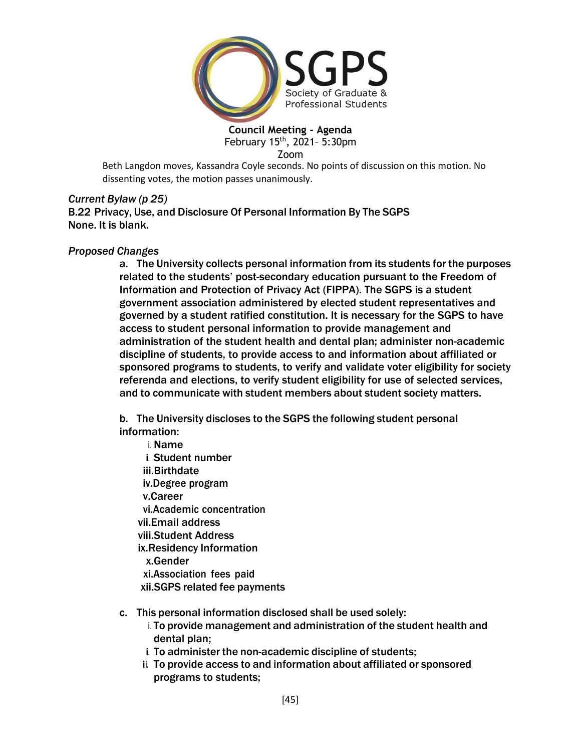**Council Meeting - Agenda**
February 15th, 2021– 5:30pm
Zoom

Beth Langdon moves, Kassandra Coyle seconds. No points of discussion on this motion. No dissenting votes, the motion passes unanimously.

*Current Bylaw (p 25)*

**B.22 Privacy, Use, and Disclosure Of Personal Information By The SGPS**
**None. It is blank.**

*Proposed Changes*

**a. The University collects personal information from its students for the purposes related to the students' post-secondary education pursuant to the Freedom of Information and Protection of Privacy Act (FIPPA). The SGPS is a student government association administered by elected student representatives and governed by a student ratified constitution. It is necessary for the SGPS to have access to student personal information to provide management and administration of the student health and dental plan; administer non-academic discipline of students, to provide access to and information about affiliated or sponsored programs to students, to verify and validate voter eligibility for society referenda and elections, to verify student eligibility for use of selected services, and to communicate with student members about student society matters.**

**b. The University discloses to the SGPS the following student personal information:**

- **i. Name**
- **ii. Student number**
- **iii. Birthdate**
- **iv. Degree program**
- **v. Career**
- **vi. Academic concentration**
- **vii. Email address**
- **viii. Student Address**
- **ix. Residency Information**
- **x. Gender**
- **xi. Association fees paid**
- **xii. SGPS related fee payments**

**c. This personal information disclosed shall be used solely:**

- **i. To provide management and administration of the student health and dental plan;**
- **ii. To administer the non-academic discipline of students;**
- **iii. To provide access to and information about affiliated or sponsored programs to students;**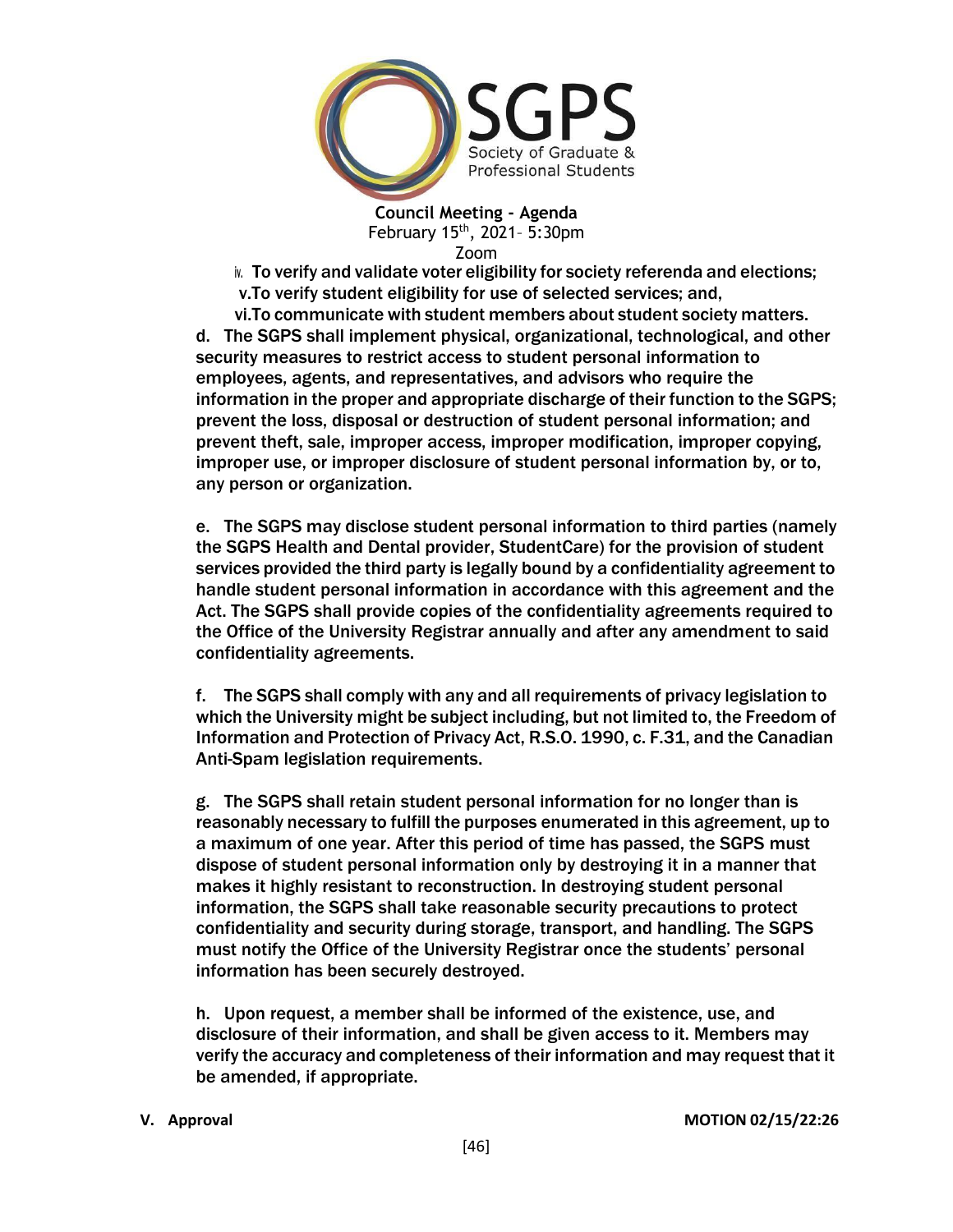iv. To verify and validate voter eligibility for society referenda and elections;

v. To verify student eligibility for use of selected services; and,

vi. To communicate with student members about student society matters.

d. The SGPS shall implement physical, organizational, technological, and other security measures to restrict access to student personal information to employees, agents, and representatives, and advisors who require the information in the proper and appropriate discharge of their function to the SGPS; prevent the loss, disposal or destruction of student personal information; and prevent theft, sale, improper access, improper modification, improper copying, improper use, or improper disclosure of student personal information by, or to, any person or organization.

e. The SGPS may disclose student personal information to third parties (namely the SGPS Health and Dental provider, StudentCare) for the provision of student services provided the third party is legally bound by a confidentiality agreement to handle student personal information in accordance with this agreement and the Act. The SGPS shall provide copies of the confidentiality agreements required to the Office of the University Registrar annually and after any amendment to said confidentiality agreements.

f. The SGPS shall comply with any and all requirements of privacy legislation to which the University might be subject including, but not limited to, the Freedom of Information and Protection of Privacy Act, R.S.O. 1990, c. F.31, and the Canadian Anti-Spam legislation requirements.

g. The SGPS shall retain student personal information for no longer than is reasonably necessary to fulfill the purposes enumerated in this agreement, up to a maximum of one year. After this period of time has passed, the SGPS must dispose of student personal information only by destroying it in a manner that makes it highly resistant to reconstruction. In destroying student personal information, the SGPS shall take reasonable security precautions to protect confidentiality and security during storage, transport, and handling. The SGPS must notify the Office of the University Registrar once the students' personal information has been securely destroyed.

h. Upon request, a member shall be informed of the existence, use, and disclosure of their information, and shall be given access to it. Members may verify the accuracy and completeness of their information and may request that it be amended, if appropriate.

**V. Approval** **MOTION 02/15/22:26**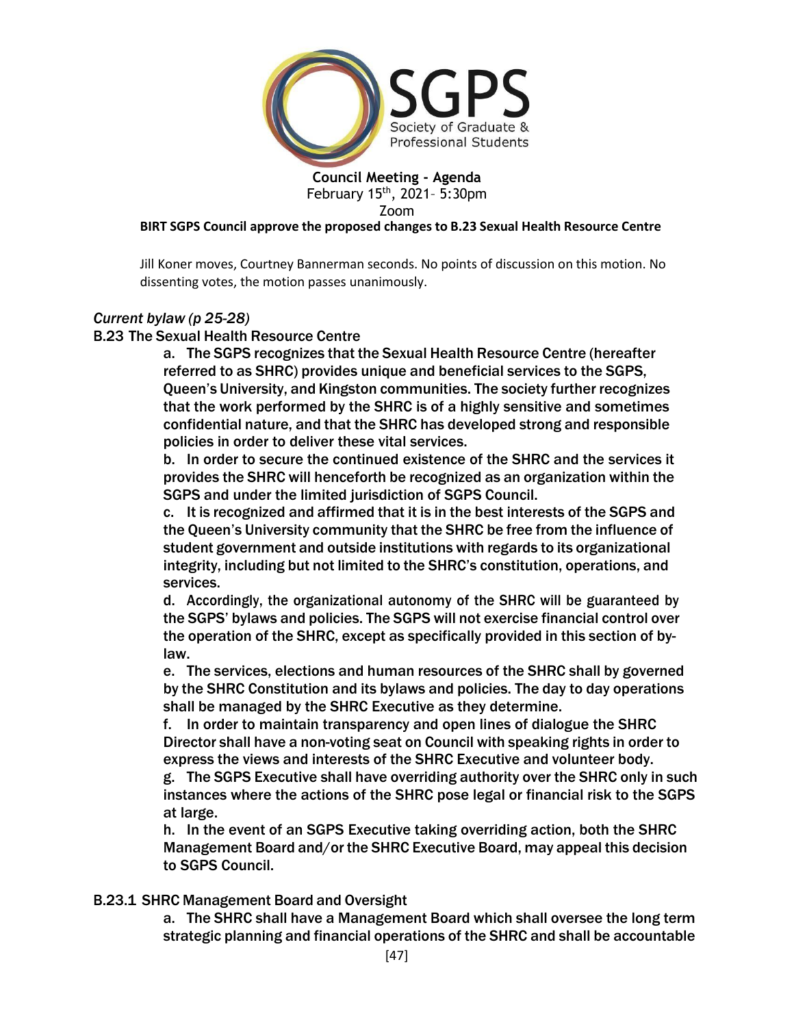**Council Meeting - Agenda**
February 15th, 2021– 5:30pm
Zoom

**BIRT SGPS Council approve the proposed changes to B.23 Sexual Health Resource Centre**

Jill Koner moves, Courtney Bannerman seconds. No points of discussion on this motion. No dissenting votes, the motion passes unanimously.

*Current bylaw (p 25-28)*

**B.23 The Sexual Health Resource Centre**

a. The SGPS recognizes that the Sexual Health Resource Centre (hereafter referred to as SHRC) provides unique and beneficial services to the SGPS, Queen's University, and Kingston communities. The society further recognizes that the work performed by the SHRC is of a highly sensitive and sometimes confidential nature, and that the SHRC has developed strong and responsible policies in order to deliver these vital services.

b. In order to secure the continued existence of the SHRC and the services it provides the SHRC will henceforth be recognized as an organization within the SGPS and under the limited jurisdiction of SGPS Council.

c. It is recognized and affirmed that it is in the best interests of the SGPS and the Queen's University community that the SHRC be free from the influence of student government and outside institutions with regards to its organizational integrity, including but not limited to the SHRC's constitution, operations, and services.

d. Accordingly, the organizational autonomy of the SHRC will be guaranteed by the SGPS' bylaws and policies. The SGPS will not exercise financial control over the operation of the SHRC, except as specifically provided in this section of by-law.

e. The services, elections and human resources of the SHRC shall by governed by the SHRC Constitution and its bylaws and policies. The day to day operations shall be managed by the SHRC Executive as they determine.

f. In order to maintain transparency and open lines of dialogue the SHRC Director shall have a non-voting seat on Council with speaking rights in order to express the views and interests of the SHRC Executive and volunteer body.

g. The SGPS Executive shall have overriding authority over the SHRC only in such instances where the actions of the SHRC pose legal or financial risk to the SGPS at large.

h. In the event of an SGPS Executive taking overriding action, both the SHRC Management Board and/or the SHRC Executive Board, may appeal this decision to SGPS Council.

**B.23.1 SHRC Management Board and Oversight**

a. The SHRC shall have a Management Board which shall oversee the long term strategic planning and financial operations of the SHRC and shall be accountable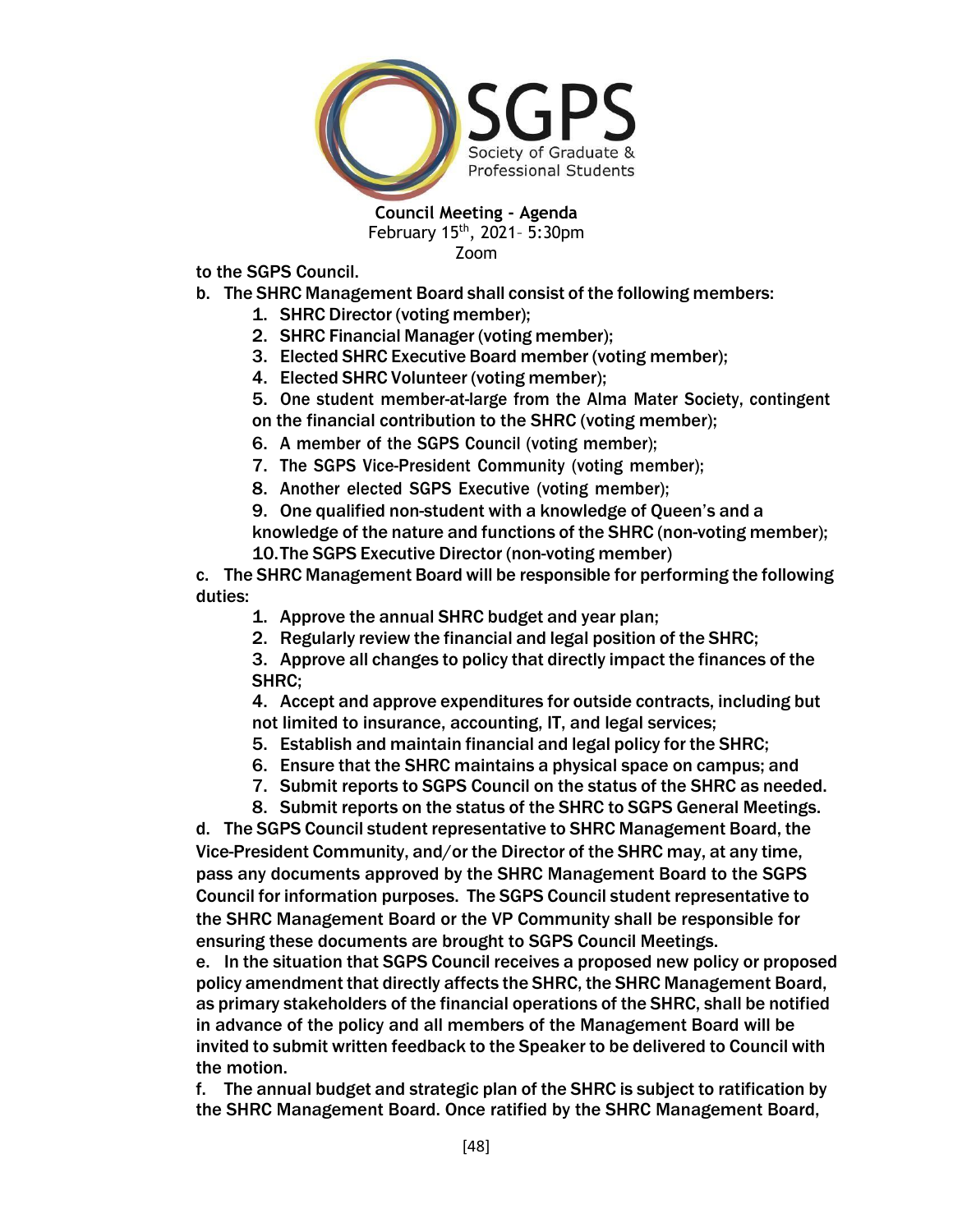to the SGPS Council.

b. The SHRC Management Board shall consist of the following members:

1. SHRC Director (voting member);
2. SHRC Financial Manager (voting member);
3. Elected SHRC Executive Board member (voting member);
4. Elected SHRC Volunteer (voting member);
5. One student member-at-large from the Alma Mater Society, contingent on the financial contribution to the SHRC (voting member);
6. A member of the SGPS Council (voting member);
7. The SGPS Vice-President Community (voting member);
8. Another elected SGPS Executive (voting member);
9. One qualified non-student with a knowledge of Queen's and a knowledge of the nature and functions of the SHRC (non-voting member);
10. The SGPS Executive Director (non-voting member)

c. The SHRC Management Board will be responsible for performing the following duties:

1. Approve the annual SHRC budget and year plan;
2. Regularly review the financial and legal position of the SHRC;
3. Approve all changes to policy that directly impact the finances of the SHRC;
4. Accept and approve expenditures for outside contracts, including but not limited to insurance, accounting, IT, and legal services;
5. Establish and maintain financial and legal policy for the SHRC;
6. Ensure that the SHRC maintains a physical space on campus; and
7. Submit reports to SGPS Council on the status of the SHRC as needed.
8. Submit reports on the status of the SHRC to SGPS General Meetings.

d. The SGPS Council student representative to SHRC Management Board, the Vice-President Community, and/or the Director of the SHRC may, at any time, pass any documents approved by the SHRC Management Board to the SGPS Council for information purposes. The SGPS Council student representative to the SHRC Management Board or the VP Community shall be responsible for ensuring these documents are brought to SGPS Council Meetings.

e. In the situation that SGPS Council receives a proposed new policy or proposed policy amendment that directly affects the SHRC, the SHRC Management Board, as primary stakeholders of the financial operations of the SHRC, shall be notified in advance of the policy and all members of the Management Board will be invited to submit written feedback to the Speaker to be delivered to Council with the motion.

f. The annual budget and strategic plan of the SHRC is subject to ratification by the SHRC Management Board. Once ratified by the SHRC Management Board,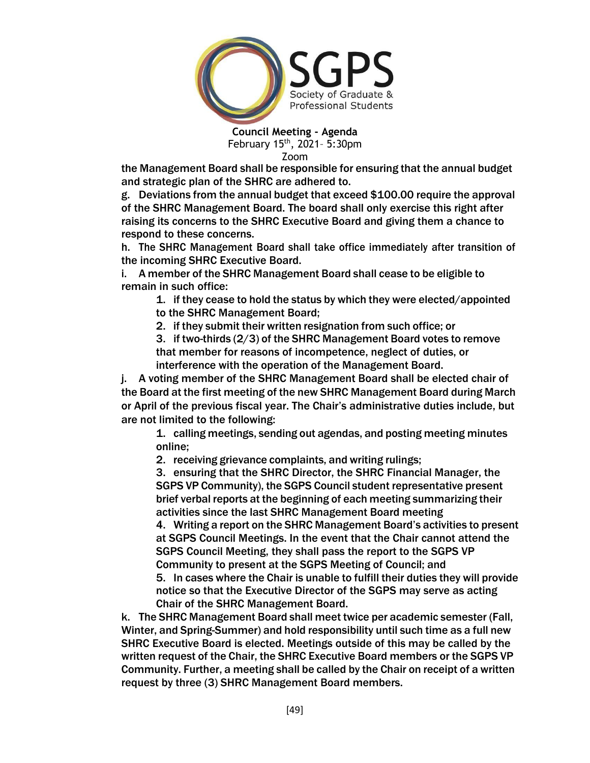the Management Board shall be responsible for ensuring that the annual budget and strategic plan of the SHRC are adhered to.

g. Deviations from the annual budget that exceed $100.00 require the approval of the SHRC Management Board. The board shall only exercise this right after raising its concerns to the SHRC Executive Board and giving them a chance to respond to these concerns.

h. The SHRC Management Board shall take office immediately after transition of the incoming SHRC Executive Board.

i. A member of the SHRC Management Board shall cease to be eligible to remain in such office:

1. if they cease to hold the status by which they were elected/appointed to the SHRC Management Board;
2. if they submit their written resignation from such office; or
3. if two-thirds (2/3) of the SHRC Management Board votes to remove that member for reasons of incompetence, neglect of duties, or interference with the operation of the Management Board.

j. A voting member of the SHRC Management Board shall be elected chair of the Board at the first meeting of the new SHRC Management Board during March or April of the previous fiscal year. The Chair's administrative duties include, but are not limited to the following:

1. calling meetings, sending out agendas, and posting meeting minutes online;
2. receiving grievance complaints, and writing rulings;
3. ensuring that the SHRC Director, the SHRC Financial Manager, the SGPS VP Community), the SGPS Council student representative present brief verbal reports at the beginning of each meeting summarizing their activities since the last SHRC Management Board meeting
4. Writing a report on the SHRC Management Board's activities to present at SGPS Council Meetings. In the event that the Chair cannot attend the SGPS Council Meeting, they shall pass the report to the SGPS VP Community to present at the SGPS Meeting of Council; and
5. In cases where the Chair is unable to fulfill their duties they will provide notice so that the Executive Director of the SGPS may serve as acting Chair of the SHRC Management Board.

k. The SHRC Management Board shall meet twice per academic semester (Fall, Winter, and Spring-Summer) and hold responsibility until such time as a full new SHRC Executive Board is elected. Meetings outside of this may be called by the written request of the Chair, the SHRC Executive Board members or the SGPS VP Community. Further, a meeting shall be called by the Chair on receipt of a written request by three (3) SHRC Management Board members.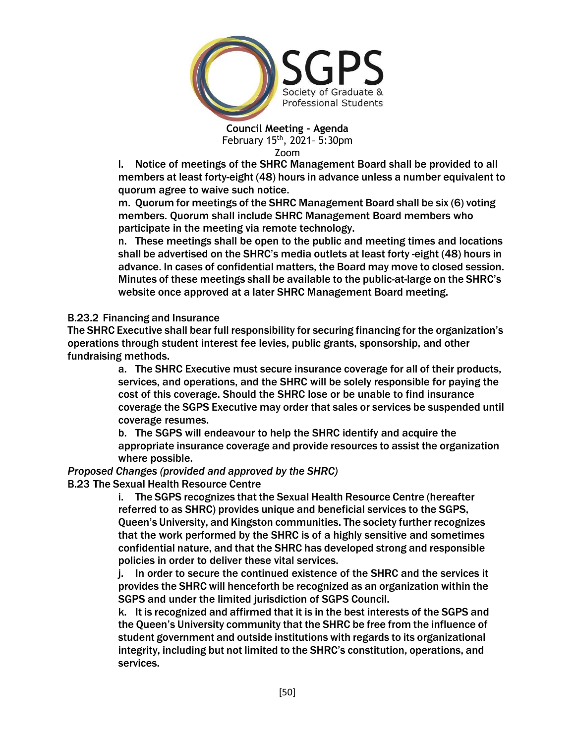l. Notice of meetings of the SHRC Management Board shall be provided to all members at least forty-eight (48) hours in advance unless a number equivalent to quorum agree to waive such notice.

m. Quorum for meetings of the SHRC Management Board shall be six (6) voting members. Quorum shall include SHRC Management Board members who participate in the meeting via remote technology.

n. These meetings shall be open to the public and meeting times and locations shall be advertised on the SHRC's media outlets at least forty -eight (48) hours in advance. In cases of confidential matters, the Board may move to closed session. Minutes of these meetings shall be available to the public-at-large on the SHRC's website once approved at a later SHRC Management Board meeting.

B.23.2 Financing and Insurance

The SHRC Executive shall bear full responsibility for securing financing for the organization's operations through student interest fee levies, public grants, sponsorship, and other fundraising methods.

a. The SHRC Executive must secure insurance coverage for all of their products, services, and operations, and the SHRC will be solely responsible for paying the cost of this coverage. Should the SHRC lose or be unable to find insurance coverage the SGPS Executive may order that sales or services be suspended until coverage resumes.

b. The SGPS will endeavour to help the SHRC identify and acquire the appropriate insurance coverage and provide resources to assist the organization where possible.

*Proposed Changes (provided and approved by the SHRC)*

B.23 The Sexual Health Resource Centre

i. The SGPS recognizes that the Sexual Health Resource Centre (hereafter referred to as SHRC) provides unique and beneficial services to the SGPS, Queen's University, and Kingston communities. The society further recognizes that the work performed by the SHRC is of a highly sensitive and sometimes confidential nature, and that the SHRC has developed strong and responsible policies in order to deliver these vital services.

j. In order to secure the continued existence of the SHRC and the services it provides the SHRC will henceforth be recognized as an organization within the SGPS and under the limited jurisdiction of SGPS Council.

k. It is recognized and affirmed that it is in the best interests of the SGPS and the Queen's University community that the SHRC be free from the influence of student government and outside institutions with regards to its organizational integrity, including but not limited to the SHRC's constitution, operations, and services.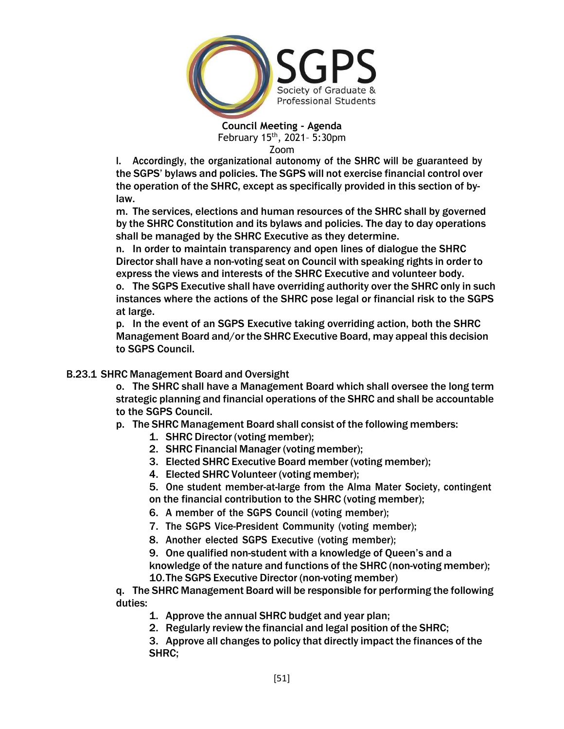l. Accordingly, the organizational autonomy of the SHRC will be guaranteed by the SGPS' bylaws and policies. The SGPS will not exercise financial control over the operation of the SHRC, except as specifically provided in this section of by-law.

m. The services, elections and human resources of the SHRC shall by governed by the SHRC Constitution and its bylaws and policies. The day to day operations shall be managed by the SHRC Executive as they determine.

n. In order to maintain transparency and open lines of dialogue the SHRC Director shall have a non-voting seat on Council with speaking rights in order to express the views and interests of the SHRC Executive and volunteer body.

o. The SGPS Executive shall have overriding authority over the SHRC only in such instances where the actions of the SHRC pose legal or financial risk to the SGPS at large.

p. In the event of an SGPS Executive taking overriding action, both the SHRC Management Board and/or the SHRC Executive Board, may appeal this decision to SGPS Council.

B.23.1 SHRC Management Board and Oversight

o. The SHRC shall have a Management Board which shall oversee the long term strategic planning and financial operations of the SHRC and shall be accountable to the SGPS Council.

p. The SHRC Management Board shall consist of the following members:

1. SHRC Director (voting member);
2. SHRC Financial Manager (voting member);
3. Elected SHRC Executive Board member (voting member);
4. Elected SHRC Volunteer (voting member);
5. One student member-at-large from the Alma Mater Society, contingent on the financial contribution to the SHRC (voting member);
6. A member of the SGPS Council (voting member);
7. The SGPS Vice-President Community (voting member);
8. Another elected SGPS Executive (voting member);
9. One qualified non-student with a knowledge of Queen's and a knowledge of the nature and functions of the SHRC (non-voting member);
10. The SGPS Executive Director (non-voting member)

q. The SHRC Management Board will be responsible for performing the following duties:

1. Approve the annual SHRC budget and year plan;
2. Regularly review the financial and legal position of the SHRC;
3. Approve all changes to policy that directly impact the finances of the SHRC;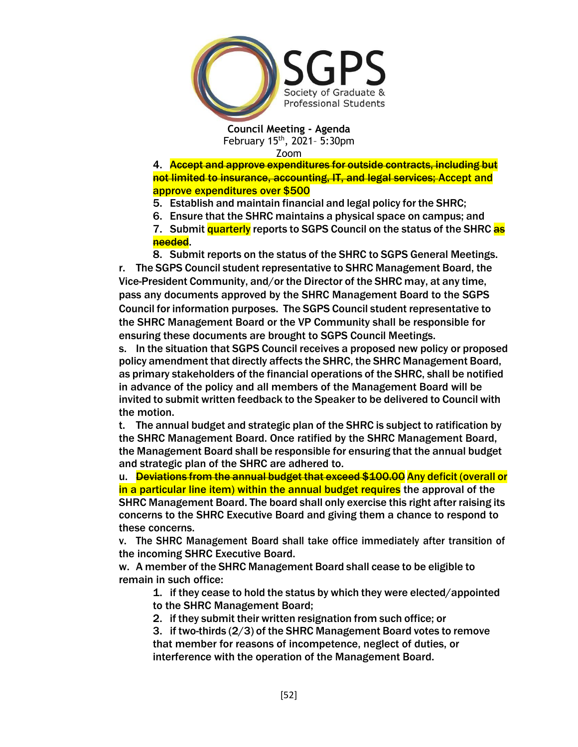4. ~~Accept and approve expenditures for outside contracts, including but not limited to insurance, accounting, IT, and legal services;~~ Accept and approve expenditures over $500
5. Establish and maintain financial and legal policy for the SHRC;
6. Ensure that the SHRC maintains a physical space on campus; and
7. Submit quarterly reports to SGPS Council on the status of the SHRC ~~as needed~~.
8. Submit reports on the status of the SHRC to SGPS General Meetings.

r. The SGPS Council student representative to SHRC Management Board, the Vice-President Community, and/or the Director of the SHRC may, at any time, pass any documents approved by the SHRC Management Board to the SGPS Council for information purposes. The SGPS Council student representative to the SHRC Management Board or the VP Community shall be responsible for ensuring these documents are brought to SGPS Council Meetings.

s. In the situation that SGPS Council receives a proposed new policy or proposed policy amendment that directly affects the SHRC, the SHRC Management Board, as primary stakeholders of the financial operations of the SHRC, shall be notified in advance of the policy and all members of the Management Board will be invited to submit written feedback to the Speaker to be delivered to Council with the motion.

t. The annual budget and strategic plan of the SHRC is subject to ratification by the SHRC Management Board. Once ratified by the SHRC Management Board, the Management Board shall be responsible for ensuring that the annual budget and strategic plan of the SHRC are adhered to.

u. ~~Deviations from the annual budget that exceed $100.00~~ Any deficit (overall or in a particular line item) within the annual budget requires the approval of the SHRC Management Board. The board shall only exercise this right after raising its concerns to the SHRC Executive Board and giving them a chance to respond to these concerns.

v. The SHRC Management Board shall take office immediately after transition of the incoming SHRC Executive Board.

w. A member of the SHRC Management Board shall cease to be eligible to remain in such office:

1. if they cease to hold the status by which they were elected/appointed to the SHRC Management Board;
2. if they submit their written resignation from such office; or
3. if two-thirds (2/3) of the SHRC Management Board votes to remove that member for reasons of incompetence, neglect of duties, or interference with the operation of the Management Board.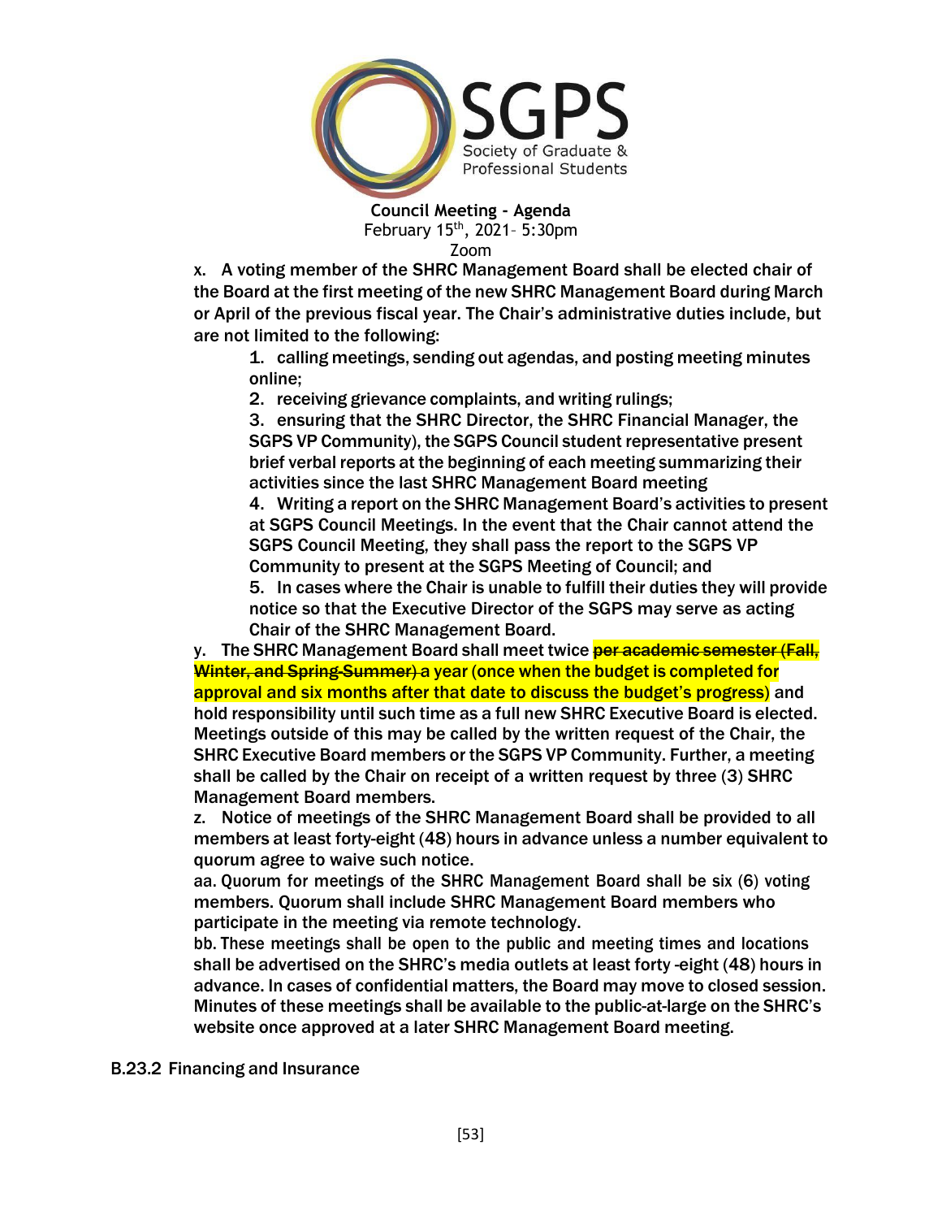x. A voting member of the SHRC Management Board shall be elected chair of the Board at the first meeting of the new SHRC Management Board during March or April of the previous fiscal year. The Chair's administrative duties include, but are not limited to the following:

1. calling meetings, sending out agendas, and posting meeting minutes online;
2. receiving grievance complaints, and writing rulings;
3. ensuring that the SHRC Director, the SHRC Financial Manager, the SGPS VP Community), the SGPS Council student representative present brief verbal reports at the beginning of each meeting summarizing their activities since the last SHRC Management Board meeting
4. Writing a report on the SHRC Management Board's activities to present at SGPS Council Meetings. In the event that the Chair cannot attend the SGPS Council Meeting, they shall pass the report to the SGPS VP Community to present at the SGPS Meeting of Council; and
5. In cases where the Chair is unable to fulfill their duties they will provide notice so that the Executive Director of the SGPS may serve as acting Chair of the SHRC Management Board.

y. The SHRC Management Board shall meet twice ~~per academic semester (Fall, Winter, and Spring-Summer)~~ a year (once when the budget is completed for approval and six months after that date to discuss the budget's progress) and hold responsibility until such time as a full new SHRC Executive Board is elected. Meetings outside of this may be called by the written request of the Chair, the SHRC Executive Board members or the SGPS VP Community. Further, a meeting shall be called by the Chair on receipt of a written request by three (3) SHRC Management Board members.

z. Notice of meetings of the SHRC Management Board shall be provided to all members at least forty-eight (48) hours in advance unless a number equivalent to quorum agree to waive such notice.

aa. Quorum for meetings of the SHRC Management Board shall be six (6) voting members. Quorum shall include SHRC Management Board members who participate in the meeting via remote technology.

bb. These meetings shall be open to the public and meeting times and locations shall be advertised on the SHRC's media outlets at least forty -eight (48) hours in advance. In cases of confidential matters, the Board may move to closed session. Minutes of these meetings shall be available to the public-at-large on the SHRC's website once approved at a later SHRC Management Board meeting.

B.23.2 Financing and Insurance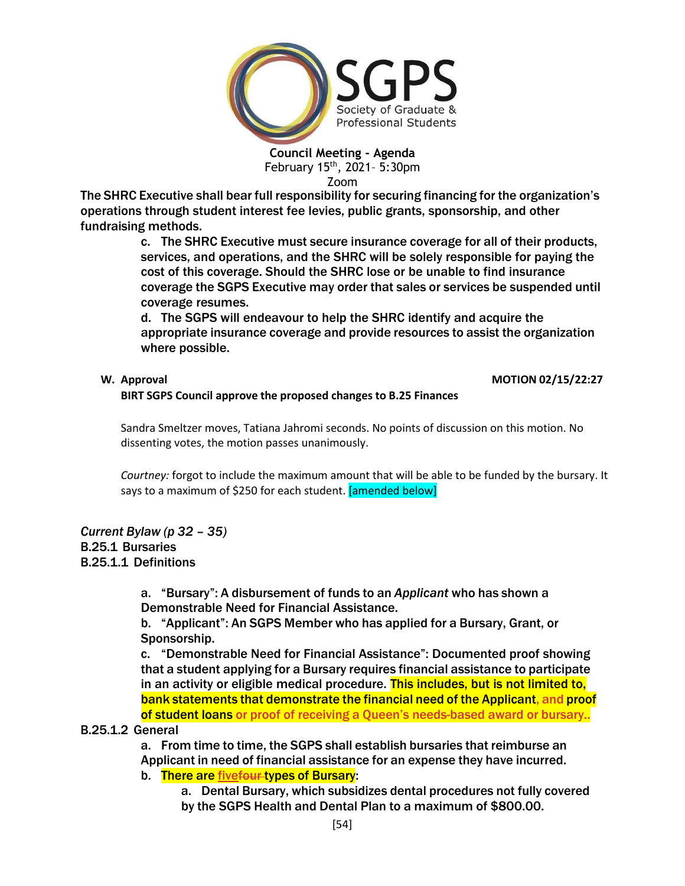**Council Meeting - Agenda**
February 15th, 2021– 5:30pm
Zoom

**The SHRC Executive shall bear full responsibility for securing financing for the organization's operations through student interest fee levies, public grants, sponsorship, and other fundraising methods.**

> **c. The SHRC Executive must secure insurance coverage for all of their products, services, and operations, and the SHRC will be solely responsible for paying the cost of this coverage. Should the SHRC lose or be unable to find insurance coverage the SGPS Executive may order that sales or services be suspended until coverage resumes.**
>
> **d. The SGPS will endeavour to help the SHRC identify and acquire the appropriate insurance coverage and provide resources to assist the organization where possible.**

**W. Approval** **MOTION 02/15/22:27**

**BIRT SGPS Council approve the proposed changes to B.25 Finances**

Sandra Smeltzer moves, Tatiana Jahromi seconds. No points of discussion on this motion. No dissenting votes, the motion passes unanimously.

*Courtney:* forgot to include the maximum amount that will be able to be funded by the bursary. It says to a maximum of $250 for each student. [amended below]

*Current Bylaw (p 32 – 35)*
**B.25.1 Bursaries**
**B.25.1.1 Definitions**

> **a. "Bursary": A disbursement of funds to an *Applicant* who has shown a Demonstrable Need for Financial Assistance.**
>
> **b. "Applicant": An SGPS Member who has applied for a Bursary, Grant, or Sponsorship.**
>
> **c. "Demonstrable Need for Financial Assistance": Documented proof showing that a student applying for a Bursary requires financial assistance to participate in an activity or eligible medical procedure. This includes, but is not limited to, bank statements that demonstrate the financial need of the Applicant, and proof of student loans or proof of receiving a Queen's needs-based award or bursary..**

**B.25.1.2 General**

> **a. From time to time, the SGPS shall establish bursaries that reimburse an Applicant in need of financial assistance for an expense they have incurred.**
>
> **b. There are <u>five</u>~~four~~ types of Bursary:**
>
> > **a. Dental Bursary, which subsidizes dental procedures not fully covered by the SGPS Health and Dental Plan to a maximum of $800.00.**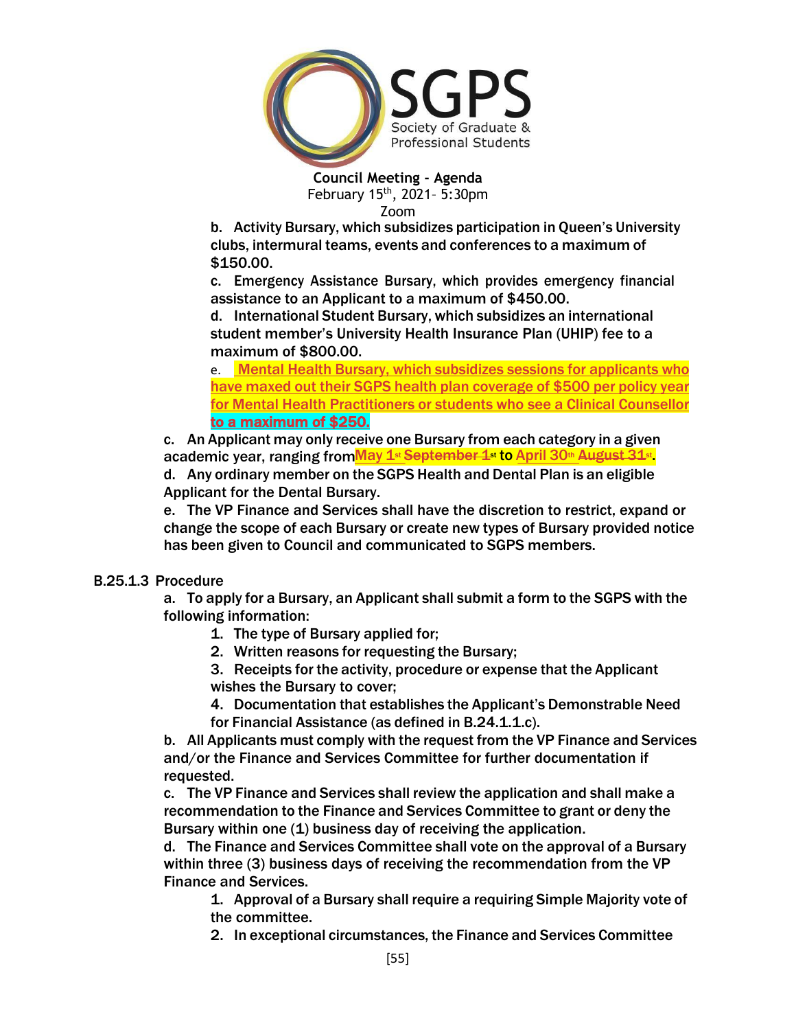b. Activity Bursary, which subsidizes participation in Queen's University clubs, intermural teams, events and conferences to a maximum of $150.00.

c. Emergency Assistance Bursary, which provides emergency financial assistance to an Applicant to a maximum of $450.00.

d. International Student Bursary, which subsidizes an international student member's University Health Insurance Plan (UHIP) fee to a maximum of $800.00.

e. Mental Health Bursary, which subsidizes sessions for applicants who have maxed out their SGPS health plan coverage of $500 per policy year for Mental Health Practitioners or students who see a Clinical Counsellor to a maximum of $250.

c. An Applicant may only receive one Bursary from each category in a given academic year, ranging from May 1st ~~September 1st~~ to April 30th ~~August 31st~~.

d. Any ordinary member on the SGPS Health and Dental Plan is an eligible Applicant for the Dental Bursary.

e. The VP Finance and Services shall have the discretion to restrict, expand or change the scope of each Bursary or create new types of Bursary provided notice has been given to Council and communicated to SGPS members.

B.25.1.3 Procedure

a. To apply for a Bursary, an Applicant shall submit a form to the SGPS with the following information:

1. The type of Bursary applied for;
2. Written reasons for requesting the Bursary;
3. Receipts for the activity, procedure or expense that the Applicant wishes the Bursary to cover;
4. Documentation that establishes the Applicant's Demonstrable Need for Financial Assistance (as defined in B.24.1.1.c).

b. All Applicants must comply with the request from the VP Finance and Services and/or the Finance and Services Committee for further documentation if requested.

c. The VP Finance and Services shall review the application and shall make a recommendation to the Finance and Services Committee to grant or deny the Bursary within one (1) business day of receiving the application.

d. The Finance and Services Committee shall vote on the approval of a Bursary within three (3) business days of receiving the recommendation from the VP Finance and Services.

1. Approval of a Bursary shall require a requiring Simple Majority vote of the committee.
2. In exceptional circumstances, the Finance and Services Committee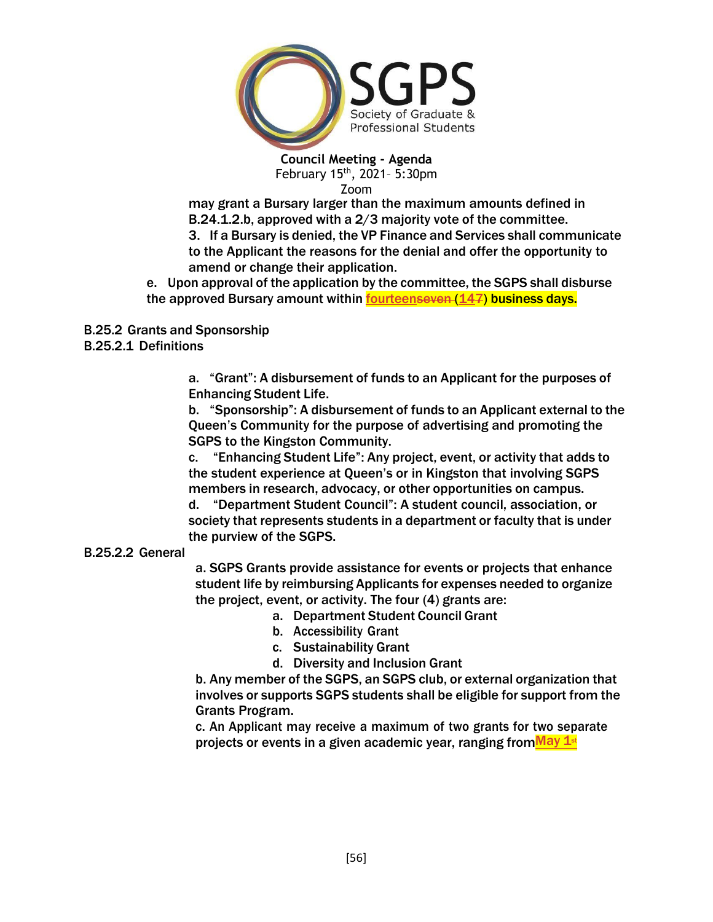may grant a Bursary larger than the maximum amounts defined in B.24.1.2.b, approved with a 2/3 majority vote of the committee.

3. If a Bursary is denied, the VP Finance and Services shall communicate to the Applicant the reasons for the denial and offer the opportunity to amend or change their application.

e. Upon approval of the application by the committee, the SGPS shall disburse the approved Bursary amount within fourteen~~seven~~ (14~~7~~) business days.

B.25.2 Grants and Sponsorship

B.25.2.1 Definitions

a. "Grant": A disbursement of funds to an Applicant for the purposes of Enhancing Student Life.

b. "Sponsorship": A disbursement of funds to an Applicant external to the Queen's Community for the purpose of advertising and promoting the SGPS to the Kingston Community.

c. "Enhancing Student Life": Any project, event, or activity that adds to the student experience at Queen's or in Kingston that involving SGPS members in research, advocacy, or other opportunities on campus.

d. "Department Student Council": A student council, association, or society that represents students in a department or faculty that is under the purview of the SGPS.

B.25.2.2 General

a. SGPS Grants provide assistance for events or projects that enhance student life by reimbursing Applicants for expenses needed to organize the project, event, or activity. The four (4) grants are:

a. Department Student Council Grant
b. Accessibility Grant
c. Sustainability Grant
d. Diversity and Inclusion Grant

b. Any member of the SGPS, an SGPS club, or external organization that involves or supports SGPS students shall be eligible for support from the Grants Program.

c. An Applicant may receive a maximum of two grants for two separate projects or events in a given academic year, ranging from May 1st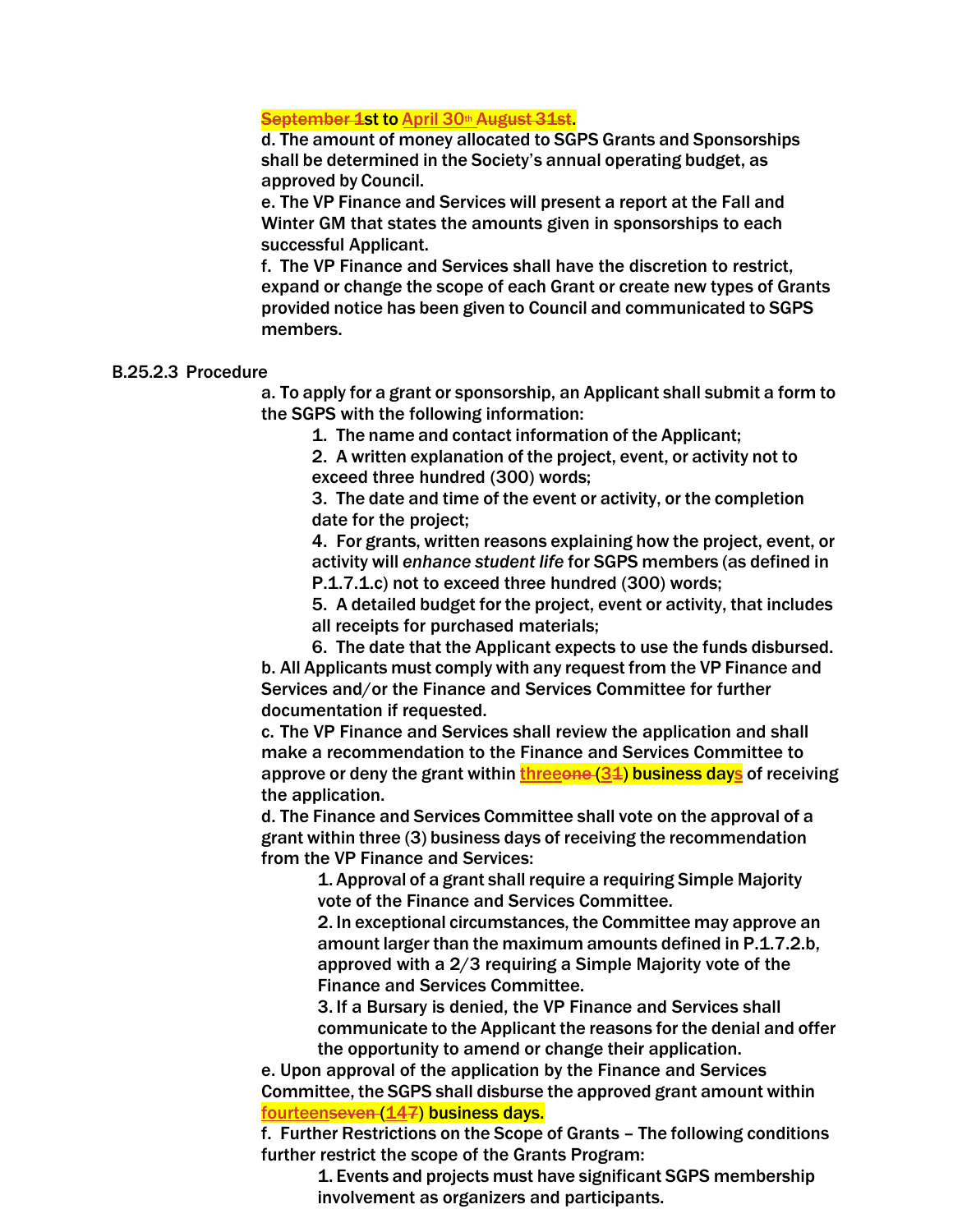September 1st to April 30th August 31st.

d. The amount of money allocated to SGPS Grants and Sponsorships shall be determined in the Society's annual operating budget, as approved by Council.

e. The VP Finance and Services will present a report at the Fall and Winter GM that states the amounts given in sponsorships to each successful Applicant.

f. The VP Finance and Services shall have the discretion to restrict, expand or change the scope of each Grant or create new types of Grants provided notice has been given to Council and communicated to SGPS members.

B.25.2.3 Procedure

a. To apply for a grant or sponsorship, an Applicant shall submit a form to the SGPS with the following information:

1. The name and contact information of the Applicant;
2. A written explanation of the project, event, or activity not to exceed three hundred (300) words;
3. The date and time of the event or activity, or the completion date for the project;
4. For grants, written reasons explaining how the project, event, or activity will *enhance student life* for SGPS members (as defined in P.1.7.1.c) not to exceed three hundred (300) words;
5. A detailed budget for the project, event or activity, that includes all receipts for purchased materials;
6. The date that the Applicant expects to use the funds disbursed.

b. All Applicants must comply with any request from the VP Finance and Services and/or the Finance and Services Committee for further documentation if requested.

c. The VP Finance and Services shall review the application and shall make a recommendation to the Finance and Services Committee to approve or deny the grant within threeone (31) business days of receiving the application.

d. The Finance and Services Committee shall vote on the approval of a grant within three (3) business days of receiving the recommendation from the VP Finance and Services:

1. Approval of a grant shall require a requiring Simple Majority vote of the Finance and Services Committee.
2. In exceptional circumstances, the Committee may approve an amount larger than the maximum amounts defined in P.1.7.2.b, approved with a 2/3 requiring a Simple Majority vote of the Finance and Services Committee.
3. If a Bursary is denied, the VP Finance and Services shall communicate to the Applicant the reasons for the denial and offer the opportunity to amend or change their application.

e. Upon approval of the application by the Finance and Services Committee, the SGPS shall disburse the approved grant amount within fourteenseven (147) business days.

f. Further Restrictions on the Scope of Grants – The following conditions further restrict the scope of the Grants Program:

1. Events and projects must have significant SGPS membership involvement as organizers and participants.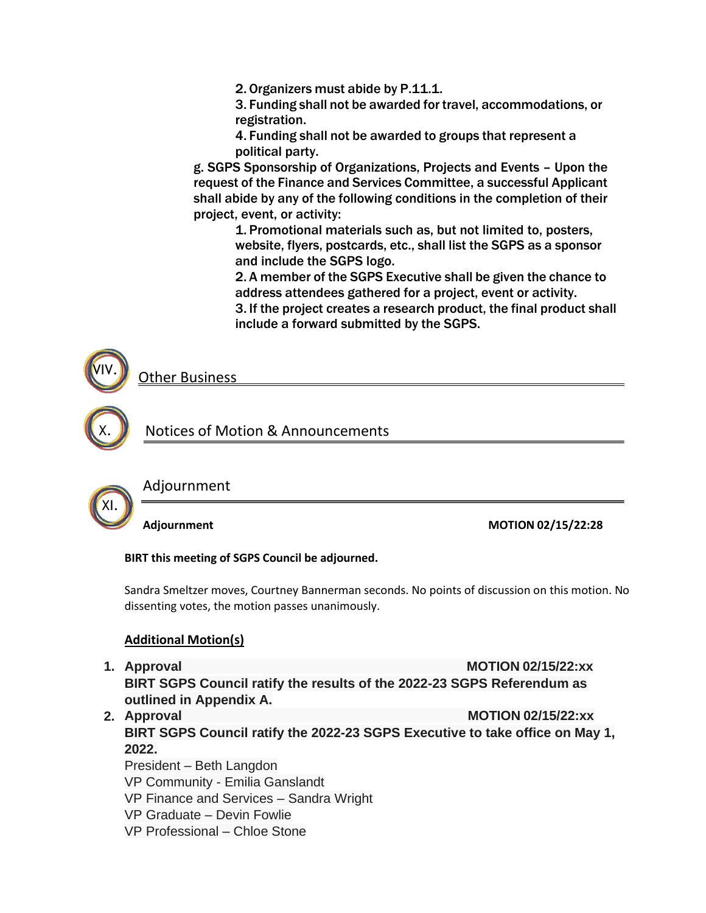2. Organizers must abide by P.11.1.
3. Funding shall not be awarded for travel, accommodations, or registration.
4. Funding shall not be awarded to groups that represent a political party.

g. SGPS Sponsorship of Organizations, Projects and Events – Upon the request of the Finance and Services Committee, a successful Applicant shall abide by any of the following conditions in the completion of their project, event, or activity:

1. Promotional materials such as, but not limited to, posters, website, flyers, postcards, etc., shall list the SGPS as a sponsor and include the SGPS logo.
2. A member of the SGPS Executive shall be given the chance to address attendees gathered for a project, event or activity.
3. If the project creates a research product, the final product shall include a forward submitted by the SGPS.

## VIV. Other Business

## X. Notices of Motion & Announcements

## XI. Adjournment

**Adjournment** **MOTION 02/15/22:28**

**BIRT this meeting of SGPS Council be adjourned.**

Sandra Smeltzer moves, Courtney Bannerman seconds. No points of discussion on this motion. No dissenting votes, the motion passes unanimously.

**Additional Motion(s)**

1. **Approval** **MOTION 02/15/22:xx**
   **BIRT SGPS Council ratify the results of the 2022-23 SGPS Referendum as outlined in Appendix A.**
2. **Approval** **MOTION 02/15/22:xx**
   **BIRT SGPS Council ratify the 2022-23 SGPS Executive to take office on May 1, 2022.**
   President – Beth Langdon
   VP Community - Emilia Ganslandt
   VP Finance and Services – Sandra Wright
   VP Graduate – Devin Fowlie
   VP Professional – Chloe Stone